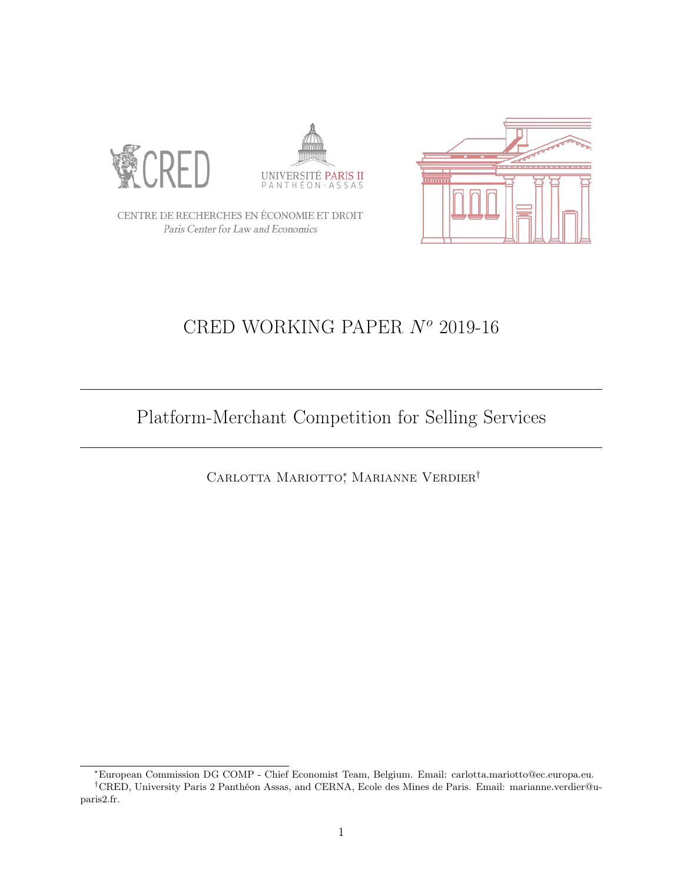CENTRE DE RECHERCHES EN ÉCONOMIE ET DROIT

*Paris Center for Law and Economics*

# CRED WORKING PAPER $N^o$ 2019-16

---

## Platform-Merchant Competition for Selling Services

---

Carlotta Mariotto[*], Marianne Verdier[†]

---

[*] European Commission DG COMP - Chief Economist Team, Belgium. Email: carlotta.mariotto@ec.europa.eu.

[†] CRED, University Paris 2 Panthéon Assas, and CERNA, Ecole des Mines de Paris. Email: marianne.verdier@u-paris2.fr.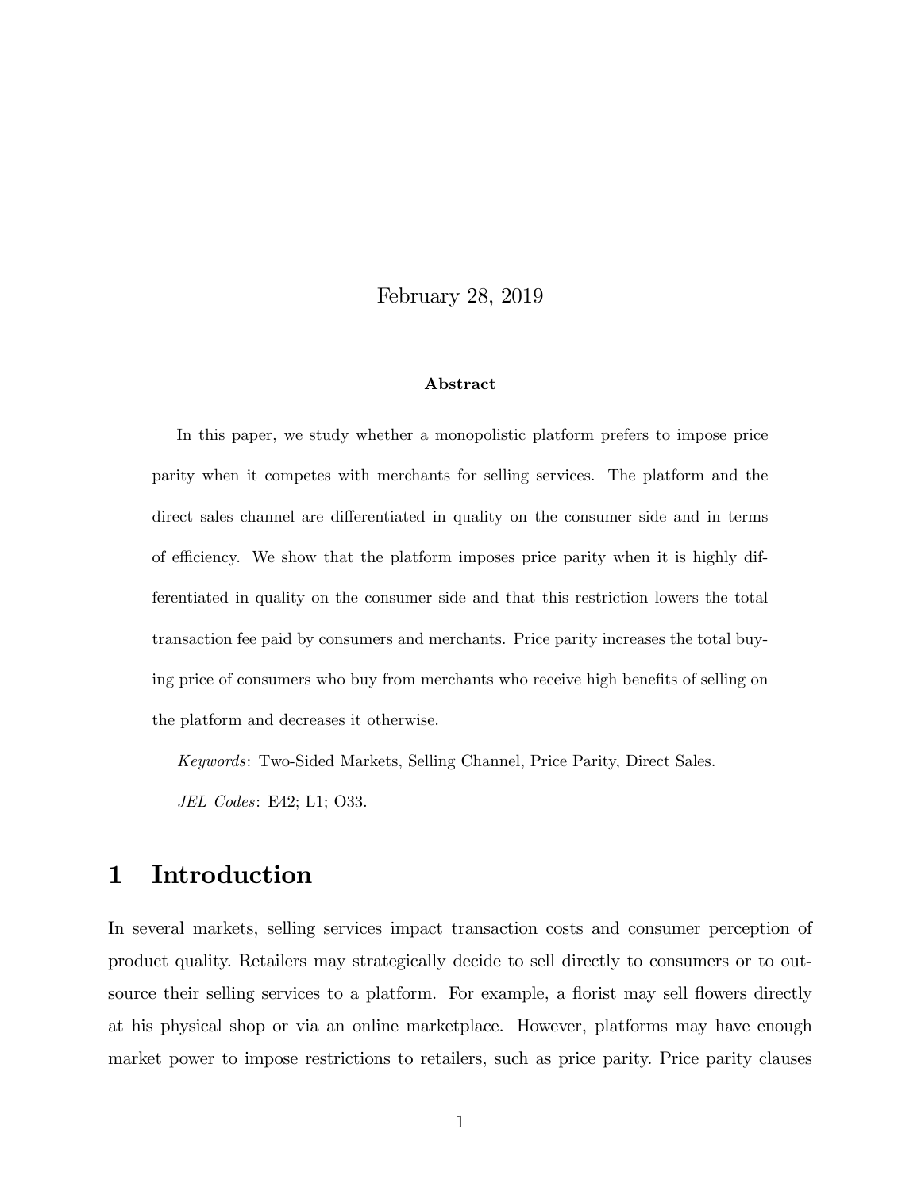February 28, 2019

**Abstract**

In this paper, we study whether a monopolistic platform prefers to impose price parity when it competes with merchants for selling services. The platform and the direct sales channel are differentiated in quality on the consumer side and in terms of efficiency. We show that the platform imposes price parity when it is highly differentiated in quality on the consumer side and that this restriction lowers the total transaction fee paid by consumers and merchants. Price parity increases the total buying price of consumers who buy from merchants who receive high benefits of selling on the platform and decreases it otherwise.

*Keywords*: Two-Sided Markets, Selling Channel, Price Parity, Direct Sales.

*JEL Codes*: E42; L1; O33.

# 1 Introduction

In several markets, selling services impact transaction costs and consumer perception of product quality. Retailers may strategically decide to sell directly to consumers or to outsource their selling services to a platform. For example, a florist may sell flowers directly at his physical shop or via an online marketplace. However, platforms may have enough market power to impose restrictions to retailers, such as price parity. Price parity clauses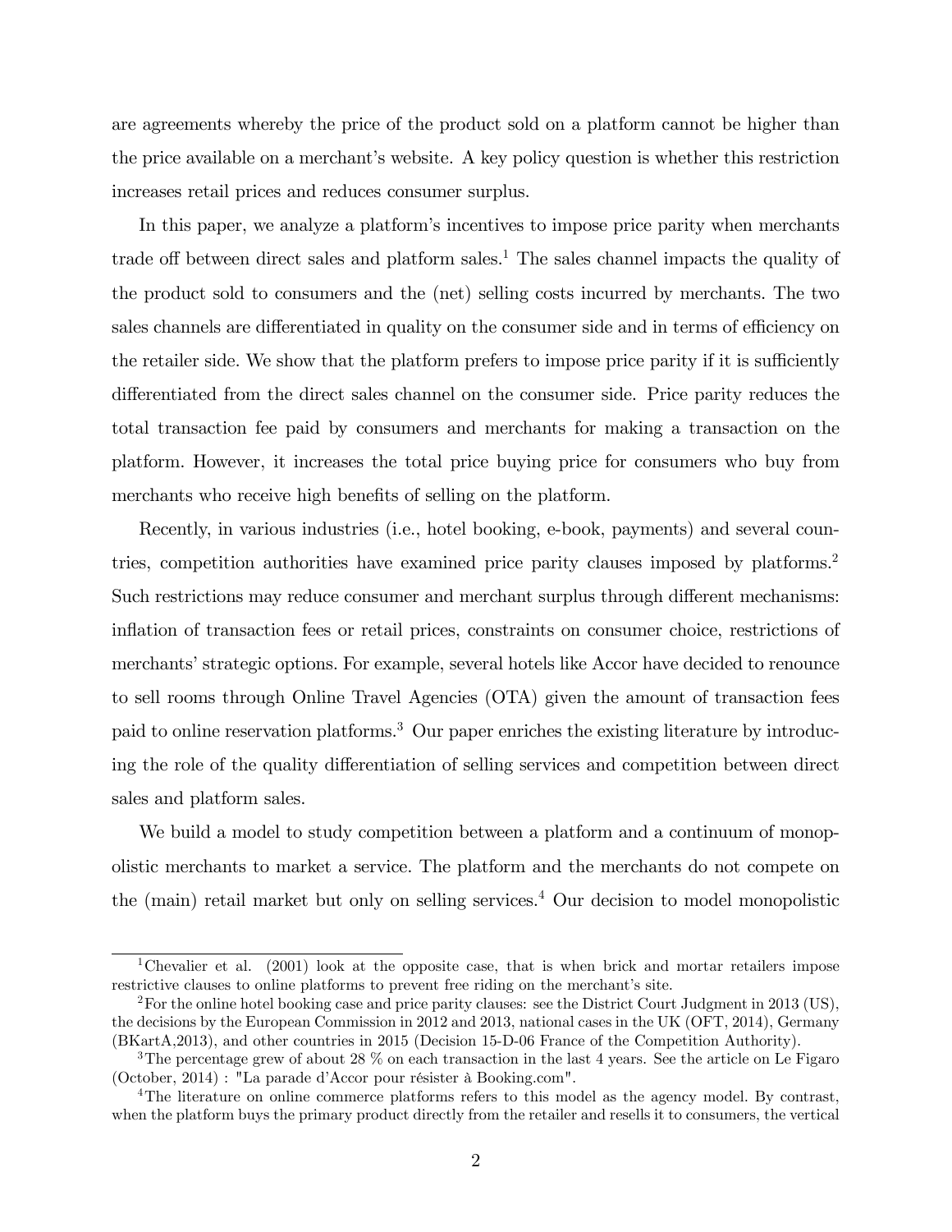are agreements whereby the price of the product sold on a platform cannot be higher than the price available on a merchant's website. A key policy question is whether this restriction increases retail prices and reduces consumer surplus.

In this paper, we analyze a platform's incentives to impose price parity when merchants trade off between direct sales and platform sales.[1] The sales channel impacts the quality of the product sold to consumers and the (net) selling costs incurred by merchants. The two sales channels are differentiated in quality on the consumer side and in terms of efficiency on the retailer side. We show that the platform prefers to impose price parity if it is sufficiently differentiated from the direct sales channel on the consumer side. Price parity reduces the total transaction fee paid by consumers and merchants for making a transaction on the platform. However, it increases the total price buying price for consumers who buy from merchants who receive high benefits of selling on the platform.

Recently, in various industries (i.e., hotel booking, e-book, payments) and several countries, competition authorities have examined price parity clauses imposed by platforms.[2] Such restrictions may reduce consumer and merchant surplus through different mechanisms: inflation of transaction fees or retail prices, constraints on consumer choice, restrictions of merchants' strategic options. For example, several hotels like Accor have decided to renounce to sell rooms through Online Travel Agencies (OTA) given the amount of transaction fees paid to online reservation platforms.[3] Our paper enriches the existing literature by introducing the role of the quality differentiation of selling services and competition between direct sales and platform sales.

We build a model to study competition between a platform and a continuum of monopolistic merchants to market a service. The platform and the merchants do not compete on the (main) retail market but only on selling services.[4] Our decision to model monopolistic

[1] Chevalier et al. (2001) look at the opposite case, that is when brick and mortar retailers impose restrictive clauses to online platforms to prevent free riding on the merchant's site.

[2] For the online hotel booking case and price parity clauses: see the District Court Judgment in 2013 (US), the decisions by the European Commission in 2012 and 2013, national cases in the UK (OFT, 2014), Germany (BKartA,2013), and other countries in 2015 (Decision 15-D-06 France of the Competition Authority).

[3] The percentage grew of about 28 % on each transaction in the last 4 years. See the article on Le Figaro (October, 2014) : "La parade d'Accor pour résister à Booking.com".

[4] The literature on online commerce platforms refers to this model as the agency model. By contrast, when the platform buys the primary product directly from the retailer and resells it to consumers, the vertical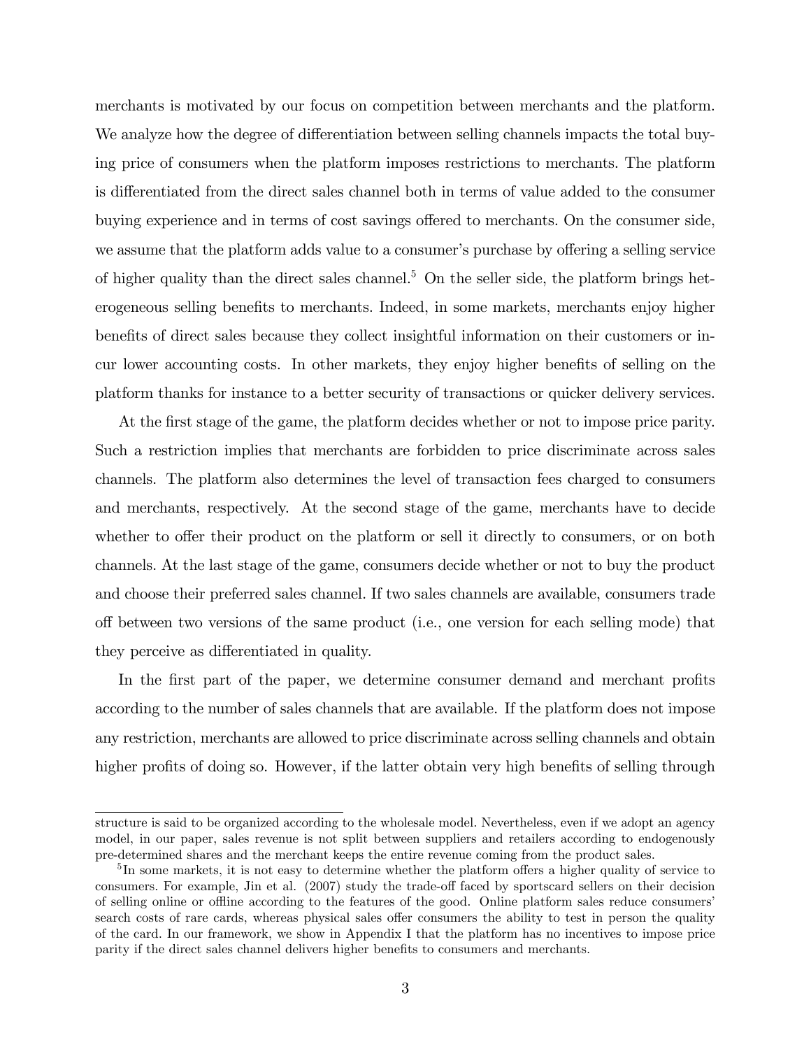merchants is motivated by our focus on competition between merchants and the platform. We analyze how the degree of differentiation between selling channels impacts the total buying price of consumers when the platform imposes restrictions to merchants. The platform is differentiated from the direct sales channel both in terms of value added to the consumer buying experience and in terms of cost savings offered to merchants. On the consumer side, we assume that the platform adds value to a consumer's purchase by offering a selling service of higher quality than the direct sales channel.[5] On the seller side, the platform brings heterogeneous selling benefits to merchants. Indeed, in some markets, merchants enjoy higher benefits of direct sales because they collect insightful information on their customers or incur lower accounting costs. In other markets, they enjoy higher benefits of selling on the platform thanks for instance to a better security of transactions or quicker delivery services.

At the first stage of the game, the platform decides whether or not to impose price parity. Such a restriction implies that merchants are forbidden to price discriminate across sales channels. The platform also determines the level of transaction fees charged to consumers and merchants, respectively. At the second stage of the game, merchants have to decide whether to offer their product on the platform or sell it directly to consumers, or on both channels. At the last stage of the game, consumers decide whether or not to buy the product and choose their preferred sales channel. If two sales channels are available, consumers trade off between two versions of the same product (i.e., one version for each selling mode) that they perceive as differentiated in quality.

In the first part of the paper, we determine consumer demand and merchant profits according to the number of sales channels that are available. If the platform does not impose any restriction, merchants are allowed to price discriminate across selling channels and obtain higher profits of doing so. However, if the latter obtain very high benefits of selling through

structure is said to be organized according to the wholesale model. Nevertheless, even if we adopt an agency model, in our paper, sales revenue is not split between suppliers and retailers according to endogenously pre-determined shares and the merchant keeps the entire revenue coming from the product sales.

[5] In some markets, it is not easy to determine whether the platform offers a higher quality of service to consumers. For example, Jin et al. (2007) study the trade-off faced by sportscard sellers on their decision of selling online or offline according to the features of the good. Online platform sales reduce consumers' search costs of rare cards, whereas physical sales offer consumers the ability to test in person the quality of the card. In our framework, we show in Appendix I that the platform has no incentives to impose price parity if the direct sales channel delivers higher benefits to consumers and merchants.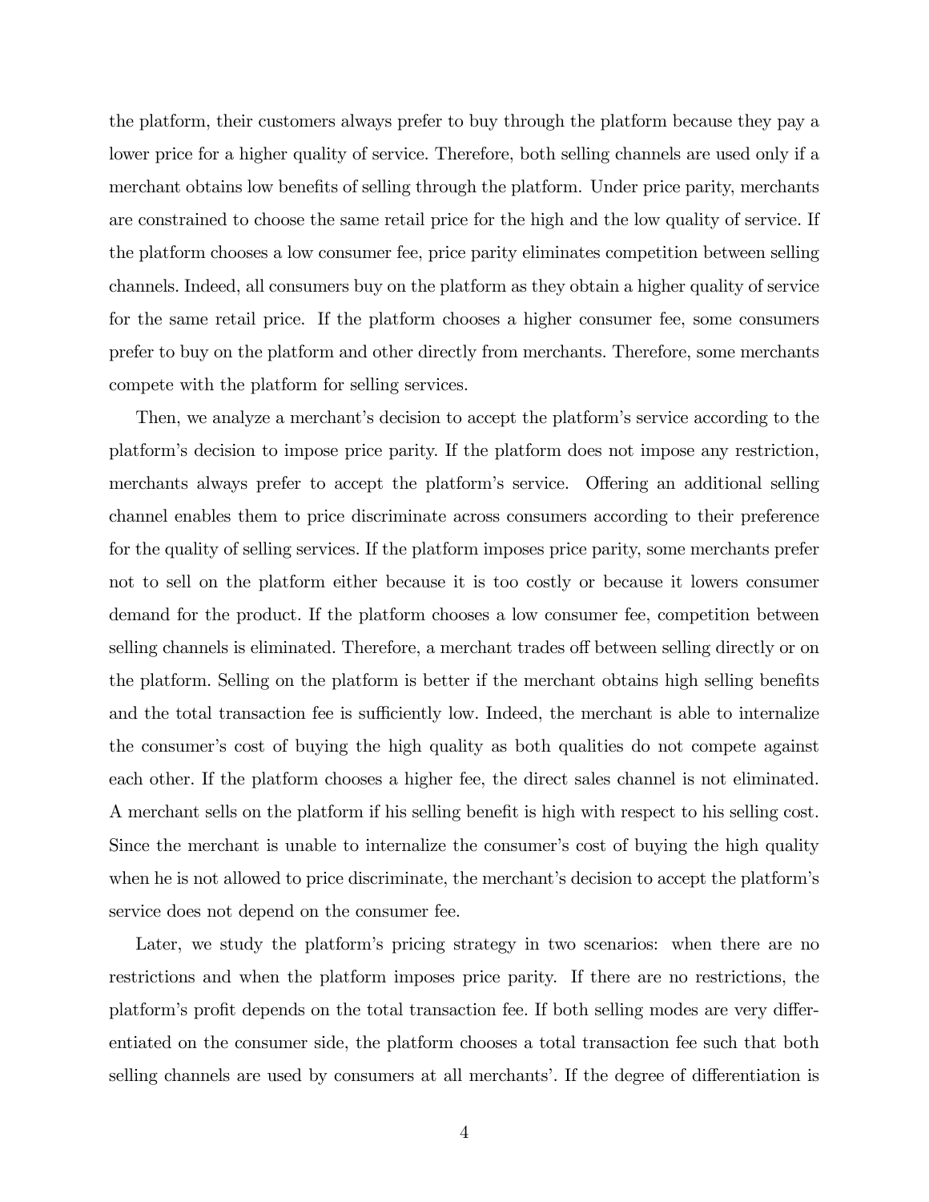the platform, their customers always prefer to buy through the platform because they pay a lower price for a higher quality of service. Therefore, both selling channels are used only if a merchant obtains low benefits of selling through the platform. Under price parity, merchants are constrained to choose the same retail price for the high and the low quality of service. If the platform chooses a low consumer fee, price parity eliminates competition between selling channels. Indeed, all consumers buy on the platform as they obtain a higher quality of service for the same retail price. If the platform chooses a higher consumer fee, some consumers prefer to buy on the platform and other directly from merchants. Therefore, some merchants compete with the platform for selling services.

Then, we analyze a merchant's decision to accept the platform's service according to the platform's decision to impose price parity. If the platform does not impose any restriction, merchants always prefer to accept the platform's service. Offering an additional selling channel enables them to price discriminate across consumers according to their preference for the quality of selling services. If the platform imposes price parity, some merchants prefer not to sell on the platform either because it is too costly or because it lowers consumer demand for the product. If the platform chooses a low consumer fee, competition between selling channels is eliminated. Therefore, a merchant trades off between selling directly or on the platform. Selling on the platform is better if the merchant obtains high selling benefits and the total transaction fee is sufficiently low. Indeed, the merchant is able to internalize the consumer's cost of buying the high quality as both qualities do not compete against each other. If the platform chooses a higher fee, the direct sales channel is not eliminated. A merchant sells on the platform if his selling benefit is high with respect to his selling cost. Since the merchant is unable to internalize the consumer's cost of buying the high quality when he is not allowed to price discriminate, the merchant's decision to accept the platform's service does not depend on the consumer fee.

Later, we study the platform's pricing strategy in two scenarios: when there are no restrictions and when the platform imposes price parity. If there are no restrictions, the platform's profit depends on the total transaction fee. If both selling modes are very differentiated on the consumer side, the platform chooses a total transaction fee such that both selling channels are used by consumers at all merchants'. If the degree of differentiation is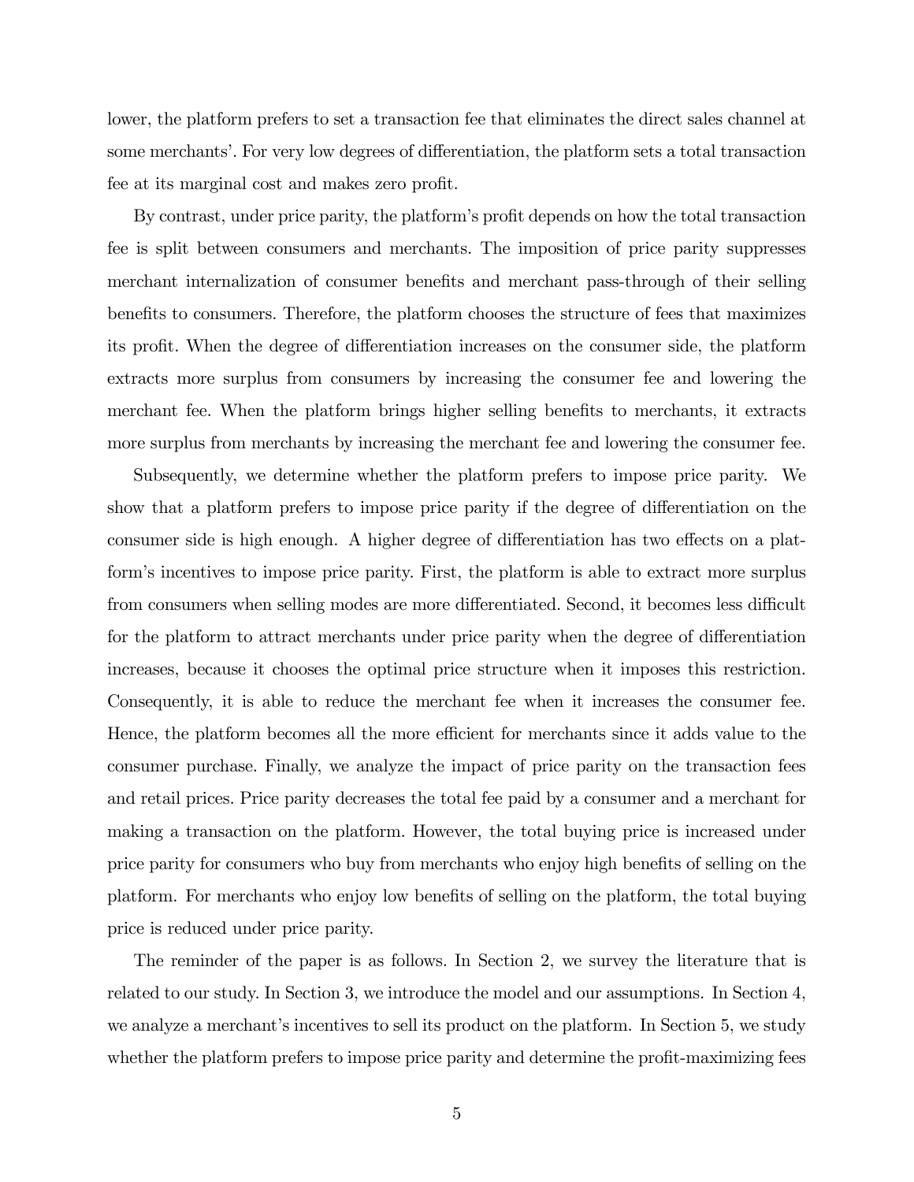lower, the platform prefers to set a transaction fee that eliminates the direct sales channel at some merchants'. For very low degrees of differentiation, the platform sets a total transaction fee at its marginal cost and makes zero profit.

By contrast, under price parity, the platform's profit depends on how the total transaction fee is split between consumers and merchants. The imposition of price parity suppresses merchant internalization of consumer benefits and merchant pass-through of their selling benefits to consumers. Therefore, the platform chooses the structure of fees that maximizes its profit. When the degree of differentiation increases on the consumer side, the platform extracts more surplus from consumers by increasing the consumer fee and lowering the merchant fee. When the platform brings higher selling benefits to merchants, it extracts more surplus from merchants by increasing the merchant fee and lowering the consumer fee.

Subsequently, we determine whether the platform prefers to impose price parity. We show that a platform prefers to impose price parity if the degree of differentiation on the consumer side is high enough. A higher degree of differentiation has two effects on a platform's incentives to impose price parity. First, the platform is able to extract more surplus from consumers when selling modes are more differentiated. Second, it becomes less difficult for the platform to attract merchants under price parity when the degree of differentiation increases, because it chooses the optimal price structure when it imposes this restriction. Consequently, it is able to reduce the merchant fee when it increases the consumer fee. Hence, the platform becomes all the more efficient for merchants since it adds value to the consumer purchase. Finally, we analyze the impact of price parity on the transaction fees and retail prices. Price parity decreases the total fee paid by a consumer and a merchant for making a transaction on the platform. However, the total buying price is increased under price parity for consumers who buy from merchants who enjoy high benefits of selling on the platform. For merchants who enjoy low benefits of selling on the platform, the total buying price is reduced under price parity.

The reminder of the paper is as follows. In Section 2, we survey the literature that is related to our study. In Section 3, we introduce the model and our assumptions. In Section 4, we analyze a merchant's incentives to sell its product on the platform. In Section 5, we study whether the platform prefers to impose price parity and determine the profit-maximizing fees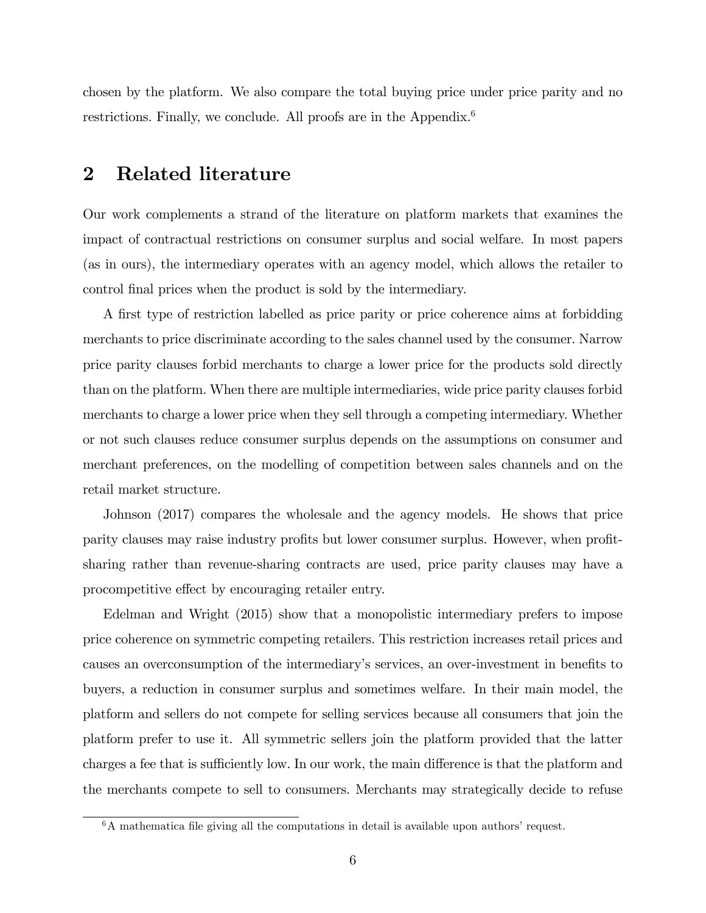chosen by the platform. We also compare the total buying price under price parity and no restrictions. Finally, we conclude. All proofs are in the Appendix.[6]

## 2 Related literature

Our work complements a strand of the literature on platform markets that examines the impact of contractual restrictions on consumer surplus and social welfare. In most papers (as in ours), the intermediary operates with an agency model, which allows the retailer to control final prices when the product is sold by the intermediary.

A first type of restriction labelled as price parity or price coherence aims at forbidding merchants to price discriminate according to the sales channel used by the consumer. Narrow price parity clauses forbid merchants to charge a lower price for the products sold directly than on the platform. When there are multiple intermediaries, wide price parity clauses forbid merchants to charge a lower price when they sell through a competing intermediary. Whether or not such clauses reduce consumer surplus depends on the assumptions on consumer and merchant preferences, on the modelling of competition between sales channels and on the retail market structure.

Johnson (2017) compares the wholesale and the agency models. He shows that price parity clauses may raise industry profits but lower consumer surplus. However, when profit-sharing rather than revenue-sharing contracts are used, price parity clauses may have a procompetitive effect by encouraging retailer entry.

Edelman and Wright (2015) show that a monopolistic intermediary prefers to impose price coherence on symmetric competing retailers. This restriction increases retail prices and causes an overconsumption of the intermediary's services, an over-investment in benefits to buyers, a reduction in consumer surplus and sometimes welfare. In their main model, the platform and sellers do not compete for selling services because all consumers that join the platform prefer to use it. All symmetric sellers join the platform provided that the latter charges a fee that is sufficiently low. In our work, the main difference is that the platform and the merchants compete to sell to consumers. Merchants may strategically decide to refuse

[6] A mathematica file giving all the computations in detail is available upon authors' request.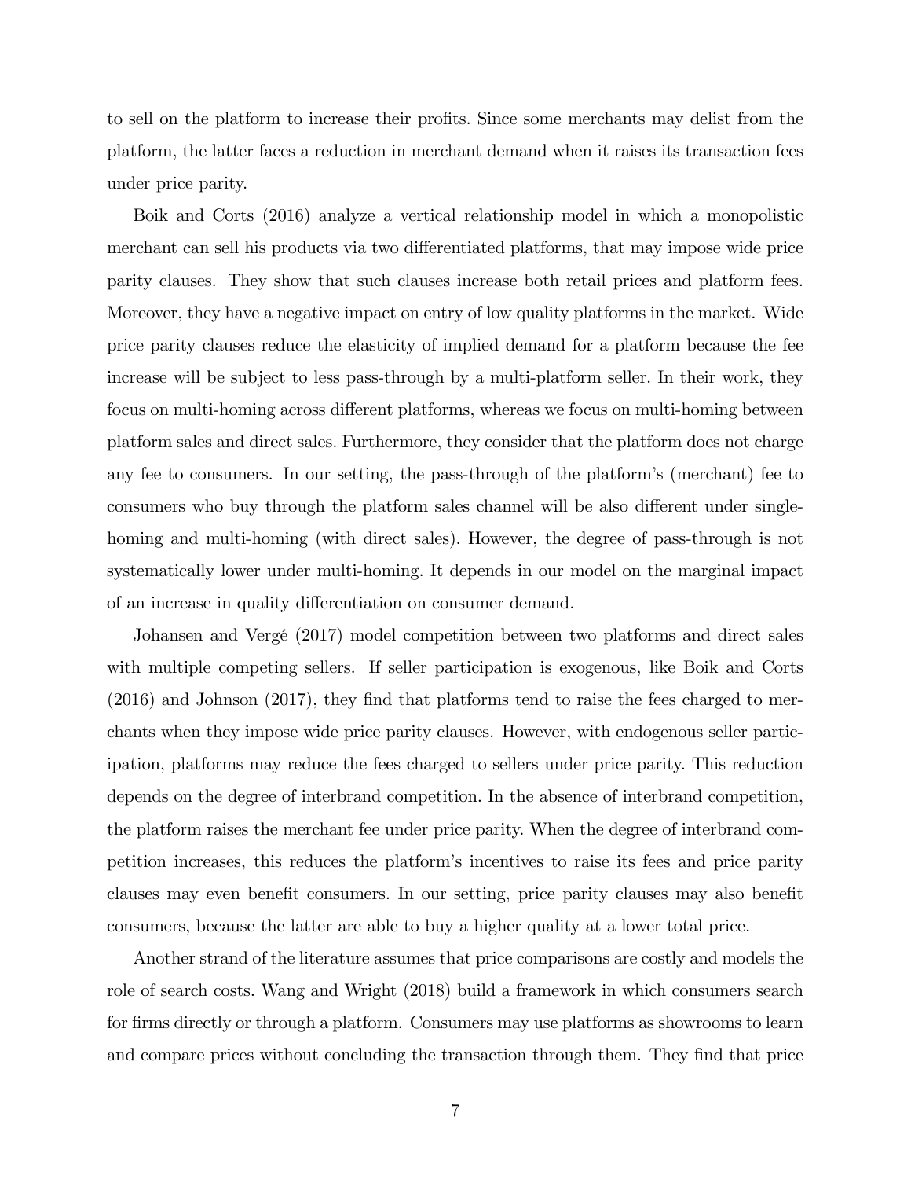to sell on the platform to increase their profits. Since some merchants may delist from the platform, the latter faces a reduction in merchant demand when it raises its transaction fees under price parity.

Boik and Corts (2016) analyze a vertical relationship model in which a monopolistic merchant can sell his products via two differentiated platforms, that may impose wide price parity clauses. They show that such clauses increase both retail prices and platform fees. Moreover, they have a negative impact on entry of low quality platforms in the market. Wide price parity clauses reduce the elasticity of implied demand for a platform because the fee increase will be subject to less pass-through by a multi-platform seller. In their work, they focus on multi-homing across different platforms, whereas we focus on multi-homing between platform sales and direct sales. Furthermore, they consider that the platform does not charge any fee to consumers. In our setting, the pass-through of the platform's (merchant) fee to consumers who buy through the platform sales channel will be also different under single-homing and multi-homing (with direct sales). However, the degree of pass-through is not systematically lower under multi-homing. It depends in our model on the marginal impact of an increase in quality differentiation on consumer demand.

Johansen and Vergé (2017) model competition between two platforms and direct sales with multiple competing sellers. If seller participation is exogenous, like Boik and Corts (2016) and Johnson (2017), they find that platforms tend to raise the fees charged to merchants when they impose wide price parity clauses. However, with endogenous seller participation, platforms may reduce the fees charged to sellers under price parity. This reduction depends on the degree of interbrand competition. In the absence of interbrand competition, the platform raises the merchant fee under price parity. When the degree of interbrand competition increases, this reduces the platform's incentives to raise its fees and price parity clauses may even benefit consumers. In our setting, price parity clauses may also benefit consumers, because the latter are able to buy a higher quality at a lower total price.

Another strand of the literature assumes that price comparisons are costly and models the role of search costs. Wang and Wright (2018) build a framework in which consumers search for firms directly or through a platform. Consumers may use platforms as showrooms to learn and compare prices without concluding the transaction through them. They find that price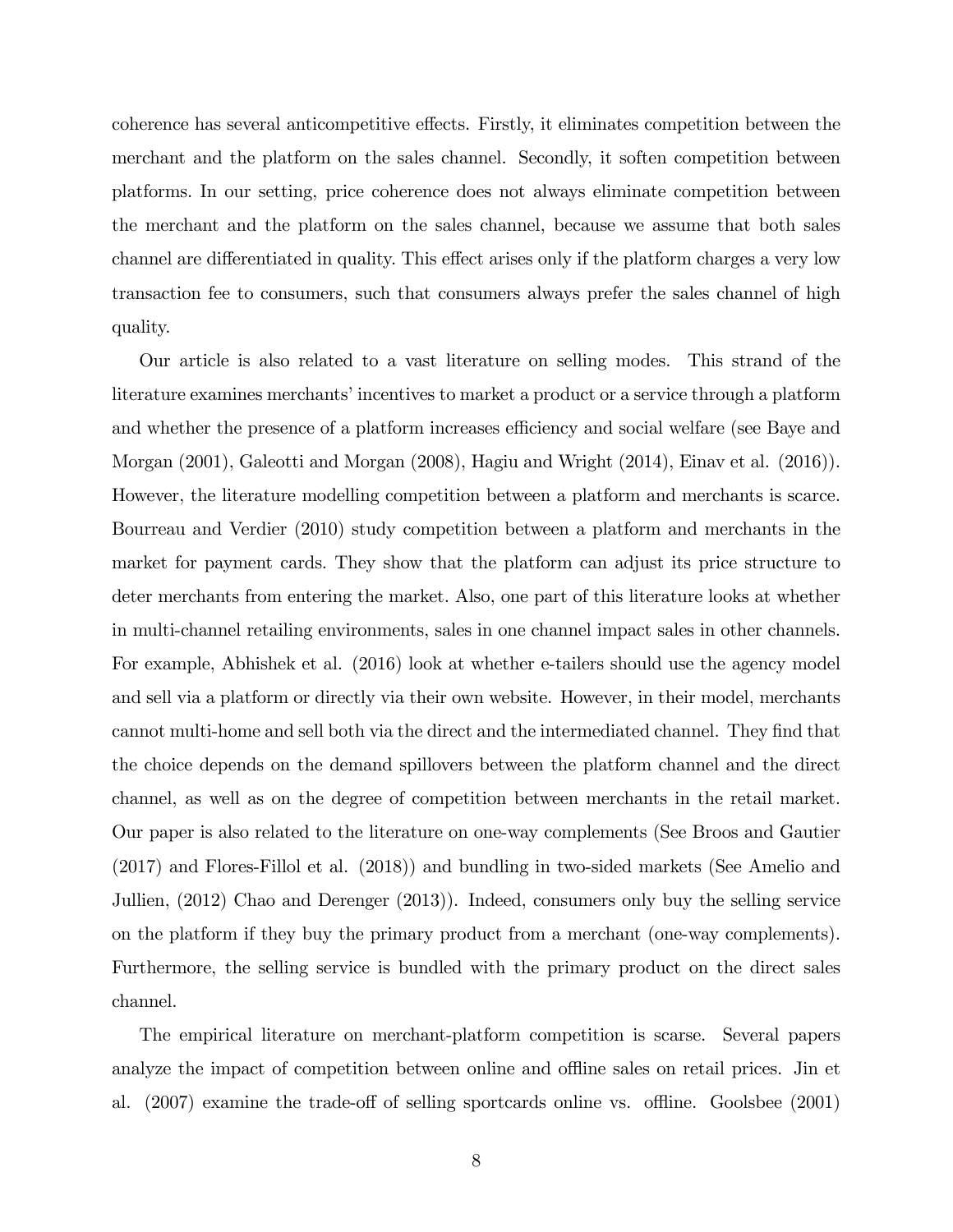coherence has several anticompetitive effects. Firstly, it eliminates competition between the merchant and the platform on the sales channel. Secondly, it soften competition between platforms. In our setting, price coherence does not always eliminate competition between the merchant and the platform on the sales channel, because we assume that both sales channel are differentiated in quality. This effect arises only if the platform charges a very low transaction fee to consumers, such that consumers always prefer the sales channel of high quality.

Our article is also related to a vast literature on selling modes. This strand of the literature examines merchants' incentives to market a product or a service through a platform and whether the presence of a platform increases efficiency and social welfare (see Baye and Morgan (2001), Galeotti and Morgan (2008), Hagiu and Wright (2014), Einav et al. (2016)). However, the literature modelling competition between a platform and merchants is scarce. Bourreau and Verdier (2010) study competition between a platform and merchants in the market for payment cards. They show that the platform can adjust its price structure to deter merchants from entering the market. Also, one part of this literature looks at whether in multi-channel retailing environments, sales in one channel impact sales in other channels. For example, Abhishek et al. (2016) look at whether e-tailers should use the agency model and sell via a platform or directly via their own website. However, in their model, merchants cannot multi-home and sell both via the direct and the intermediated channel. They find that the choice depends on the demand spillovers between the platform channel and the direct channel, as well as on the degree of competition between merchants in the retail market. Our paper is also related to the literature on one-way complements (See Broos and Gautier (2017) and Flores-Fillol et al. (2018)) and bundling in two-sided markets (See Amelio and Jullien, (2012) Chao and Derenger (2013)). Indeed, consumers only buy the selling service on the platform if they buy the primary product from a merchant (one-way complements). Furthermore, the selling service is bundled with the primary product on the direct sales channel.

The empirical literature on merchant-platform competition is scarse. Several papers analyze the impact of competition between online and offline sales on retail prices. Jin et al. (2007) examine the trade-off of selling sportcards online vs. offline. Goolsbee (2001)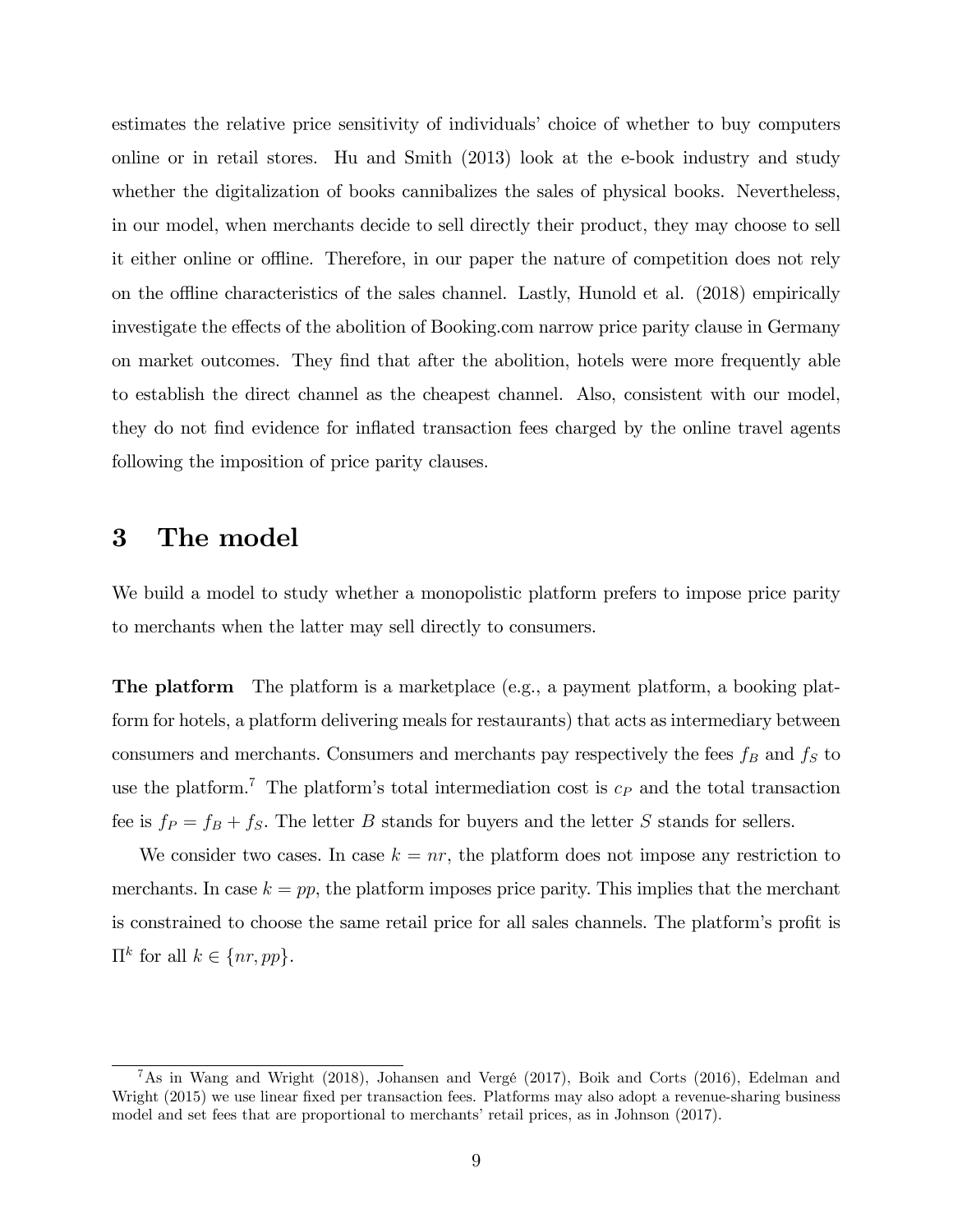estimates the relative price sensitivity of individuals' choice of whether to buy computers online or in retail stores. Hu and Smith (2013) look at the e-book industry and study whether the digitalization of books cannibalizes the sales of physical books. Nevertheless, in our model, when merchants decide to sell directly their product, they may choose to sell it either online or offline. Therefore, in our paper the nature of competition does not rely on the offline characteristics of the sales channel. Lastly, Hunold et al. (2018) empirically investigate the effects of the abolition of Booking.com narrow price parity clause in Germany on market outcomes. They find that after the abolition, hotels were more frequently able to establish the direct channel as the cheapest channel. Also, consistent with our model, they do not find evidence for inflated transaction fees charged by the online travel agents following the imposition of price parity clauses.

# 3 The model

We build a model to study whether a monopolistic platform prefers to impose price parity to merchants when the latter may sell directly to consumers.

**The platform** The platform is a marketplace (e.g., a payment platform, a booking platform for hotels, a platform delivering meals for restaurants) that acts as intermediary between consumers and merchants. Consumers and merchants pay respectively the fees $f_B$ and $f_S$ to use the platform.[7] The platform's total intermediation cost is $c_P$ and the total transaction fee is $f_P = f_B + f_S$. The letter $B$ stands for buyers and the letter $S$ stands for sellers.

We consider two cases. In case $k = nr$, the platform does not impose any restriction to merchants. In case $k = pp$, the platform imposes price parity. This implies that the merchant is constrained to choose the same retail price for all sales channels. The platform's profit is $\Pi^k$ for all $k \in \{nr, pp\}$.

[7] As in Wang and Wright (2018), Johansen and Vergé (2017), Boik and Corts (2016), Edelman and Wright (2015) we use linear fixed per transaction fees. Platforms may also adopt a revenue-sharing business model and set fees that are proportional to merchants' retail prices, as in Johnson (2017).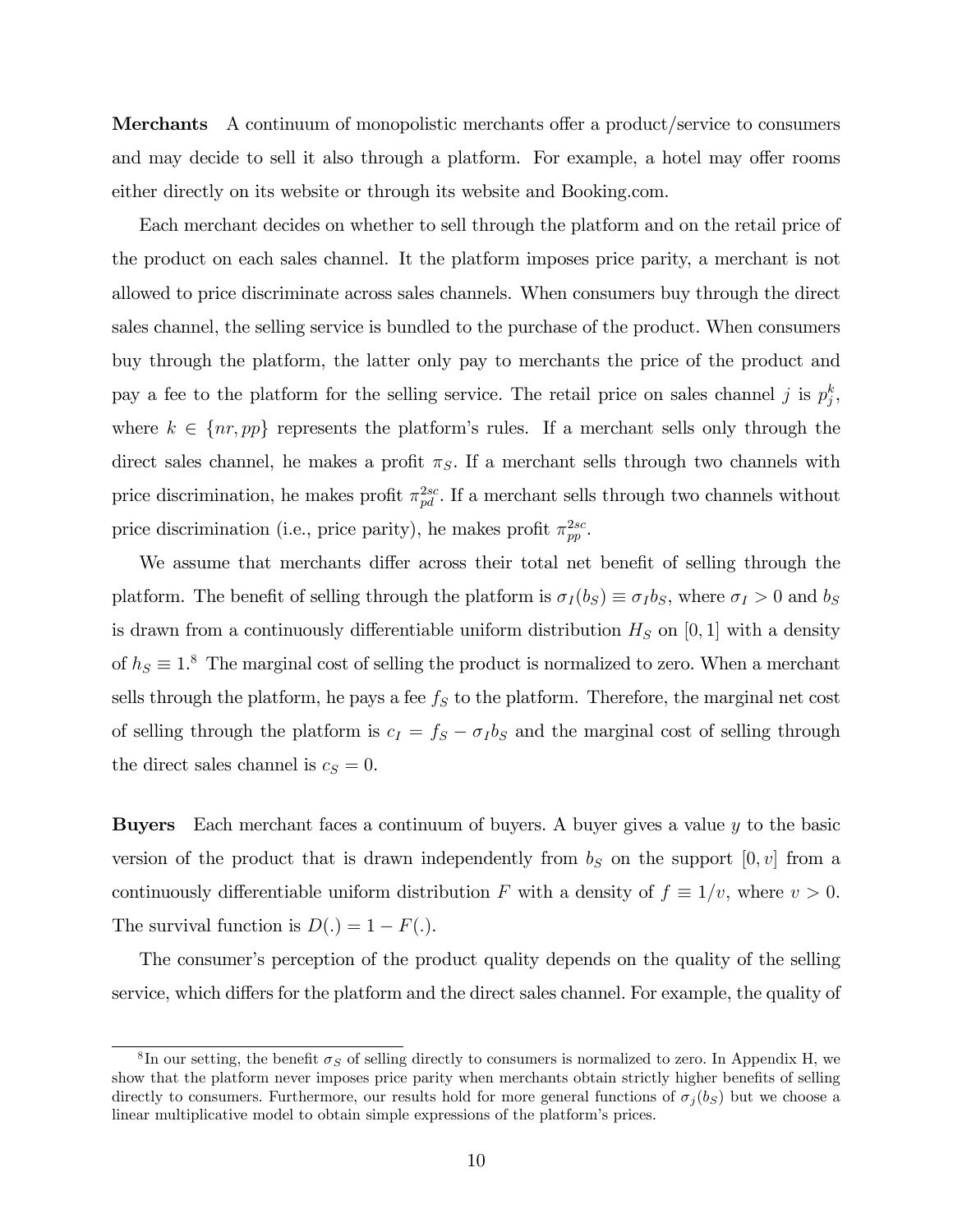**Merchants** A continuum of monopolistic merchants offer a product/service to consumers and may decide to sell it also through a platform. For example, a hotel may offer rooms either directly on its website or through its website and Booking.com.

Each merchant decides on whether to sell through the platform and on the retail price of the product on each sales channel. It the platform imposes price parity, a merchant is not allowed to price discriminate across sales channels. When consumers buy through the direct sales channel, the selling service is bundled to the purchase of the product. When consumers buy through the platform, the latter only pay to merchants the price of the product and pay a fee to the platform for the selling service. The retail price on sales channel $j$ is $p_j^k$, where $k \in \{nr, pp\}$ represents the platform's rules. If a merchant sells only through the direct sales channel, he makes a profit $\pi_S$. If a merchant sells through two channels with price discrimination, he makes profit $\pi_{pd}^{2sc}$. If a merchant sells through two channels without price discrimination (i.e., price parity), he makes profit $\pi_{pp}^{2sc}$.

We assume that merchants differ across their total net benefit of selling through the platform. The benefit of selling through the platform is $\sigma_I(b_S) \equiv \sigma_I b_S$, where $\sigma_I > 0$ and $b_S$ is drawn from a continuously differentiable uniform distribution $H_S$ on $[0, 1]$ with a density of $h_S \equiv 1$.[8] The marginal cost of selling the product is normalized to zero. When a merchant sells through the platform, he pays a fee $f_S$ to the platform. Therefore, the marginal net cost of selling through the platform is $c_I = f_S - \sigma_I b_S$ and the marginal cost of selling through the direct sales channel is $c_S = 0$.

**Buyers** Each merchant faces a continuum of buyers. A buyer gives a value $y$ to the basic version of the product that is drawn independently from $b_S$ on the support $[0, v]$ from a continuously differentiable uniform distribution $F$ with a density of $f \equiv 1/v$, where $v > 0$. The survival function is $D(.) = 1 - F(.)$.

The consumer's perception of the product quality depends on the quality of the selling service, which differs for the platform and the direct sales channel. For example, the quality of

[8] In our setting, the benefit $\sigma_S$ of selling directly to consumers is normalized to zero. In Appendix H, we show that the platform never imposes price parity when merchants obtain strictly higher benefits of selling directly to consumers. Furthermore, our results hold for more general functions of $\sigma_j(b_S)$ but we choose a linear multiplicative model to obtain simple expressions of the platform's prices.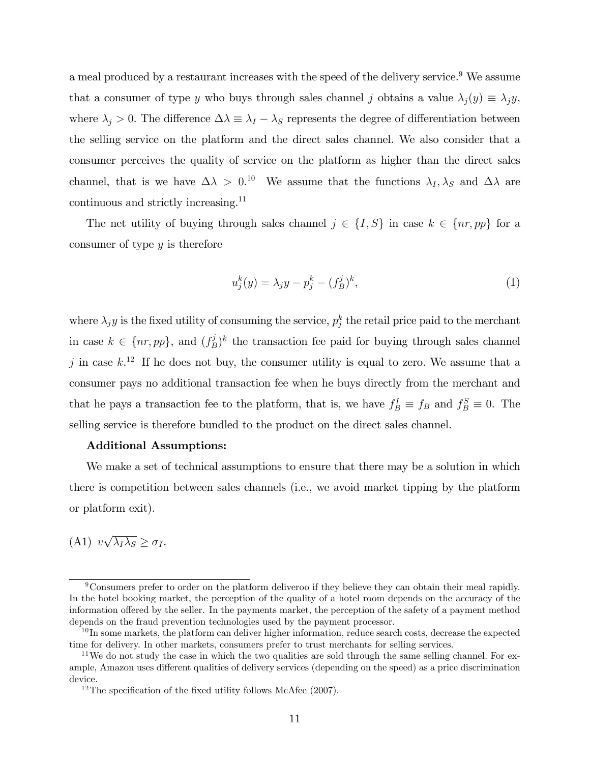a meal produced by a restaurant increases with the speed of the delivery service.[9] We assume that a consumer of type $y$ who buys through sales channel $j$ obtains a value $\lambda_j(y) \equiv \lambda_j y$, where $\lambda_j > 0$. The difference $\Delta\lambda \equiv \lambda_I - \lambda_S$ represents the degree of differentiation between the selling service on the platform and the direct sales channel. We also consider that a consumer perceives the quality of service on the platform as higher than the direct sales channel, that is we have $\Delta\lambda > 0$.[10] We assume that the functions $\lambda_I, \lambda_S$ and $\Delta\lambda$ are continuous and strictly increasing.[11]

The net utility of buying through sales channel $j \in \{I, S\}$ in case $k \in \{nr, pp\}$ for a consumer of type $y$ is therefore

$$u_j^k(y) = \lambda_j y - p_j^k - (f_B^j)^k, \tag{1}$$

where $\lambda_j y$ is the fixed utility of consuming the service, $p_j^k$ the retail price paid to the merchant in case $k \in \{nr, pp\}$, and $(f_B^j)^k$ the transaction fee paid for buying through sales channel $j$ in case $k$.[12] If he does not buy, the consumer utility is equal to zero. We assume that a consumer pays no additional transaction fee when he buys directly from the merchant and that he pays a transaction fee to the platform, that is, we have $f_B^I \equiv f_B$ and $f_B^S \equiv 0$. The selling service is therefore bundled to the product on the direct sales channel.

**Additional Assumptions:**

We make a set of technical assumptions to ensure that there may be a solution in which there is competition between sales channels (i.e., we avoid market tipping by the platform or platform exit).

(A1) $v\sqrt{\lambda_I \lambda_S} \geq \sigma_I$.

---

[9] Consumers prefer to order on the platform deliveroo if they believe they can obtain their meal rapidly. In the hotel booking market, the perception of the quality of a hotel room depends on the accuracy of the information offered by the seller. In the payments market, the perception of the safety of a payment method depends on the fraud prevention technologies used by the payment processor.

[10] In some markets, the platform can deliver higher information, reduce search costs, decrease the expected time for delivery. In other markets, consumers prefer to trust merchants for selling services.

[11] We do not study the case in which the two qualities are sold through the same selling channel. For example, Amazon uses different qualities of delivery services (depending on the speed) as a price discrimination device.

[12] The specification of the fixed utility follows McAfee (2007).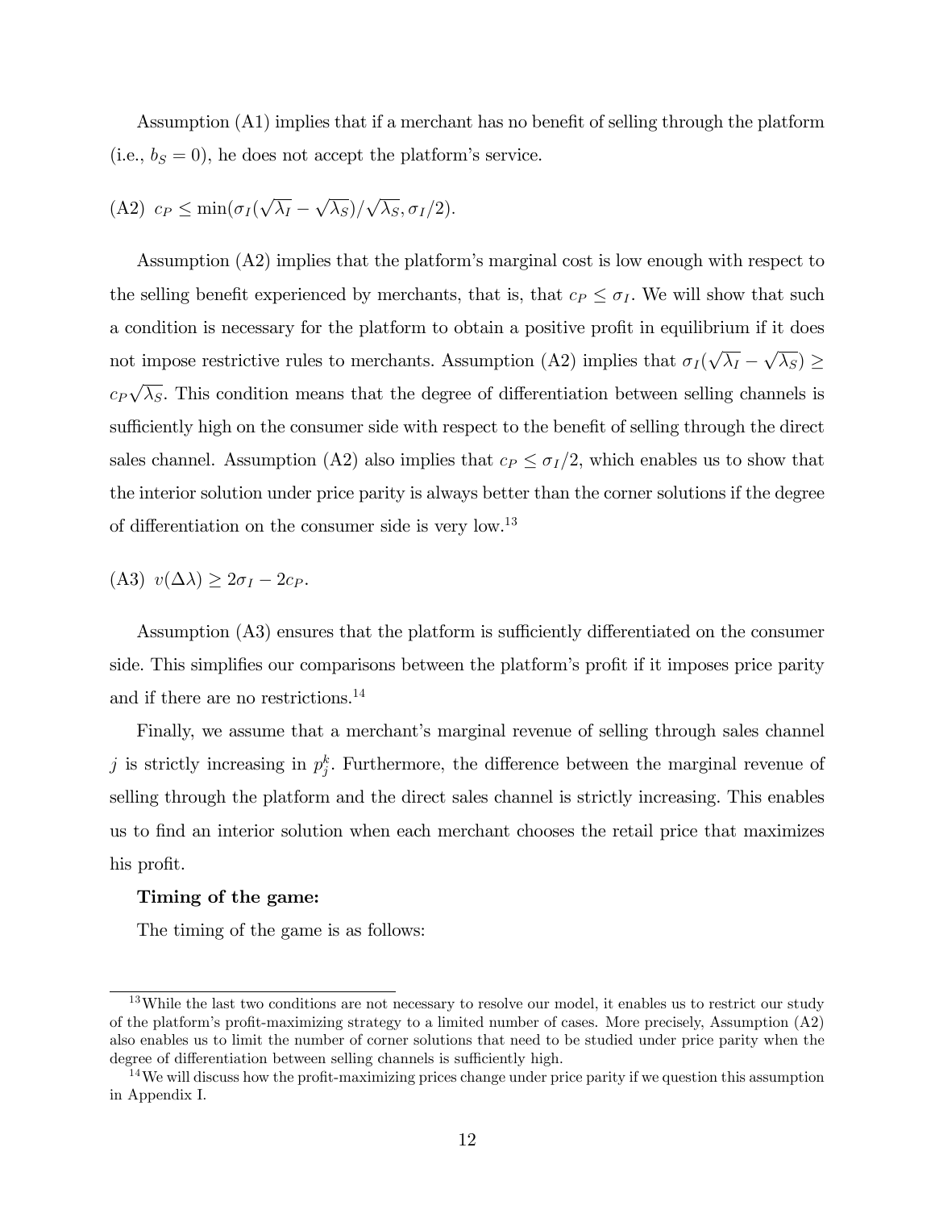Assumption (A1) implies that if a merchant has no benefit of selling through the platform (i.e., $b_S = 0$), he does not accept the platform's service.

(A2) $c_P \leq \min(\sigma_I(\sqrt{\lambda_I} - \sqrt{\lambda_S})/\sqrt{\lambda_S}, \sigma_I/2)$.

Assumption (A2) implies that the platform's marginal cost is low enough with respect to the selling benefit experienced by merchants, that is, that $c_P \leq \sigma_I$. We will show that such a condition is necessary for the platform to obtain a positive profit in equilibrium if it does not impose restrictive rules to merchants. Assumption (A2) implies that $\sigma_I(\sqrt{\lambda_I} - \sqrt{\lambda_S}) \geq c_P\sqrt{\lambda_S}$. This condition means that the degree of differentiation between selling channels is sufficiently high on the consumer side with respect to the benefit of selling through the direct sales channel. Assumption (A2) also implies that $c_P \leq \sigma_I/2$, which enables us to show that the interior solution under price parity is always better than the corner solutions if the degree of differentiation on the consumer side is very low.[13]

(A3) $v(\Delta\lambda) \geq 2\sigma_I - 2c_P$.

Assumption (A3) ensures that the platform is sufficiently differentiated on the consumer side. This simplifies our comparisons between the platform's profit if it imposes price parity and if there are no restrictions.[14]

Finally, we assume that a merchant's marginal revenue of selling through sales channel $j$ is strictly increasing in $p_j^k$. Furthermore, the difference between the marginal revenue of selling through the platform and the direct sales channel is strictly increasing. This enables us to find an interior solution when each merchant chooses the retail price that maximizes his profit.

**Timing of the game:**

The timing of the game is as follows:

[13] While the last two conditions are not necessary to resolve our model, it enables us to restrict our study of the platform's profit-maximizing strategy to a limited number of cases. More precisely, Assumption (A2) also enables us to limit the number of corner solutions that need to be studied under price parity when the degree of differentiation between selling channels is sufficiently high.

[14] We will discuss how the profit-maximizing prices change under price parity if we question this assumption in Appendix I.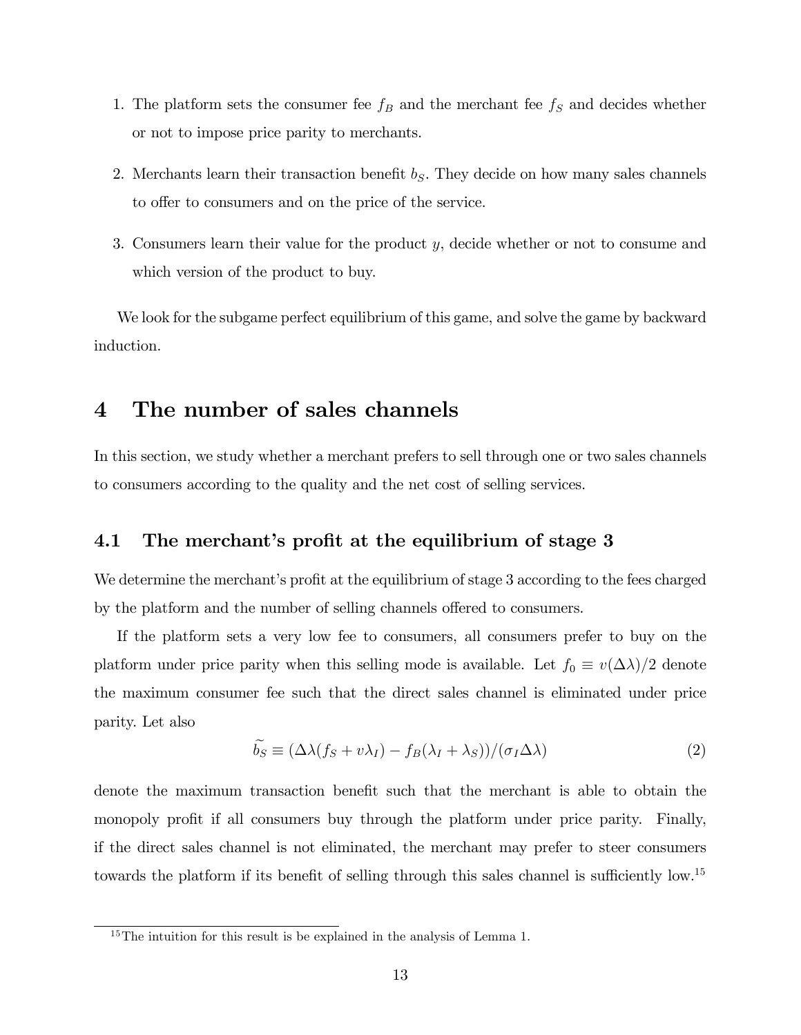1. The platform sets the consumer fee $f_B$ and the merchant fee $f_S$ and decides whether or not to impose price parity to merchants.
2. Merchants learn their transaction benefit $b_S$. They decide on how many sales channels to offer to consumers and on the price of the service.
3. Consumers learn their value for the product $y$, decide whether or not to consume and which version of the product to buy.

We look for the subgame perfect equilibrium of this game, and solve the game by backward induction.

# 4 The number of sales channels

In this section, we study whether a merchant prefers to sell through one or two sales channels to consumers according to the quality and the net cost of selling services.

## 4.1 The merchant's profit at the equilibrium of stage 3

We determine the merchant's profit at the equilibrium of stage 3 according to the fees charged by the platform and the number of selling channels offered to consumers.

If the platform sets a very low fee to consumers, all consumers prefer to buy on the platform under price parity when this selling mode is available. Let $f_0 \equiv v(\Delta\lambda)/2$ denote the maximum consumer fee such that the direct sales channel is eliminated under price parity. Let also

$$\widetilde{b_S} \equiv (\Delta\lambda(f_S + v\lambda_I) - f_B(\lambda_I + \lambda_S))/(\sigma_I \Delta\lambda) \tag{2}$$

denote the maximum transaction benefit such that the merchant is able to obtain the monopoly profit if all consumers buy through the platform under price parity. Finally, if the direct sales channel is not eliminated, the merchant may prefer to steer consumers towards the platform if its benefit of selling through this sales channel is sufficiently low.[15]

[15] The intuition for this result is be explained in the analysis of Lemma 1.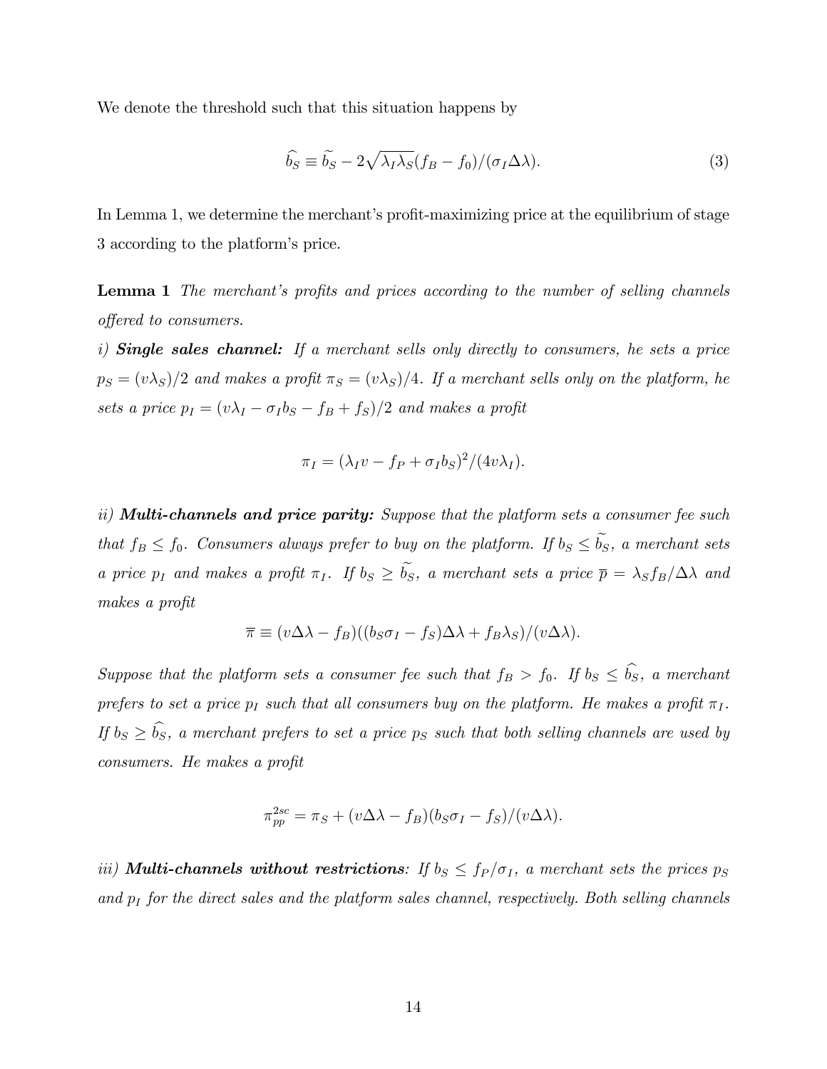We denote the threshold such that this situation happens by

$$\widehat{b_S} \equiv \widetilde{b_S} - 2\sqrt{\lambda_I \lambda_S}(f_B - f_0)/(\sigma_I \Delta\lambda). \tag{3}$$

In Lemma 1, we determine the merchant's profit-maximizing price at the equilibrium of stage 3 according to the platform's price.

**Lemma 1** *The merchant's profits and prices according to the number of selling channels offered to consumers.*

*i)* ***Single sales channel:*** *If a merchant sells only directly to consumers, he sets a price $p_S = (v\lambda_S)/2$ and makes a profit $\pi_S = (v\lambda_S)/4$. If a merchant sells only on the platform, he sets a price $p_I = (v\lambda_I - \sigma_I b_S - f_B + f_S)/2$ and makes a profit*

$$\pi_I = (\lambda_I v - f_P + \sigma_I b_S)^2/(4v\lambda_I).$$

*ii)* ***Multi-channels and price parity:*** *Suppose that the platform sets a consumer fee such that $f_B \leq f_0$. Consumers always prefer to buy on the platform. If $b_S \leq \widetilde{b_S}$, a merchant sets a price $p_I$ and makes a profit $\pi_I$. If $b_S \geq \widetilde{b_S}$, a merchant sets a price $\overline{p} = \lambda_S f_B/\Delta\lambda$ and makes a profit*

$$\overline{\pi} \equiv (v\Delta\lambda - f_B)((b_S\sigma_I - f_S)\Delta\lambda + f_B\lambda_S)/(v\Delta\lambda).$$

*Suppose that the platform sets a consumer fee such that $f_B > f_0$. If $b_S \leq \widehat{b_S}$, a merchant prefers to set a price $p_I$ such that all consumers buy on the platform. He makes a profit $\pi_I$. If $b_S \geq \widehat{b_S}$, a merchant prefers to set a price $p_S$ such that both selling channels are used by consumers. He makes a profit*

$$\pi_{pp}^{2sc} = \pi_S + (v\Delta\lambda - f_B)(b_S\sigma_I - f_S)/(v\Delta\lambda).$$

*iii)* ***Multi-channels without restrictions****: If $b_S \leq f_P/\sigma_I$, a merchant sets the prices $p_S$ and $p_I$ for the direct sales and the platform sales channel, respectively. Both selling channels*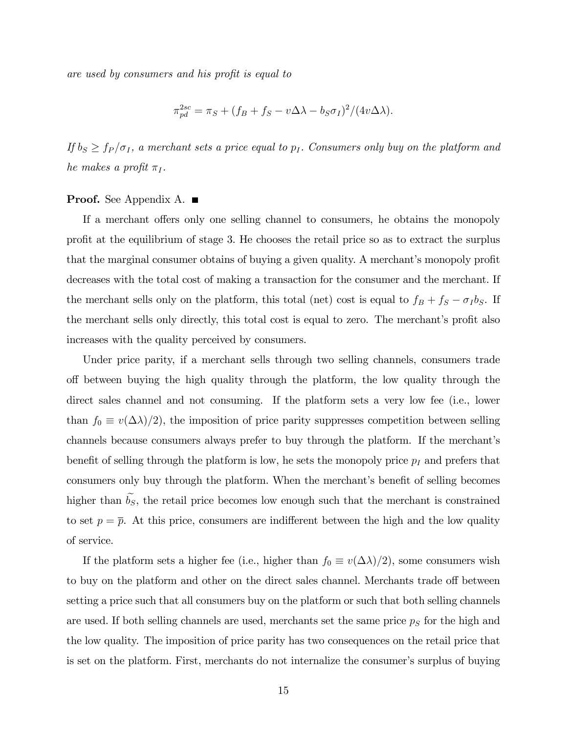*are used by consumers and his profit is equal to*

$$\pi_{pd}^{2sc} = \pi_S + (f_B + f_S - v\Delta\lambda - b_S\sigma_I)^2/(4v\Delta\lambda).$$

*If $b_S \geq f_P/\sigma_I$, a merchant sets a price equal to $p_I$. Consumers only buy on the platform and he makes a profit $\pi_I$.*

**Proof.** See Appendix A. ■

If a merchant offers only one selling channel to consumers, he obtains the monopoly profit at the equilibrium of stage 3. He chooses the retail price so as to extract the surplus that the marginal consumer obtains of buying a given quality. A merchant's monopoly profit decreases with the total cost of making a transaction for the consumer and the merchant. If the merchant sells only on the platform, this total (net) cost is equal to $f_B + f_S - \sigma_I b_S$. If the merchant sells only directly, this total cost is equal to zero. The merchant's profit also increases with the quality perceived by consumers.

Under price parity, if a merchant sells through two selling channels, consumers trade off between buying the high quality through the platform, the low quality through the direct sales channel and not consuming. If the platform sets a very low fee (i.e., lower than $f_0 \equiv v(\Delta\lambda)/2$), the imposition of price parity suppresses competition between selling channels because consumers always prefer to buy through the platform. If the merchant's benefit of selling through the platform is low, he sets the monopoly price $p_I$ and prefers that consumers only buy through the platform. When the merchant's benefit of selling becomes higher than $\widetilde{b_S}$, the retail price becomes low enough such that the merchant is constrained to set $p = \overline{p}$. At this price, consumers are indifferent between the high and the low quality of service.

If the platform sets a higher fee (i.e., higher than $f_0 \equiv v(\Delta\lambda)/2$), some consumers wish to buy on the platform and other on the direct sales channel. Merchants trade off between setting a price such that all consumers buy on the platform or such that both selling channels are used. If both selling channels are used, merchants set the same price $p_S$ for the high and the low quality. The imposition of price parity has two consequences on the retail price that is set on the platform. First, merchants do not internalize the consumer's surplus of buying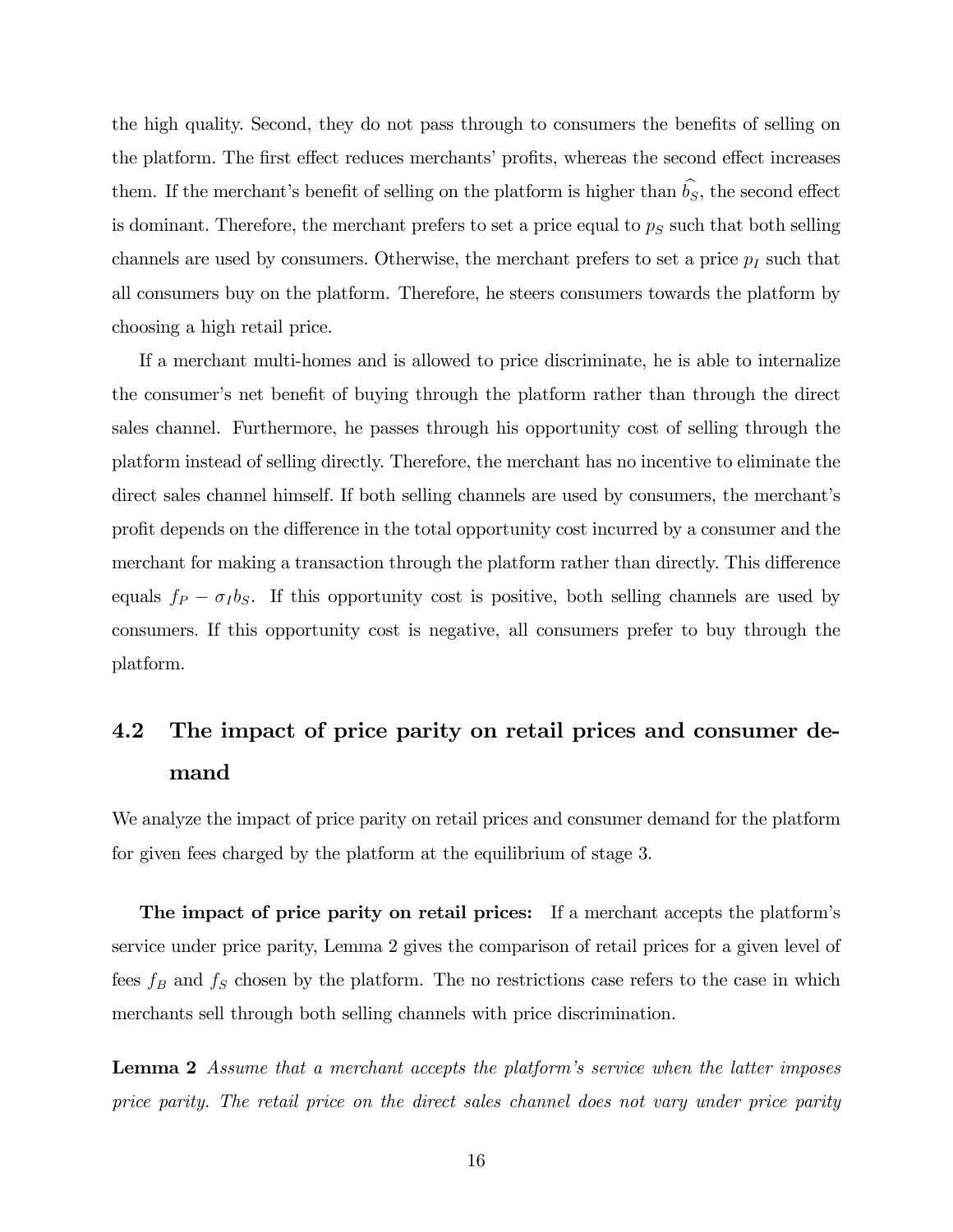the high quality. Second, they do not pass through to consumers the benefits of selling on the platform. The first effect reduces merchants' profits, whereas the second effect increases them. If the merchant's benefit of selling on the platform is higher than $\widehat{b_S}$, the second effect is dominant. Therefore, the merchant prefers to set a price equal to $p_S$ such that both selling channels are used by consumers. Otherwise, the merchant prefers to set a price $p_I$ such that all consumers buy on the platform. Therefore, he steers consumers towards the platform by choosing a high retail price.

If a merchant multi-homes and is allowed to price discriminate, he is able to internalize the consumer's net benefit of buying through the platform rather than through the direct sales channel. Furthermore, he passes through his opportunity cost of selling through the platform instead of selling directly. Therefore, the merchant has no incentive to eliminate the direct sales channel himself. If both selling channels are used by consumers, the merchant's profit depends on the difference in the total opportunity cost incurred by a consumer and the merchant for making a transaction through the platform rather than directly. This difference equals $f_P - \sigma_I b_S$. If this opportunity cost is positive, both selling channels are used by consumers. If this opportunity cost is negative, all consumers prefer to buy through the platform.

## 4.2 The impact of price parity on retail prices and consumer demand

We analyze the impact of price parity on retail prices and consumer demand for the platform for given fees charged by the platform at the equilibrium of stage 3.

**The impact of price parity on retail prices:** If a merchant accepts the platform's service under price parity, Lemma 2 gives the comparison of retail prices for a given level of fees $f_B$ and $f_S$ chosen by the platform. The no restrictions case refers to the case in which merchants sell through both selling channels with price discrimination.

**Lemma 2** *Assume that a merchant accepts the platform's service when the latter imposes price parity. The retail price on the direct sales channel does not vary under price parity*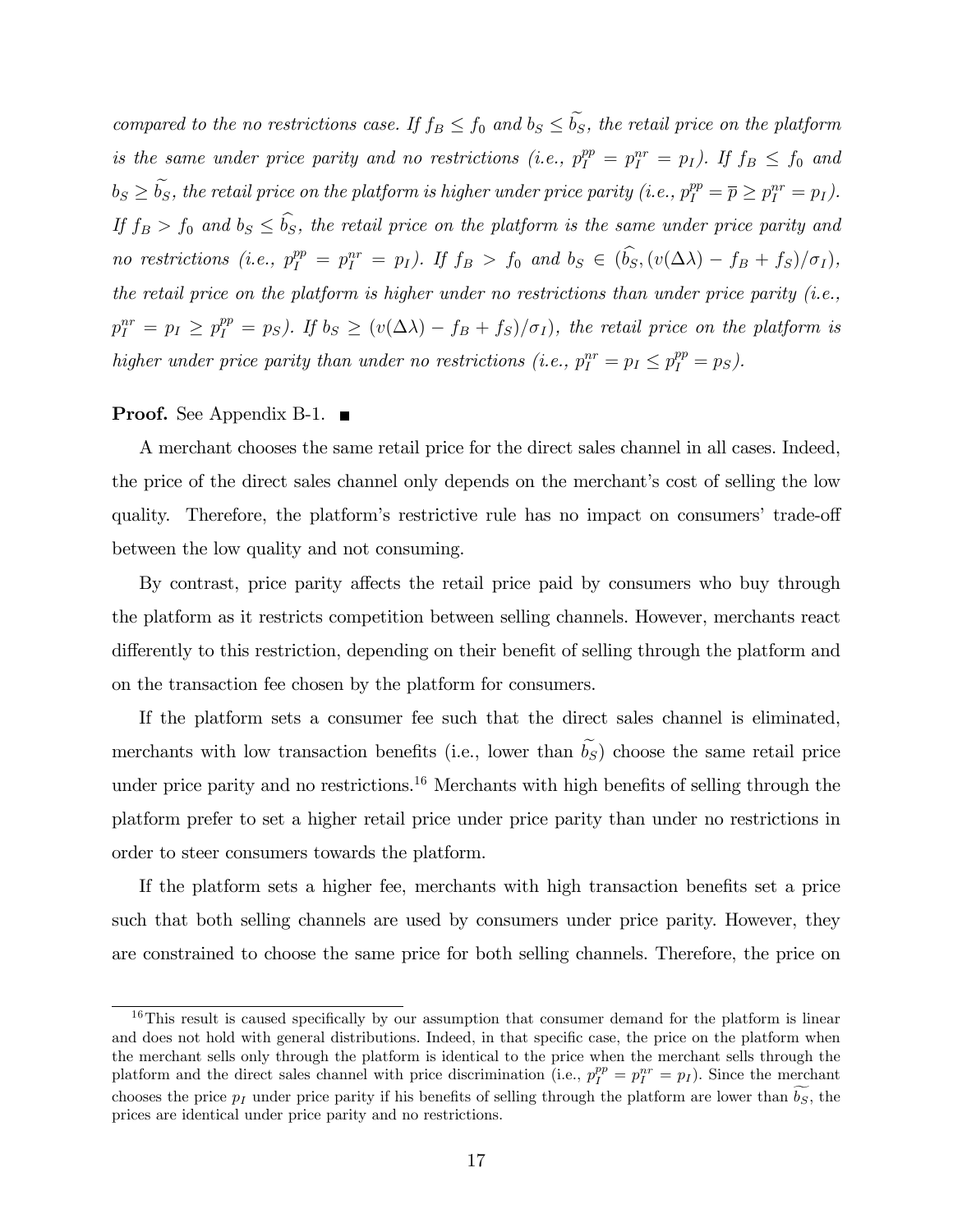*compared to the no restrictions case. If $f_B \leq f_0$ and $b_S \leq \widetilde{b_S}$, the retail price on the platform is the same under price parity and no restrictions (i.e., $p_I^{pp} = p_I^{nr} = p_I$). If $f_B \leq f_0$ and $b_S \geq \widetilde{b_S}$, the retail price on the platform is higher under price parity (i.e., $p_I^{pp} = \overline{p} \geq p_I^{nr} = p_I$). If $f_B > f_0$ and $b_S \leq \widehat{b_S}$, the retail price on the platform is the same under price parity and no restrictions (i.e., $p_I^{pp} = p_I^{nr} = p_I$). If $f_B > f_0$ and $b_S \in (\widehat{b_S}, (v(\Delta\lambda) - f_B + f_S)/\sigma_I)$, the retail price on the platform is higher under no restrictions than under price parity (i.e., $p_I^{nr} = p_I \geq p_I^{pp} = p_S$). If $b_S \geq (v(\Delta\lambda) - f_B + f_S)/\sigma_I)$, the retail price on the platform is higher under price parity than under no restrictions (i.e., $p_I^{nr} = p_I \leq p_I^{pp} = p_S$).*

**Proof.** See Appendix B-1. ■

A merchant chooses the same retail price for the direct sales channel in all cases. Indeed, the price of the direct sales channel only depends on the merchant's cost of selling the low quality. Therefore, the platform's restrictive rule has no impact on consumers' trade-off between the low quality and not consuming.

By contrast, price parity affects the retail price paid by consumers who buy through the platform as it restricts competition between selling channels. However, merchants react differently to this restriction, depending on their benefit of selling through the platform and on the transaction fee chosen by the platform for consumers.

If the platform sets a consumer fee such that the direct sales channel is eliminated, merchants with low transaction benefits (i.e., lower than $\widetilde{b_S}$) choose the same retail price under price parity and no restrictions.[16] Merchants with high benefits of selling through the platform prefer to set a higher retail price under price parity than under no restrictions in order to steer consumers towards the platform.

If the platform sets a higher fee, merchants with high transaction benefits set a price such that both selling channels are used by consumers under price parity. However, they are constrained to choose the same price for both selling channels. Therefore, the price on

[16] This result is caused specifically by our assumption that consumer demand for the platform is linear and does not hold with general distributions. Indeed, in that specific case, the price on the platform when the merchant sells only through the platform is identical to the price when the merchant sells through the platform and the direct sales channel with price discrimination (i.e., $p_I^{pp} = p_I^{nr} = p_I$). Since the merchant chooses the price $p_I$ under price parity if his benefits of selling through the platform are lower than $\widetilde{b_S}$, the prices are identical under price parity and no restrictions.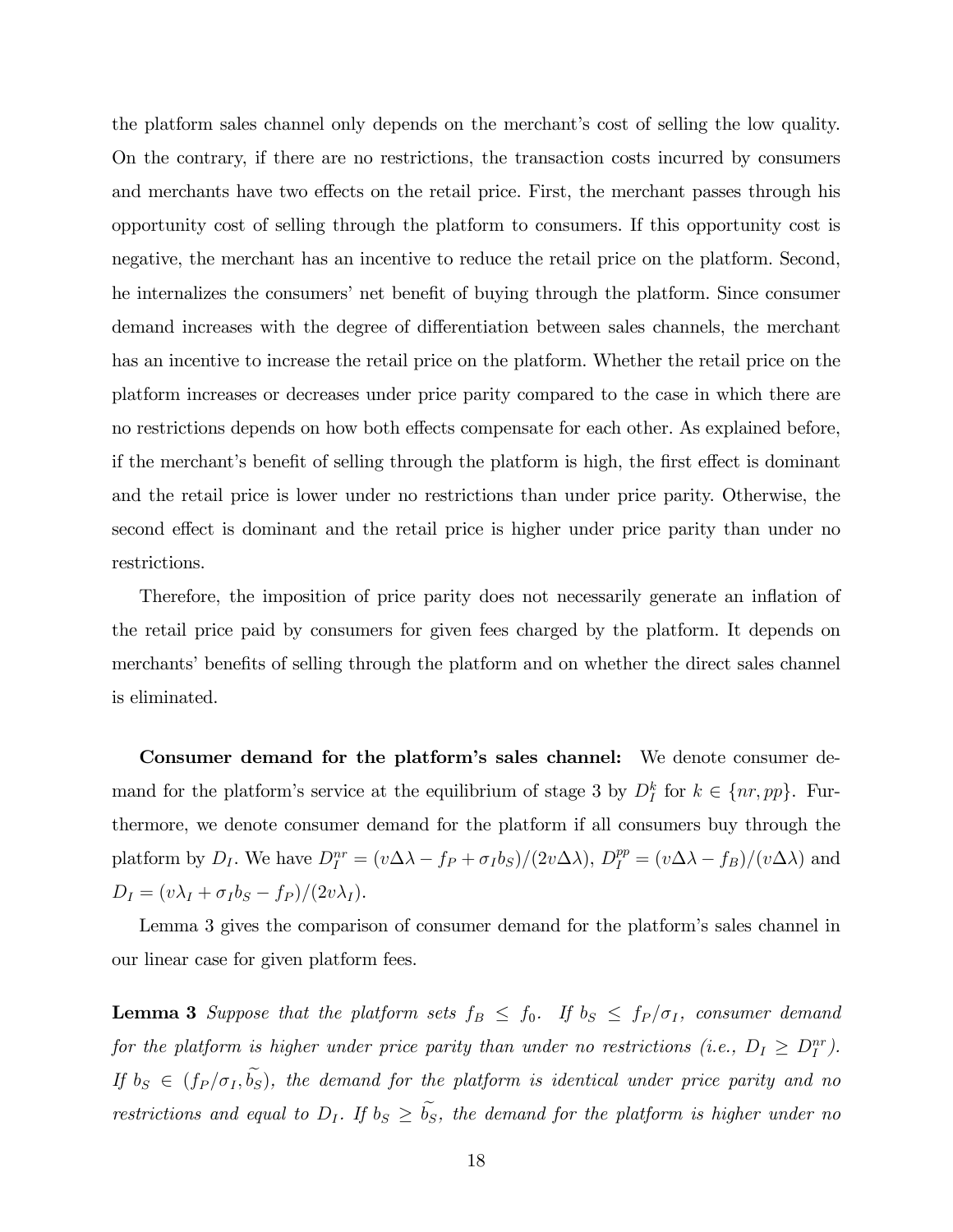the platform sales channel only depends on the merchant's cost of selling the low quality. On the contrary, if there are no restrictions, the transaction costs incurred by consumers and merchants have two effects on the retail price. First, the merchant passes through his opportunity cost of selling through the platform to consumers. If this opportunity cost is negative, the merchant has an incentive to reduce the retail price on the platform. Second, he internalizes the consumers' net benefit of buying through the platform. Since consumer demand increases with the degree of differentiation between sales channels, the merchant has an incentive to increase the retail price on the platform. Whether the retail price on the platform increases or decreases under price parity compared to the case in which there are no restrictions depends on how both effects compensate for each other. As explained before, if the merchant's benefit of selling through the platform is high, the first effect is dominant and the retail price is lower under no restrictions than under price parity. Otherwise, the second effect is dominant and the retail price is higher under price parity than under no restrictions.

Therefore, the imposition of price parity does not necessarily generate an inflation of the retail price paid by consumers for given fees charged by the platform. It depends on merchants' benefits of selling through the platform and on whether the direct sales channel is eliminated.

**Consumer demand for the platform's sales channel:** We denote consumer demand for the platform's service at the equilibrium of stage 3 by $D_I^k$ for $k \in \{nr, pp\}$. Furthermore, we denote consumer demand for the platform if all consumers buy through the platform by $D_I$. We have $D_I^{nr} = (v\Delta\lambda - f_P + \sigma_I b_S)/(2v\Delta\lambda)$, $D_I^{pp} = (v\Delta\lambda - f_B)/(v\Delta\lambda)$ and $D_I = (v\lambda_I + \sigma_I b_S - f_P)/(2v\lambda_I)$.

Lemma 3 gives the comparison of consumer demand for the platform's sales channel in our linear case for given platform fees.

**Lemma 3** *Suppose that the platform sets $f_B \leq f_0$. If $b_S \leq f_P/\sigma_I$, consumer demand for the platform is higher under price parity than under no restrictions (i.e., $D_I \geq D_I^{nr}$). If $b_S \in (f_P/\sigma_I, \widetilde{b_S})$, the demand for the platform is identical under price parity and no restrictions and equal to $D_I$. If $b_S \geq \widetilde{b_S}$, the demand for the platform is higher under no*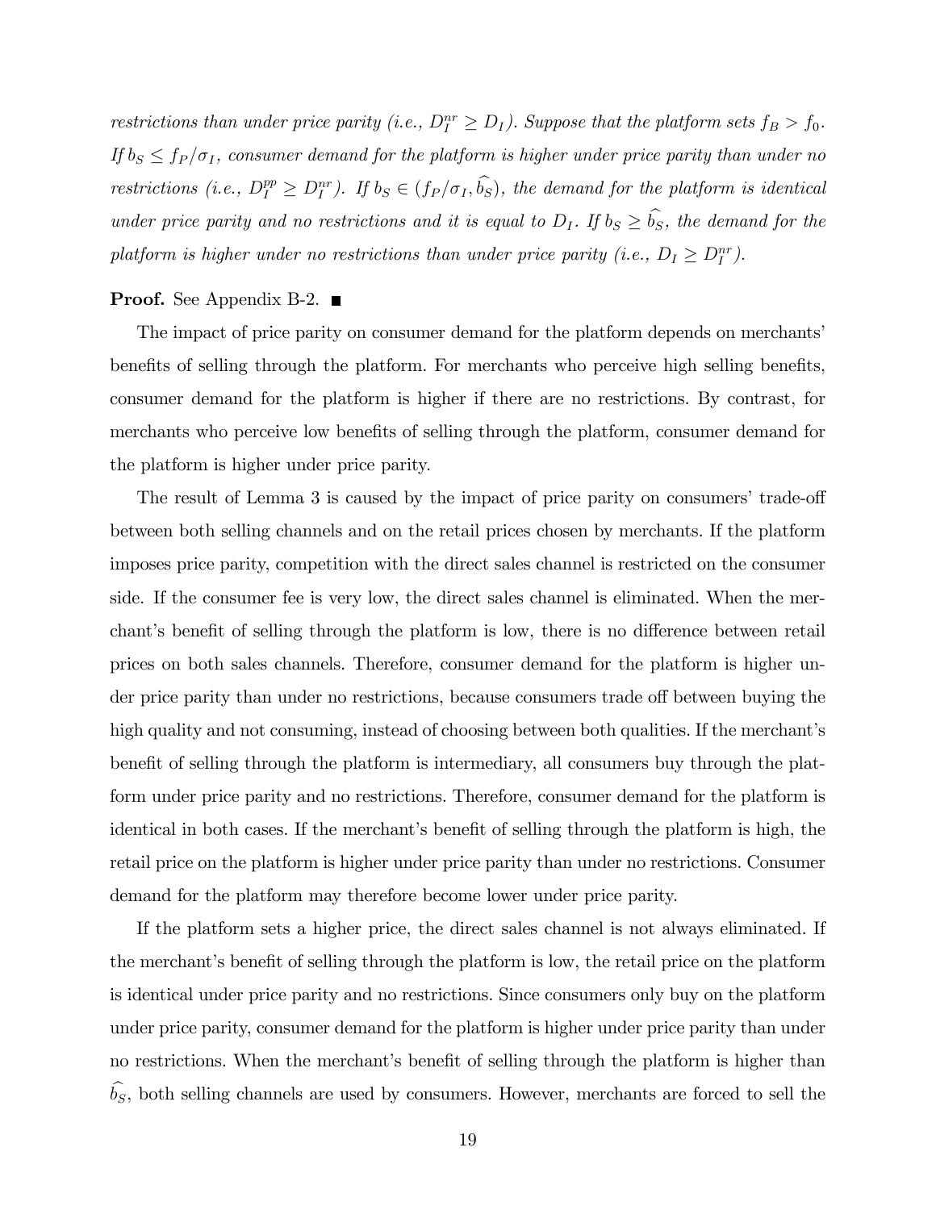*restrictions than under price parity (i.e., $D_I^{nr} \geq D_I$). Suppose that the platform sets $f_B > f_0$. If $b_S \leq f_P/\sigma_I$, consumer demand for the platform is higher under price parity than under no restrictions (i.e., $D_I^{pp} \geq D_I^{nr}$). If $b_S \in (f_P/\sigma_I, \widehat{b_S})$, the demand for the platform is identical under price parity and no restrictions and it is equal to $D_I$. If $b_S \geq \widehat{b_S}$, the demand for the platform is higher under no restrictions than under price parity (i.e., $D_I \geq D_I^{nr}$).*

**Proof.** See Appendix B-2. ■

The impact of price parity on consumer demand for the platform depends on merchants' benefits of selling through the platform. For merchants who perceive high selling benefits, consumer demand for the platform is higher if there are no restrictions. By contrast, for merchants who perceive low benefits of selling through the platform, consumer demand for the platform is higher under price parity.

The result of Lemma 3 is caused by the impact of price parity on consumers' trade-off between both selling channels and on the retail prices chosen by merchants. If the platform imposes price parity, competition with the direct sales channel is restricted on the consumer side. If the consumer fee is very low, the direct sales channel is eliminated. When the merchant's benefit of selling through the platform is low, there is no difference between retail prices on both sales channels. Therefore, consumer demand for the platform is higher under price parity than under no restrictions, because consumers trade off between buying the high quality and not consuming, instead of choosing between both qualities. If the merchant's benefit of selling through the platform is intermediary, all consumers buy through the platform under price parity and no restrictions. Therefore, consumer demand for the platform is identical in both cases. If the merchant's benefit of selling through the platform is high, the retail price on the platform is higher under price parity than under no restrictions. Consumer demand for the platform may therefore become lower under price parity.

If the platform sets a higher price, the direct sales channel is not always eliminated. If the merchant's benefit of selling through the platform is low, the retail price on the platform is identical under price parity and no restrictions. Since consumers only buy on the platform under price parity, consumer demand for the platform is higher under price parity than under no restrictions. When the merchant's benefit of selling through the platform is higher than $\widehat{b_S}$, both selling channels are used by consumers. However, merchants are forced to sell the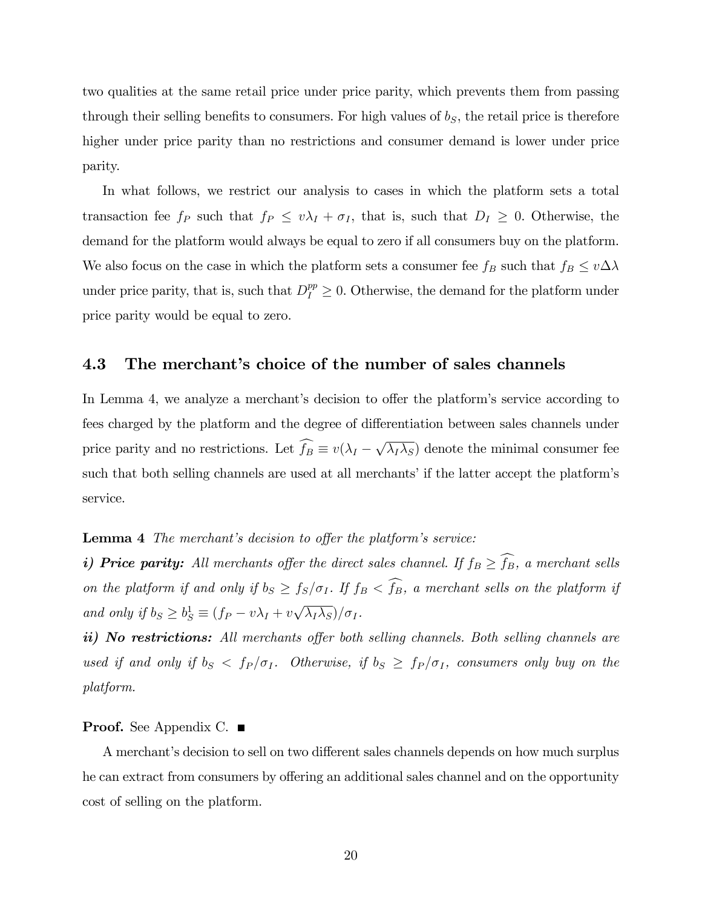two qualities at the same retail price under price parity, which prevents them from passing through their selling benefits to consumers. For high values of $b_S$, the retail price is therefore higher under price parity than no restrictions and consumer demand is lower under price parity.

In what follows, we restrict our analysis to cases in which the platform sets a total transaction fee $f_P$ such that $f_P \leq v\lambda_I + \sigma_I$, that is, such that $D_I \geq 0$. Otherwise, the demand for the platform would always be equal to zero if all consumers buy on the platform. We also focus on the case in which the platform sets a consumer fee $f_B$ such that $f_B \leq v\Delta\lambda$ under price parity, that is, such that $D_I^{pp} \geq 0$. Otherwise, the demand for the platform under price parity would be equal to zero.

### 4.3 The merchant's choice of the number of sales channels

In Lemma 4, we analyze a merchant's decision to offer the platform's service according to fees charged by the platform and the degree of differentiation between sales channels under price parity and no restrictions. Let $\widehat{f_B} \equiv v(\lambda_I - \sqrt{\lambda_I \lambda_S})$ denote the minimal consumer fee such that both selling channels are used at all merchants' if the latter accept the platform's service.

**Lemma 4** *The merchant's decision to offer the platform's service:*

***i) Price parity:*** *All merchants offer the direct sales channel. If $f_B \geq \widehat{f_B}$, a merchant sells on the platform if and only if $b_S \geq f_S/\sigma_I$. If $f_B < \widehat{f_B}$, a merchant sells on the platform if and only if $b_S \geq b_S^1 \equiv (f_P - v\lambda_I + v\sqrt{\lambda_I \lambda_S})/\sigma_I$.*

***ii) No restrictions:*** *All merchants offer both selling channels. Both selling channels are used if and only if $b_S < f_P/\sigma_I$. Otherwise, if $b_S \geq f_P/\sigma_I$, consumers only buy on the platform.*

**Proof.** See Appendix C. ■

A merchant's decision to sell on two different sales channels depends on how much surplus he can extract from consumers by offering an additional sales channel and on the opportunity cost of selling on the platform.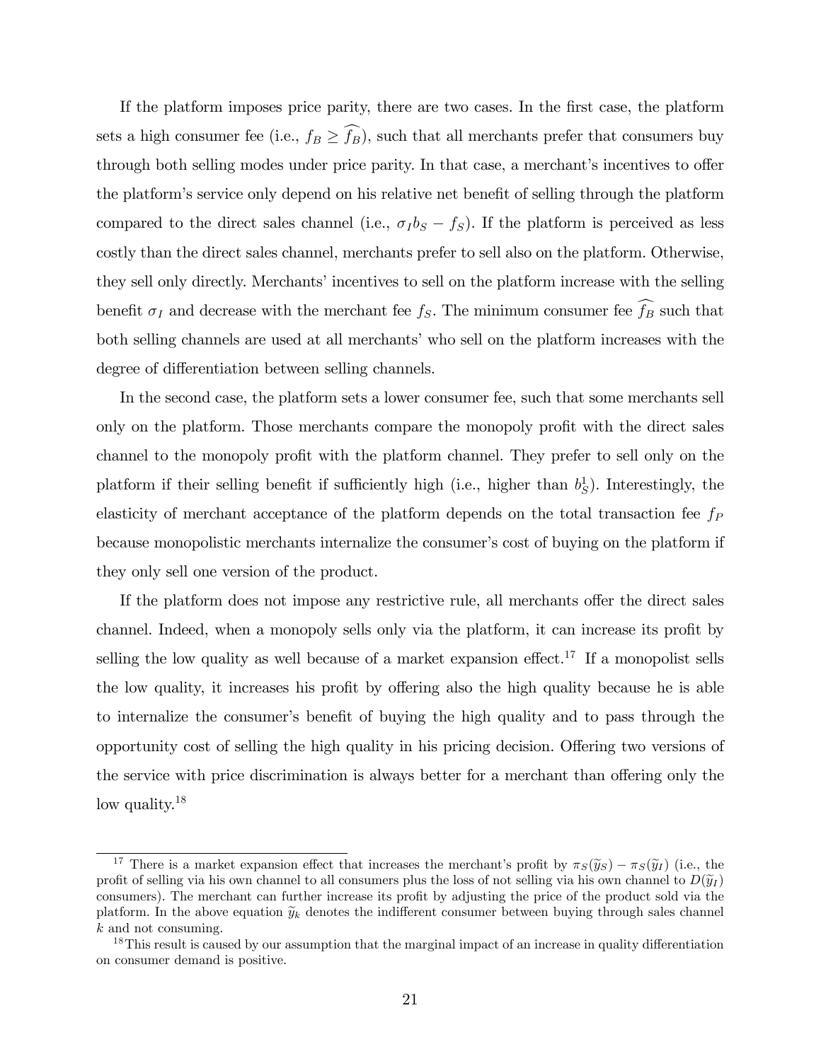If the platform imposes price parity, there are two cases. In the first case, the platform sets a high consumer fee (i.e., $f_B \geq \widehat{f_B}$), such that all merchants prefer that consumers buy through both selling modes under price parity. In that case, a merchant's incentives to offer the platform's service only depend on his relative net benefit of selling through the platform compared to the direct sales channel (i.e., $\sigma_I b_S - f_S$). If the platform is perceived as less costly than the direct sales channel, merchants prefer to sell also on the platform. Otherwise, they sell only directly. Merchants' incentives to sell on the platform increase with the selling benefit $\sigma_I$ and decrease with the merchant fee $f_S$. The minimum consumer fee $\widehat{f_B}$ such that both selling channels are used at all merchants' who sell on the platform increases with the degree of differentiation between selling channels.

In the second case, the platform sets a lower consumer fee, such that some merchants sell only on the platform. Those merchants compare the monopoly profit with the direct sales channel to the monopoly profit with the platform channel. They prefer to sell only on the platform if their selling benefit if sufficiently high (i.e., higher than $b_S^1$). Interestingly, the elasticity of merchant acceptance of the platform depends on the total transaction fee $f_P$ because monopolistic merchants internalize the consumer's cost of buying on the platform if they only sell one version of the product.

If the platform does not impose any restrictive rule, all merchants offer the direct sales channel. Indeed, when a monopoly sells only via the platform, it can increase its profit by selling the low quality as well because of a market expansion effect.[17] If a monopolist sells the low quality, it increases his profit by offering also the high quality because he is able to internalize the consumer's benefit of buying the high quality and to pass through the opportunity cost of selling the high quality in his pricing decision. Offering two versions of the service with price discrimination is always better for a merchant than offering only the low quality.[18]

---

[17] There is a market expansion effect that increases the merchant's profit by $\pi_S(\widetilde{y}_S) - \pi_S(\widetilde{y}_I)$ (i.e., the profit of selling via his own channel to all consumers plus the loss of not selling via his own channel to $D(\widetilde{y}_I)$ consumers). The merchant can further increase its profit by adjusting the price of the product sold via the platform. In the above equation $\widetilde{y}_k$ denotes the indifferent consumer between buying through sales channel $k$ and not consuming.

[18] This result is caused by our assumption that the marginal impact of an increase in quality differentiation on consumer demand is positive.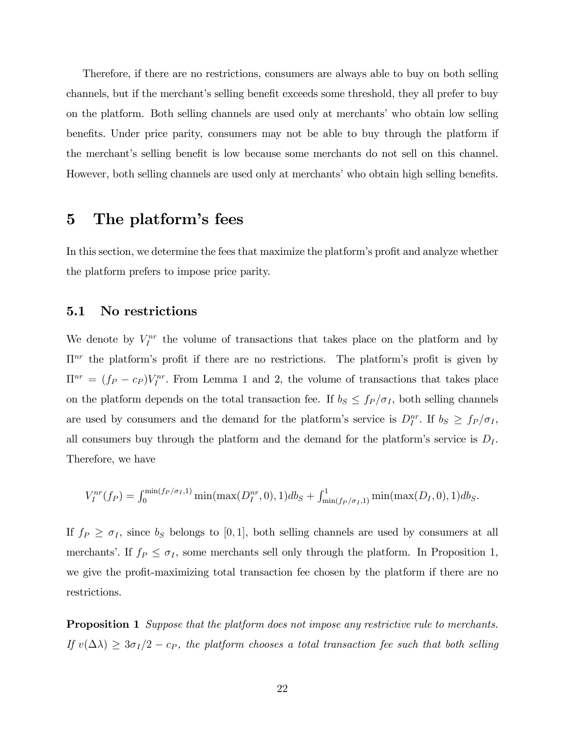Therefore, if there are no restrictions, consumers are always able to buy on both selling channels, but if the merchant's selling benefit exceeds some threshold, they all prefer to buy on the platform. Both selling channels are used only at merchants' who obtain low selling benefits. Under price parity, consumers may not be able to buy through the platform if the merchant's selling benefit is low because some merchants do not sell on this channel. However, both selling channels are used only at merchants' who obtain high selling benefits.

# 5 The platform's fees

In this section, we determine the fees that maximize the platform's profit and analyze whether the platform prefers to impose price parity.

## 5.1 No restrictions

We denote by $V_I^{nr}$ the volume of transactions that takes place on the platform and by $\Pi^{nr}$ the platform's profit if there are no restrictions. The platform's profit is given by $\Pi^{nr} = (f_P - c_P)V_I^{nr}$. From Lemma 1 and 2, the volume of transactions that takes place on the platform depends on the total transaction fee. If $b_S \leq f_P/\sigma_I$, both selling channels are used by consumers and the demand for the platform's service is $D_I^{nr}$. If $b_S \geq f_P/\sigma_I$, all consumers buy through the platform and the demand for the platform's service is $D_I$. Therefore, we have

$$V_I^{nr}(f_P) = \int_0^{\min(f_P/\sigma_I,1)} \min(\max(D_I^{nr},0),1)db_S + \int_{\min(f_P/\sigma_I,1)}^1 \min(\max(D_I,0),1)db_S.$$

If $f_P \geq \sigma_I$, since $b_S$ belongs to $[0,1]$, both selling channels are used by consumers at all merchants'. If $f_P \leq \sigma_I$, some merchants sell only through the platform. In Proposition 1, we give the profit-maximizing total transaction fee chosen by the platform if there are no restrictions.

**Proposition 1** *Suppose that the platform does not impose any restrictive rule to merchants. If $v(\Delta\lambda) \geq 3\sigma_I/2 - c_P$, the platform chooses a total transaction fee such that both selling*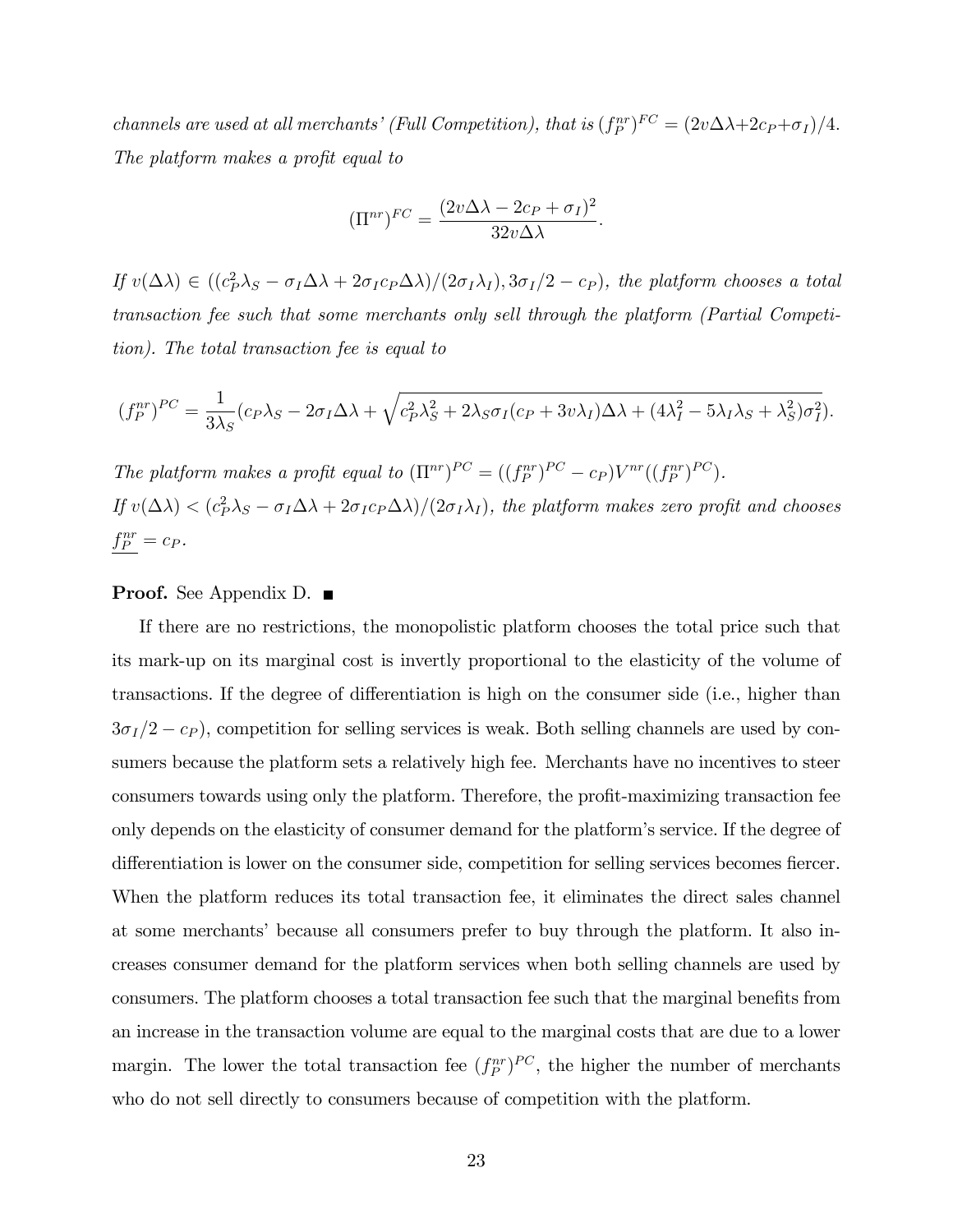*channels are used at all merchants' (Full Competition), that is* $(f_P^{nr})^{FC} = (2v\Delta\lambda + 2c_P + \sigma_I)/4$. *The platform makes a profit equal to*

$$(\Pi^{nr})^{FC} = \frac{(2v\Delta\lambda - 2c_P + \sigma_I)^2}{32v\Delta\lambda}.$$

*If* $v(\Delta\lambda) \in ((c_P^2\lambda_S - \sigma_I\Delta\lambda + 2\sigma_I c_P\Delta\lambda)/(2\sigma_I\lambda_I), 3\sigma_I/2 - c_P)$*, the platform chooses a total transaction fee such that some merchants only sell through the platform (Partial Competition). The total transaction fee is equal to*

$$(f_P^{nr})^{PC} = \frac{1}{3\lambda_S}(c_P\lambda_S - 2\sigma_I\Delta\lambda + \sqrt{c_P^2\lambda_S^2 + 2\lambda_S\sigma_I(c_P + 3v\lambda_I)\Delta\lambda + (4\lambda_I^2 - 5\lambda_I\lambda_S + \lambda_S^2)\sigma_I^2}).$$

*The platform makes a profit equal to* $(\Pi^{nr})^{PC} = ((f_P^{nr})^{PC} - c_P)V^{nr}((f_P^{nr})^{PC})$.
*If* $v(\Delta\lambda) < (c_P^2\lambda_S - \sigma_I\Delta\lambda + 2\sigma_I c_P\Delta\lambda)/(2\sigma_I\lambda_I)$*, the platform makes zero profit and chooses* $\underline{f_P^{nr}} = c_P$.

**Proof.** See Appendix D. ∎

If there are no restrictions, the monopolistic platform chooses the total price such that its mark-up on its marginal cost is invertly proportional to the elasticity of the volume of transactions. If the degree of differentiation is high on the consumer side (i.e., higher than $3\sigma_I/2 - c_P$), competition for selling services is weak. Both selling channels are used by consumers because the platform sets a relatively high fee. Merchants have no incentives to steer consumers towards using only the platform. Therefore, the profit-maximizing transaction fee only depends on the elasticity of consumer demand for the platform's service. If the degree of differentiation is lower on the consumer side, competition for selling services becomes fiercer. When the platform reduces its total transaction fee, it eliminates the direct sales channel at some merchants' because all consumers prefer to buy through the platform. It also increases consumer demand for the platform services when both selling channels are used by consumers. The platform chooses a total transaction fee such that the marginal benefits from an increase in the transaction volume are equal to the marginal costs that are due to a lower margin. The lower the total transaction fee $(f_P^{nr})^{PC}$, the higher the number of merchants who do not sell directly to consumers because of competition with the platform.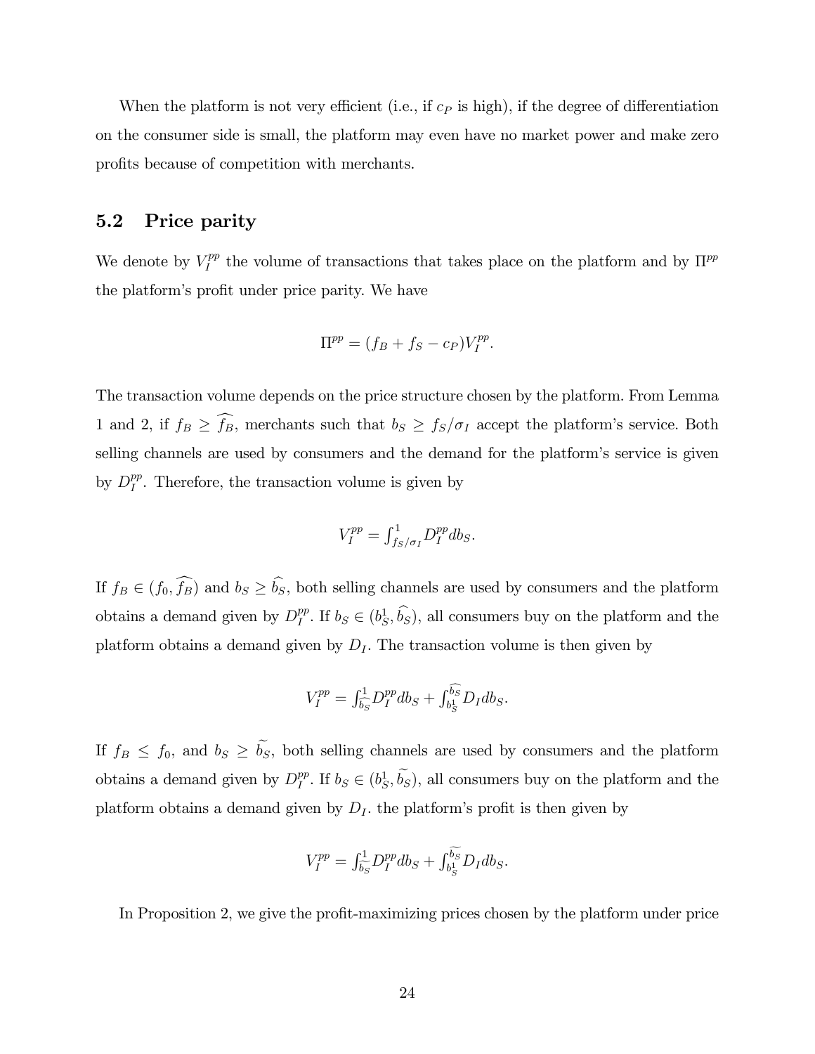When the platform is not very efficient (i.e., if $c_P$ is high), if the degree of differentiation on the consumer side is small, the platform may even have no market power and make zero profits because of competition with merchants.

## 5.2 Price parity

We denote by $V_I^{pp}$ the volume of transactions that takes place on the platform and by $\Pi^{pp}$ the platform's profit under price parity. We have

$$\Pi^{pp} = (f_B + f_S - c_P)V_I^{pp}.$$

The transaction volume depends on the price structure chosen by the platform. From Lemma 1 and 2, if $f_B \geq \widehat{f_B}$, merchants such that $b_S \geq f_S/\sigma_I$ accept the platform's service. Both selling channels are used by consumers and the demand for the platform's service is given by $D_I^{pp}$. Therefore, the transaction volume is given by

$$V_I^{pp} = \int_{f_S/\sigma_I}^{1} D_I^{pp} db_S.$$

If $f_B \in (f_0, \widehat{f_B})$ and $b_S \geq \widehat{b_S}$, both selling channels are used by consumers and the platform obtains a demand given by $D_I^{pp}$. If $b_S \in (b_S^1, \widehat{b_S})$, all consumers buy on the platform and the platform obtains a demand given by $D_I$. The transaction volume is then given by

$$V_I^{pp} = \int_{\widehat{b_S}}^{1} D_I^{pp} db_S + \int_{b_S^1}^{\widehat{b_S}} D_I db_S.$$

If $f_B \leq f_0$, and $b_S \geq \widetilde{b_S}$, both selling channels are used by consumers and the platform obtains a demand given by $D_I^{pp}$. If $b_S \in (b_S^1, \widetilde{b_S})$, all consumers buy on the platform and the platform obtains a demand given by $D_I$. the platform's profit is then given by

$$V_I^{pp} = \int_{\widetilde{b_S}}^{1} D_I^{pp} db_S + \int_{b_S^1}^{\widetilde{b_S}} D_I db_S.$$

In Proposition 2, we give the profit-maximizing prices chosen by the platform under price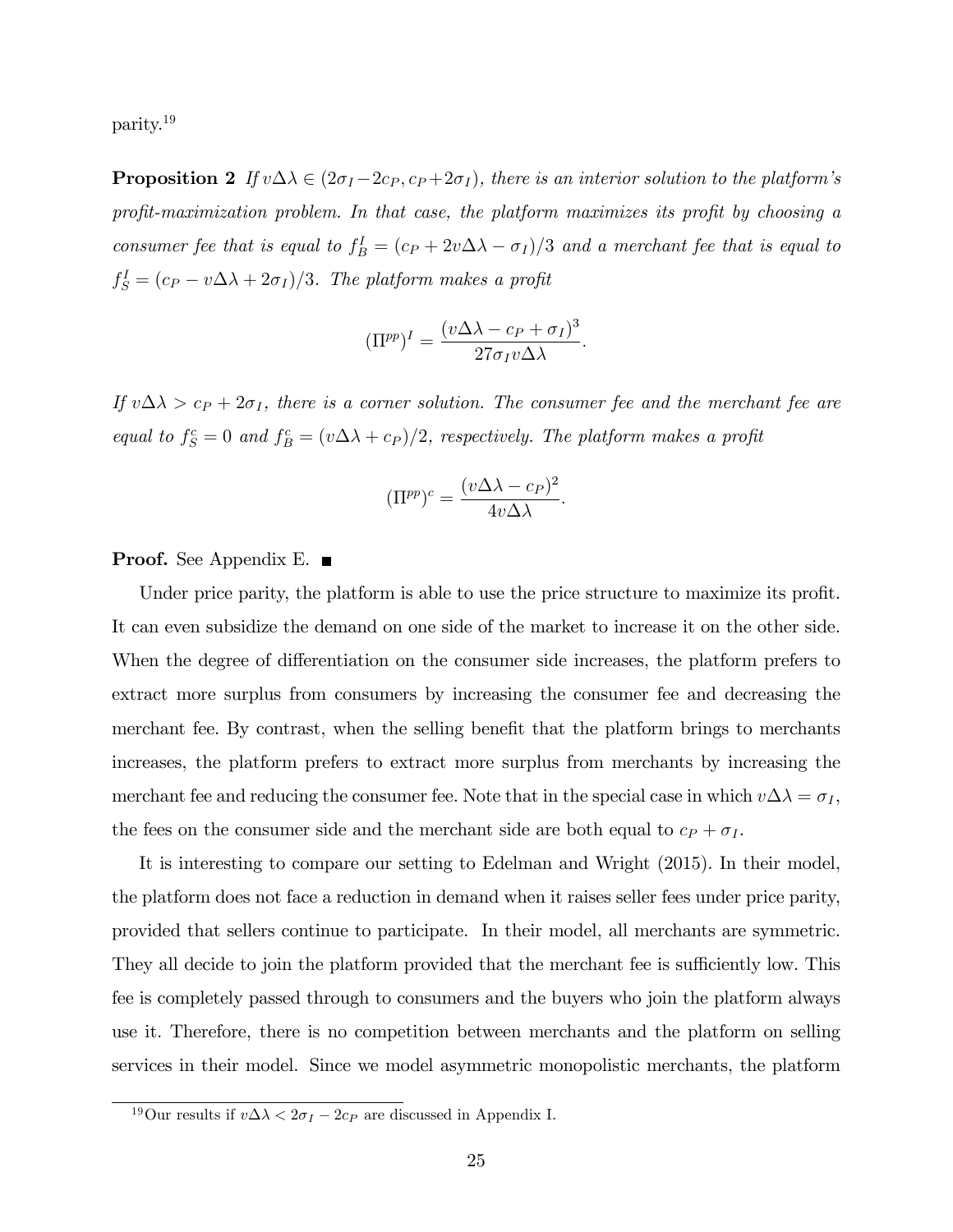parity.[19]

**Proposition 2** *If $v\Delta\lambda \in (2\sigma_I - 2c_P, c_P + 2\sigma_I)$, there is an interior solution to the platform's profit-maximization problem. In that case, the platform maximizes its profit by choosing a consumer fee that is equal to $f_B^I = (c_P + 2v\Delta\lambda - \sigma_I)/3$ and a merchant fee that is equal to $f_S^I = (c_P - v\Delta\lambda + 2\sigma_I)/3$. The platform makes a profit*

$$(\Pi^{pp})^I = \frac{(v\Delta\lambda - c_P + \sigma_I)^3}{27\sigma_I v\Delta\lambda}.$$

*If $v\Delta\lambda > c_P + 2\sigma_I$, there is a corner solution. The consumer fee and the merchant fee are equal to $f_S^c = 0$ and $f_B^c = (v\Delta\lambda + c_P)/2$, respectively. The platform makes a profit*

$$(\Pi^{pp})^c = \frac{(v\Delta\lambda - c_P)^2}{4v\Delta\lambda}.$$

**Proof.** See Appendix E. ■

Under price parity, the platform is able to use the price structure to maximize its profit. It can even subsidize the demand on one side of the market to increase it on the other side. When the degree of differentiation on the consumer side increases, the platform prefers to extract more surplus from consumers by increasing the consumer fee and decreasing the merchant fee. By contrast, when the selling benefit that the platform brings to merchants increases, the platform prefers to extract more surplus from merchants by increasing the merchant fee and reducing the consumer fee. Note that in the special case in which $v\Delta\lambda = \sigma_I$, the fees on the consumer side and the merchant side are both equal to $c_P + \sigma_I$.

It is interesting to compare our setting to Edelman and Wright (2015). In their model, the platform does not face a reduction in demand when it raises seller fees under price parity, provided that sellers continue to participate. In their model, all merchants are symmetric. They all decide to join the platform provided that the merchant fee is sufficiently low. This fee is completely passed through to consumers and the buyers who join the platform always use it. Therefore, there is no competition between merchants and the platform on selling services in their model. Since we model asymmetric monopolistic merchants, the platform

[19] Our results if $v\Delta\lambda < 2\sigma_I - 2c_P$ are discussed in Appendix I.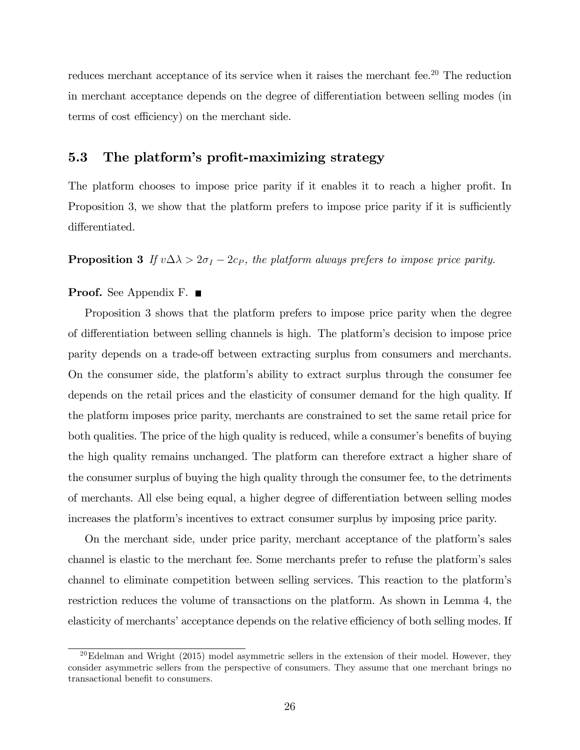reduces merchant acceptance of its service when it raises the merchant fee.[20] The reduction in merchant acceptance depends on the degree of differentiation between selling modes (in terms of cost efficiency) on the merchant side.

### 5.3 The platform's profit-maximizing strategy

The platform chooses to impose price parity if it enables it to reach a higher profit. In Proposition 3, we show that the platform prefers to impose price parity if it is sufficiently differentiated.

**Proposition 3** *If $v\Delta\lambda > 2\sigma_I - 2c_P$, the platform always prefers to impose price parity.*

**Proof.** See Appendix F. ■

Proposition 3 shows that the platform prefers to impose price parity when the degree of differentiation between selling channels is high. The platform's decision to impose price parity depends on a trade-off between extracting surplus from consumers and merchants. On the consumer side, the platform's ability to extract surplus through the consumer fee depends on the retail prices and the elasticity of consumer demand for the high quality. If the platform imposes price parity, merchants are constrained to set the same retail price for both qualities. The price of the high quality is reduced, while a consumer's benefits of buying the high quality remains unchanged. The platform can therefore extract a higher share of the consumer surplus of buying the high quality through the consumer fee, to the detriments of merchants. All else being equal, a higher degree of differentiation between selling modes increases the platform's incentives to extract consumer surplus by imposing price parity.

On the merchant side, under price parity, merchant acceptance of the platform's sales channel is elastic to the merchant fee. Some merchants prefer to refuse the platform's sales channel to eliminate competition between selling services. This reaction to the platform's restriction reduces the volume of transactions on the platform. As shown in Lemma 4, the elasticity of merchants' acceptance depends on the relative efficiency of both selling modes. If

[20] Edelman and Wright (2015) model asymmetric sellers in the extension of their model. However, they consider asymmetric sellers from the perspective of consumers. They assume that one merchant brings no transactional benefit to consumers.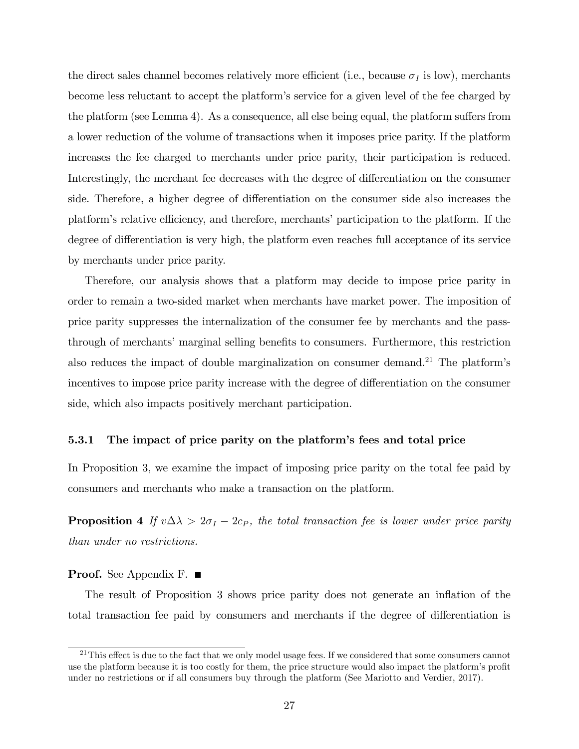the direct sales channel becomes relatively more efficient (i.e., because $\sigma_I$ is low), merchants become less reluctant to accept the platform's service for a given level of the fee charged by the platform (see Lemma 4). As a consequence, all else being equal, the platform suffers from a lower reduction of the volume of transactions when it imposes price parity. If the platform increases the fee charged to merchants under price parity, their participation is reduced. Interestingly, the merchant fee decreases with the degree of differentiation on the consumer side. Therefore, a higher degree of differentiation on the consumer side also increases the platform's relative efficiency, and therefore, merchants' participation to the platform. If the degree of differentiation is very high, the platform even reaches full acceptance of its service by merchants under price parity.

Therefore, our analysis shows that a platform may decide to impose price parity in order to remain a two-sided market when merchants have market power. The imposition of price parity suppresses the internalization of the consumer fee by merchants and the pass-through of merchants' marginal selling benefits to consumers. Furthermore, this restriction also reduces the impact of double marginalization on consumer demand.[21] The platform's incentives to impose price parity increase with the degree of differentiation on the consumer side, which also impacts positively merchant participation.

### 5.3.1 The impact of price parity on the platform's fees and total price

In Proposition 3, we examine the impact of imposing price parity on the total fee paid by consumers and merchants who make a transaction on the platform.

**Proposition 4** *If $v\Delta\lambda > 2\sigma_I - 2c_P$, the total transaction fee is lower under price parity than under no restrictions.*

**Proof.** See Appendix F. ■

The result of Proposition 3 shows price parity does not generate an inflation of the total transaction fee paid by consumers and merchants if the degree of differentiation is

[21] This effect is due to the fact that we only model usage fees. If we considered that some consumers cannot use the platform because it is too costly for them, the price structure would also impact the platform's profit under no restrictions or if all consumers buy through the platform (See Mariotto and Verdier, 2017).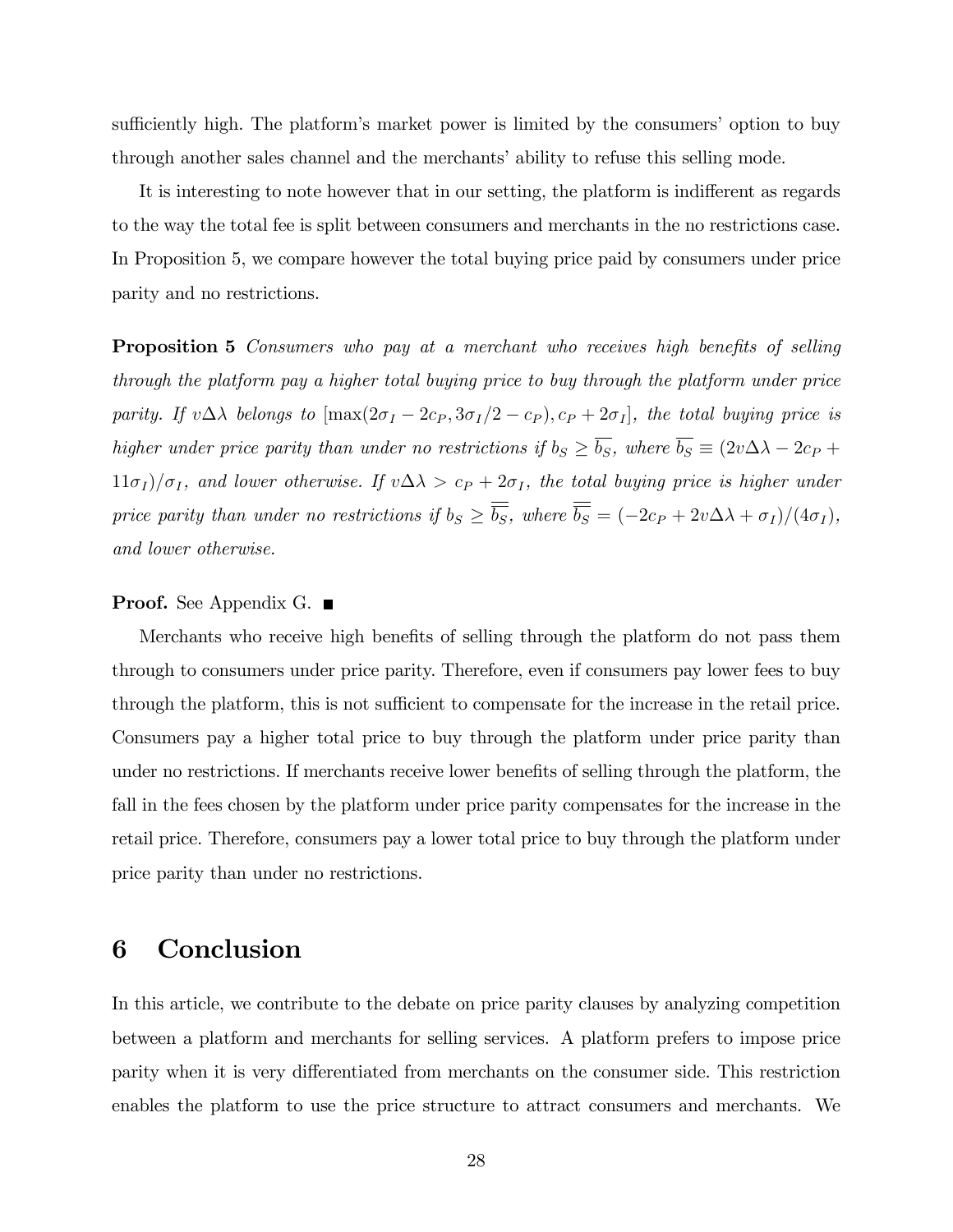sufficiently high. The platform's market power is limited by the consumers' option to buy through another sales channel and the merchants' ability to refuse this selling mode.

It is interesting to note however that in our setting, the platform is indifferent as regards to the way the total fee is split between consumers and merchants in the no restrictions case. In Proposition 5, we compare however the total buying price paid by consumers under price parity and no restrictions.

**Proposition 5** *Consumers who pay at a merchant who receives high benefits of selling through the platform pay a higher total buying price to buy through the platform under price parity. If* $v\Delta\lambda$ *belongs to* $[\max(2\sigma_I - 2c_P, 3\sigma_I/2 - c_P), c_P + 2\sigma_I]$*, the total buying price is higher under price parity than under no restrictions if* $b_S \geq \overline{b_S}$*, where* $\overline{b_S} \equiv (2v\Delta\lambda - 2c_P + 11\sigma_I)/\sigma_I$*, and lower otherwise. If* $v\Delta\lambda > c_P + 2\sigma_I$*, the total buying price is higher under price parity than under no restrictions if* $b_S \geq \overline{\overline{b_S}}$*, where* $\overline{\overline{b_S}} = (-2c_P + 2v\Delta\lambda + \sigma_I)/(4\sigma_I)$*, and lower otherwise.*

**Proof.** See Appendix G. ■

Merchants who receive high benefits of selling through the platform do not pass them through to consumers under price parity. Therefore, even if consumers pay lower fees to buy through the platform, this is not sufficient to compensate for the increase in the retail price. Consumers pay a higher total price to buy through the platform under price parity than under no restrictions. If merchants receive lower benefits of selling through the platform, the fall in the fees chosen by the platform under price parity compensates for the increase in the retail price. Therefore, consumers pay a lower total price to buy through the platform under price parity than under no restrictions.

# 6 Conclusion

In this article, we contribute to the debate on price parity clauses by analyzing competition between a platform and merchants for selling services. A platform prefers to impose price parity when it is very differentiated from merchants on the consumer side. This restriction enables the platform to use the price structure to attract consumers and merchants. We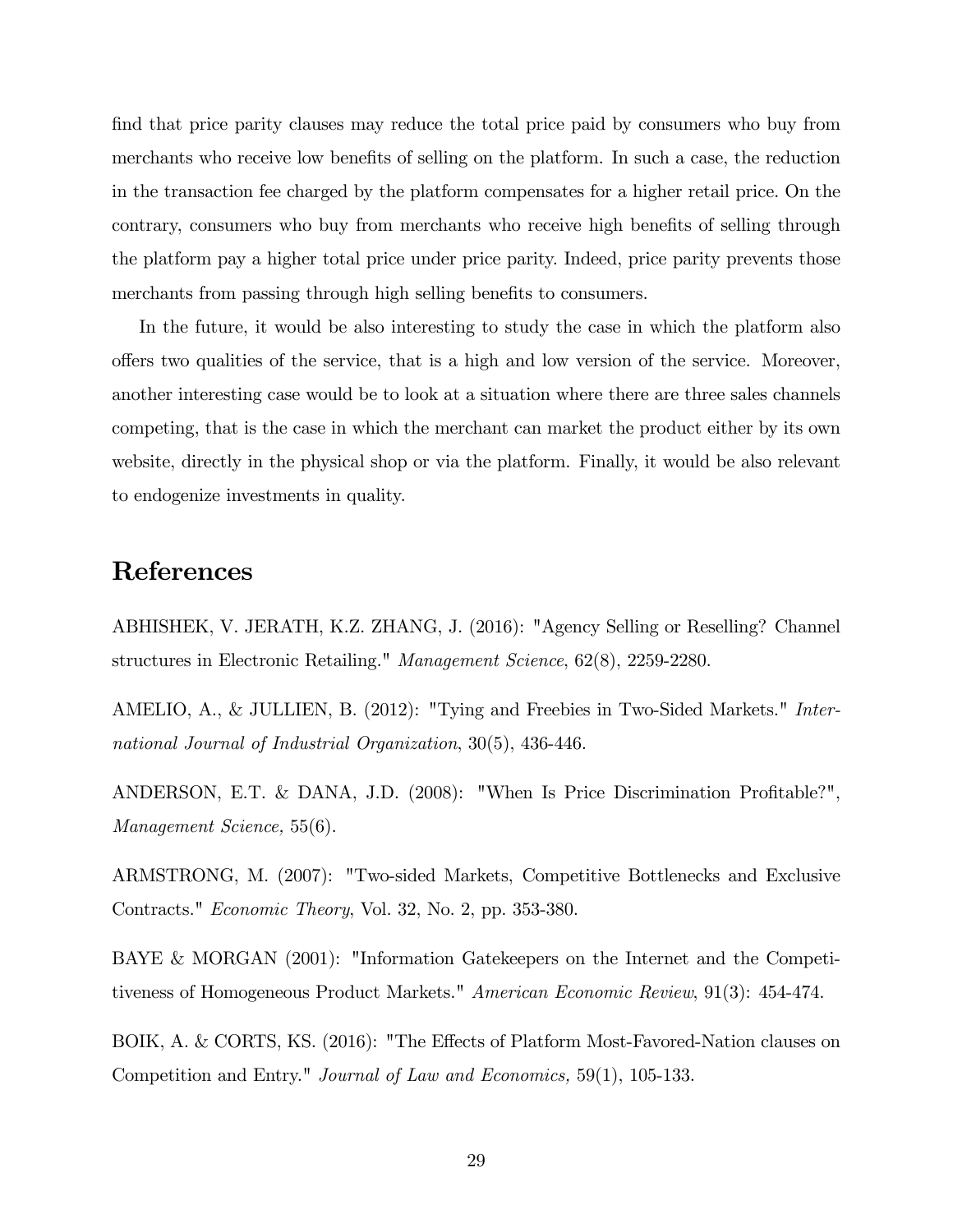find that price parity clauses may reduce the total price paid by consumers who buy from merchants who receive low benefits of selling on the platform. In such a case, the reduction in the transaction fee charged by the platform compensates for a higher retail price. On the contrary, consumers who buy from merchants who receive high benefits of selling through the platform pay a higher total price under price parity. Indeed, price parity prevents those merchants from passing through high selling benefits to consumers.

In the future, it would be also interesting to study the case in which the platform also offers two qualities of the service, that is a high and low version of the service. Moreover, another interesting case would be to look at a situation where there are three sales channels competing, that is the case in which the merchant can market the product either by its own website, directly in the physical shop or via the platform. Finally, it would be also relevant to endogenize investments in quality.

# References

ABHISHEK, V. JERATH, K.Z. ZHANG, J. (2016): "Agency Selling or Reselling? Channel structures in Electronic Retailing." *Management Science*, 62(8), 2259-2280.

AMELIO, A., & JULLIEN, B. (2012): "Tying and Freebies in Two-Sided Markets." *International Journal of Industrial Organization*, 30(5), 436-446.

ANDERSON, E.T. & DANA, J.D. (2008): "When Is Price Discrimination Profitable?", *Management Science,* 55(6).

ARMSTRONG, M. (2007): "Two-sided Markets, Competitive Bottlenecks and Exclusive Contracts." *Economic Theory*, Vol. 32, No. 2, pp. 353-380.

BAYE & MORGAN (2001): "Information Gatekeepers on the Internet and the Competitiveness of Homogeneous Product Markets." *American Economic Review*, 91(3): 454-474.

BOIK, A. & CORTS, KS. (2016): "The Effects of Platform Most-Favored-Nation clauses on Competition and Entry." *Journal of Law and Economics,* 59(1), 105-133.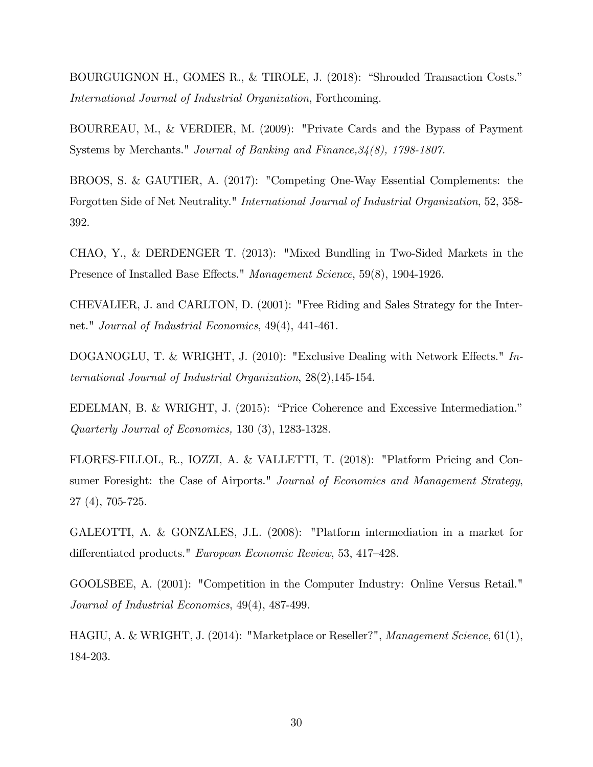BOURGUIGNON H., GOMES R., & TIROLE, J. (2018): "Shrouded Transaction Costs." *International Journal of Industrial Organization*, Forthcoming.

BOURREAU, M., & VERDIER, M. (2009): "Private Cards and the Bypass of Payment Systems by Merchants." *Journal of Banking and Finance,34(8), 1798-1807.*

BROOS, S. & GAUTIER, A. (2017): "Competing One-Way Essential Complements: the Forgotten Side of Net Neutrality." *International Journal of Industrial Organization*, 52, 358-392.

CHAO, Y., & DERDENGER T. (2013): "Mixed Bundling in Two-Sided Markets in the Presence of Installed Base Effects." *Management Science*, 59(8), 1904-1926.

CHEVALIER, J. and CARLTON, D. (2001): "Free Riding and Sales Strategy for the Internet." *Journal of Industrial Economics*, 49(4), 441-461.

DOGANOGLU, T. & WRIGHT, J. (2010): "Exclusive Dealing with Network Effects." *International Journal of Industrial Organization*, 28(2),145-154.

EDELMAN, B. & WRIGHT, J. (2015): "Price Coherence and Excessive Intermediation." *Quarterly Journal of Economics,* 130 (3), 1283-1328.

FLORES-FILLOL, R., IOZZI, A. & VALLETTI, T. (2018): "Platform Pricing and Consumer Foresight: the Case of Airports." *Journal of Economics and Management Strategy*, 27 (4), 705-725.

GALEOTTI, A. & GONZALES, J.L. (2008): "Platform intermediation in a market for differentiated products." *European Economic Review*, 53, 417–428.

GOOLSBEE, A. (2001): "Competition in the Computer Industry: Online Versus Retail." *Journal of Industrial Economics*, 49(4), 487-499.

HAGIU, A. & WRIGHT, J. (2014): "Marketplace or Reseller?", *Management Science*, 61(1), 184-203.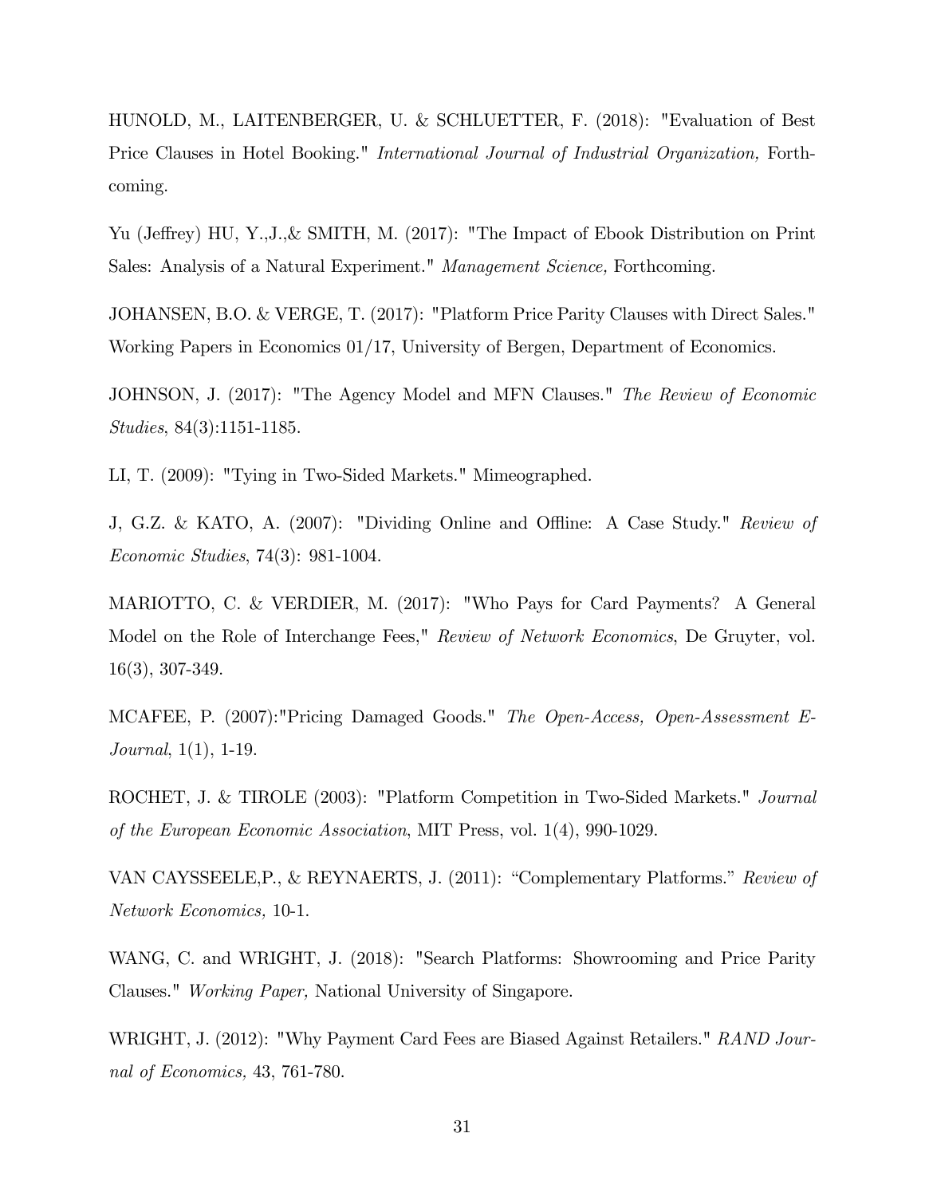HUNOLD, M., LAITENBERGER, U. & SCHLUETTER, F. (2018): "Evaluation of Best Price Clauses in Hotel Booking." *International Journal of Industrial Organization,* Forthcoming.

Yu (Jeffrey) HU, Y.,J.,& SMITH, M. (2017): "The Impact of Ebook Distribution on Print Sales: Analysis of a Natural Experiment." *Management Science,* Forthcoming.

JOHANSEN, B.O. & VERGE, T. (2017): "Platform Price Parity Clauses with Direct Sales." Working Papers in Economics 01/17, University of Bergen, Department of Economics.

JOHNSON, J. (2017): "The Agency Model and MFN Clauses." *The Review of Economic Studies*, 84(3):1151-1185.

LI, T. (2009): "Tying in Two-Sided Markets." Mimeographed.

J, G.Z. & KATO, A. (2007): "Dividing Online and Offline: A Case Study." *Review of Economic Studies*, 74(3): 981-1004.

MARIOTTO, C. & VERDIER, M. (2017): "Who Pays for Card Payments? A General Model on the Role of Interchange Fees," *Review of Network Economics*, De Gruyter, vol. 16(3), 307-349.

MCAFEE, P. (2007):"Pricing Damaged Goods." *The Open-Access, Open-Assessment E-Journal*, 1(1), 1-19.

ROCHET, J. & TIROLE (2003): "Platform Competition in Two-Sided Markets." *Journal of the European Economic Association*, MIT Press, vol. 1(4), 990-1029.

VAN CAYSSEELE,P., & REYNAERTS, J. (2011): "Complementary Platforms." *Review of Network Economics,* 10-1.

WANG, C. and WRIGHT, J. (2018): "Search Platforms: Showrooming and Price Parity Clauses." *Working Paper,* National University of Singapore.

WRIGHT, J. (2012): "Why Payment Card Fees are Biased Against Retailers." *RAND Journal of Economics,* 43, 761-780.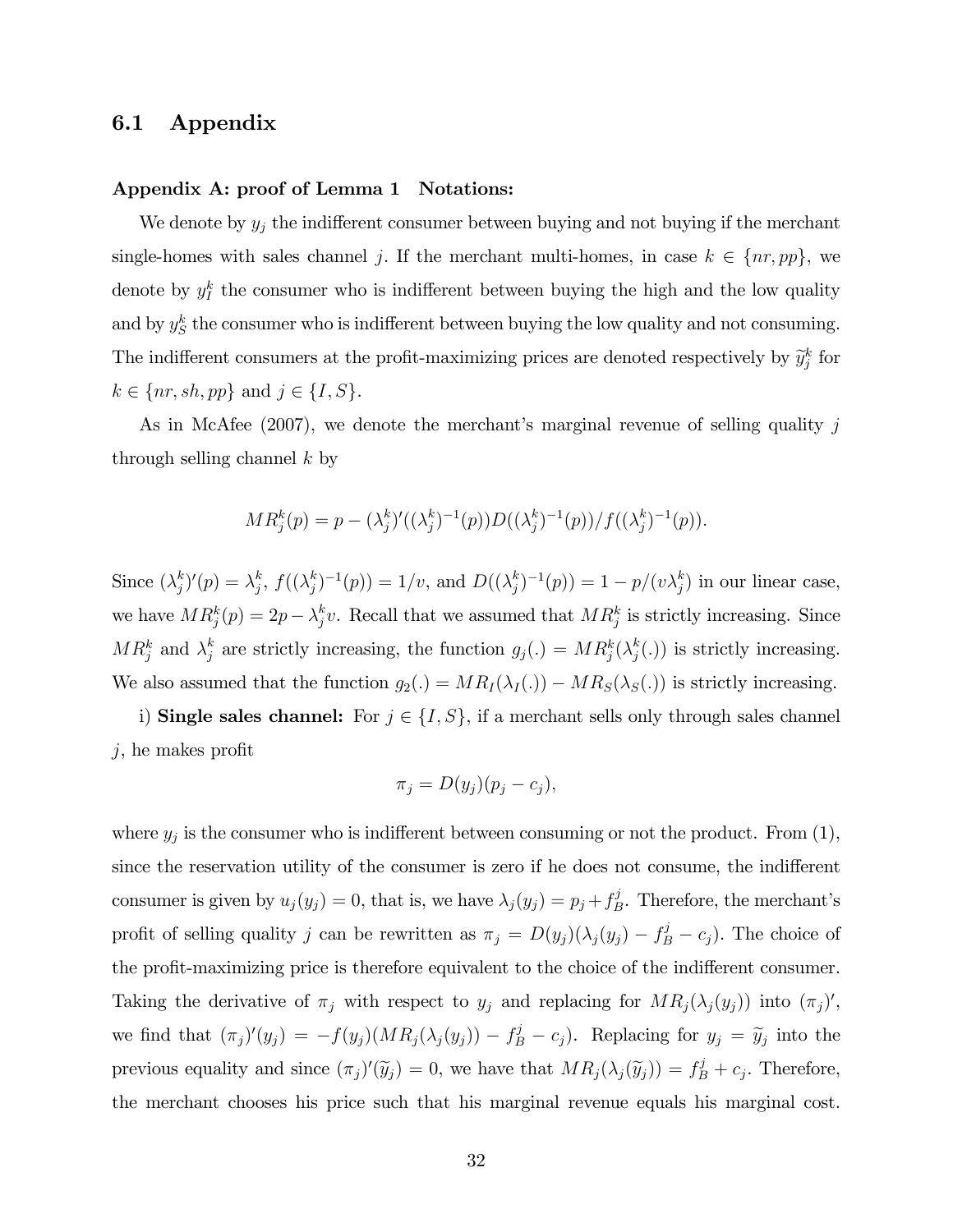### 6.1 Appendix

**Appendix A: proof of Lemma 1** **Notations:**

We denote by $y_j$ the indifferent consumer between buying and not buying if the merchant single-homes with sales channel $j$. If the merchant multi-homes, in case $k \in \{nr, pp\}$, we denote by $y_I^k$ the consumer who is indifferent between buying the high and the low quality and by $y_S^k$ the consumer who is indifferent between buying the low quality and not consuming. The indifferent consumers at the profit-maximizing prices are denoted respectively by $\widetilde{y}_j^k$ for $k \in \{nr, sh, pp\}$ and $j \in \{I, S\}$.

As in McAfee (2007), we denote the merchant's marginal revenue of selling quality $j$ through selling channel $k$ by

$$MR_j^k(p) = p - (\lambda_j^k)'((\lambda_j^k)^{-1}(p))D((\lambda_j^k)^{-1}(p))/f((\lambda_j^k)^{-1}(p)).$$

Since $(\lambda_j^k)'(p) = \lambda_j^k$, $f((\lambda_j^k)^{-1}(p)) = 1/v$, and $D((\lambda_j^k)^{-1}(p)) = 1 - p/(v\lambda_j^k)$ in our linear case, we have $MR_j^k(p) = 2p - \lambda_j^k v$. Recall that we assumed that $MR_j^k$ is strictly increasing. Since $MR_j^k$ and $\lambda_j^k$ are strictly increasing, the function $g_j(.) = MR_j^k(\lambda_j^k(.))$ is strictly increasing. We also assumed that the function $g_2(.) = MR_I(\lambda_I(.)) - MR_S(\lambda_S(.))$ is strictly increasing.

i) **Single sales channel:** For $j \in \{I, S\}$, if a merchant sells only through sales channel $j$, he makes profit

$$\pi_j = D(y_j)(p_j - c_j),$$

where $y_j$ is the consumer who is indifferent between consuming or not the product. From (1), since the reservation utility of the consumer is zero if he does not consume, the indifferent consumer is given by $u_j(y_j) = 0$, that is, we have $\lambda_j(y_j) = p_j + f_B^j$. Therefore, the merchant's profit of selling quality $j$ can be rewritten as $\pi_j = D(y_j)(\lambda_j(y_j) - f_B^j - c_j)$. The choice of the profit-maximizing price is therefore equivalent to the choice of the indifferent consumer. Taking the derivative of $\pi_j$ with respect to $y_j$ and replacing for $MR_j(\lambda_j(y_j))$ into $(\pi_j)'$, we find that $(\pi_j)'(y_j) = -f(y_j)(MR_j(\lambda_j(y_j)) - f_B^j - c_j)$. Replacing for $y_j = \widetilde{y}_j$ into the previous equality and since $(\pi_j)'(\widetilde{y}_j) = 0$, we have that $MR_j(\lambda_j(\widetilde{y}_j)) = f_B^j + c_j$. Therefore, the merchant chooses his price such that his marginal revenue equals his marginal cost.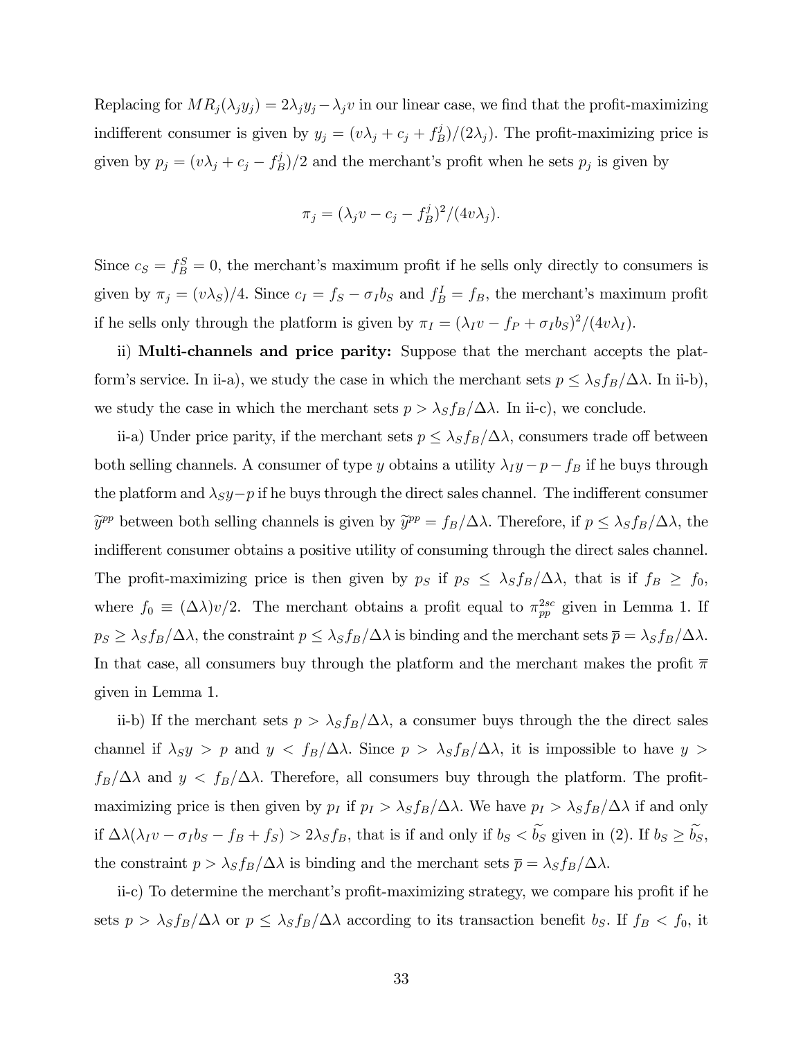Replacing for $MR_j(\lambda_j y_j) = 2\lambda_j y_j - \lambda_j v$ in our linear case, we find that the profit-maximizing indifferent consumer is given by $y_j = (v\lambda_j + c_j + f_B^j)/(2\lambda_j)$. The profit-maximizing price is given by $p_j = (v\lambda_j + c_j - f_B^j)/2$ and the merchant's profit when he sets $p_j$ is given by

$$\pi_j = (\lambda_j v - c_j - f_B^j)^2/(4v\lambda_j).$$

Since $c_S = f_B^S = 0$, the merchant's maximum profit if he sells only directly to consumers is given by $\pi_j = (v\lambda_S)/4$. Since $c_I = f_S - \sigma_I b_S$ and $f_B^I = f_B$, the merchant's maximum profit if he sells only through the platform is given by $\pi_I = (\lambda_I v - f_P + \sigma_I b_S)^2/(4v\lambda_I)$.

ii) **Multi-channels and price parity:** Suppose that the merchant accepts the platform's service. In ii-a), we study the case in which the merchant sets $p \leq \lambda_S f_B/\Delta\lambda$. In ii-b), we study the case in which the merchant sets $p > \lambda_S f_B/\Delta\lambda$. In ii-c), we conclude.

ii-a) Under price parity, if the merchant sets $p \leq \lambda_S f_B/\Delta\lambda$, consumers trade off between both selling channels. A consumer of type $y$ obtains a utility $\lambda_I y - p - f_B$ if he buys through the platform and $\lambda_S y - p$ if he buys through the direct sales channel. The indifferent consumer $\widetilde{y}^{pp}$ between both selling channels is given by $\widetilde{y}^{pp} = f_B/\Delta\lambda$. Therefore, if $p \leq \lambda_S f_B/\Delta\lambda$, the indifferent consumer obtains a positive utility of consuming through the direct sales channel. The profit-maximizing price is then given by $p_S$ if $p_S \leq \lambda_S f_B/\Delta\lambda$, that is if $f_B \geq f_0$, where $f_0 \equiv (\Delta\lambda)v/2$. The merchant obtains a profit equal to $\pi_{pp}^{2sc}$ given in Lemma 1. If $p_S \geq \lambda_S f_B/\Delta\lambda$, the constraint $p \leq \lambda_S f_B/\Delta\lambda$ is binding and the merchant sets $\overline{p} = \lambda_S f_B/\Delta\lambda$. In that case, all consumers buy through the platform and the merchant makes the profit $\overline{\pi}$ given in Lemma 1.

ii-b) If the merchant sets $p > \lambda_S f_B/\Delta\lambda$, a consumer buys through the the direct sales channel if $\lambda_S y > p$ and $y < f_B/\Delta\lambda$. Since $p > \lambda_S f_B/\Delta\lambda$, it is impossible to have $y > f_B/\Delta\lambda$ and $y < f_B/\Delta\lambda$. Therefore, all consumers buy through the platform. The profit-maximizing price is then given by $p_I$ if $p_I > \lambda_S f_B/\Delta\lambda$. We have $p_I > \lambda_S f_B/\Delta\lambda$ if and only if $\Delta\lambda(\lambda_I v - \sigma_I b_S - f_B + f_S) > 2\lambda_S f_B$, that is if and only if $b_S < \widetilde{b_S}$ given in (2). If $b_S \geq \widetilde{b_S}$, the constraint $p > \lambda_S f_B/\Delta\lambda$ is binding and the merchant sets $\overline{p} = \lambda_S f_B/\Delta\lambda$.

ii-c) To determine the merchant's profit-maximizing strategy, we compare his profit if he sets $p > \lambda_S f_B/\Delta\lambda$ or $p \leq \lambda_S f_B/\Delta\lambda$ according to its transaction benefit $b_S$. If $f_B < f_0$, it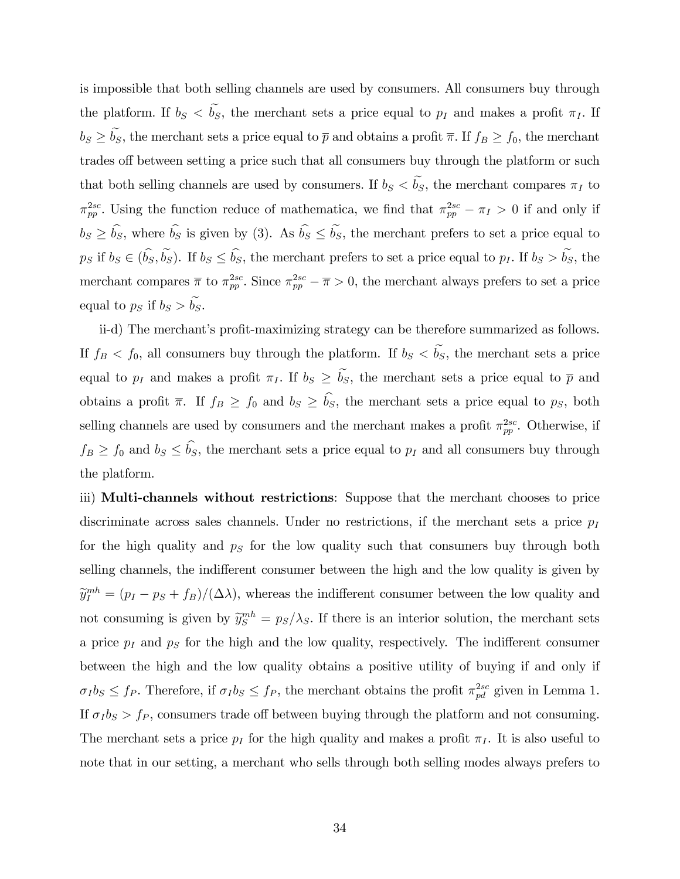is impossible that both selling channels are used by consumers. All consumers buy through the platform. If $b_S < \widetilde{b_S}$, the merchant sets a price equal to $p_I$ and makes a profit $\pi_I$. If $b_S \geq \widetilde{b_S}$, the merchant sets a price equal to $\overline{p}$ and obtains a profit $\overline{\pi}$. If $f_B \geq f_0$, the merchant trades off between setting a price such that all consumers buy through the platform or such that both selling channels are used by consumers. If $b_S < \widetilde{b_S}$, the merchant compares $\pi_I$ to $\pi_{pp}^{2sc}$. Using the function reduce of mathematica, we find that $\pi_{pp}^{2sc} - \pi_I > 0$ if and only if $b_S \geq \widehat{b_S}$, where $\widehat{b_S}$ is given by (3). As $\widehat{b_S} \leq \widetilde{b_S}$, the merchant prefers to set a price equal to $p_S$ if $b_S \in (\widehat{b_S}, \widetilde{b_S})$. If $b_S \leq \widehat{b_S}$, the merchant prefers to set a price equal to $p_I$. If $b_S > \widetilde{b_S}$, the merchant compares $\overline{\pi}$ to $\pi_{pp}^{2sc}$. Since $\pi_{pp}^{2sc} - \overline{\pi} > 0$, the merchant always prefers to set a price equal to $p_S$ if $b_S > \widetilde{b_S}$.

ii-d) The merchant's profit-maximizing strategy can be therefore summarized as follows. If $f_B < f_0$, all consumers buy through the platform. If $b_S < \widetilde{b_S}$, the merchant sets a price equal to $p_I$ and makes a profit $\pi_I$. If $b_S \geq \widetilde{b_S}$, the merchant sets a price equal to $\overline{p}$ and obtains a profit $\overline{\pi}$. If $f_B \geq f_0$ and $b_S \geq \widehat{b_S}$, the merchant sets a price equal to $p_S$, both selling channels are used by consumers and the merchant makes a profit $\pi_{pp}^{2sc}$. Otherwise, if $f_B \geq f_0$ and $b_S \leq \widehat{b_S}$, the merchant sets a price equal to $p_I$ and all consumers buy through the platform.

iii) **Multi-channels without restrictions**: Suppose that the merchant chooses to price discriminate across sales channels. Under no restrictions, if the merchant sets a price $p_I$ for the high quality and $p_S$ for the low quality such that consumers buy through both selling channels, the indifferent consumer between the high and the low quality is given by $\widetilde{y}_I^{mh} = (p_I - p_S + f_B)/(\Delta\lambda)$, whereas the indifferent consumer between the low quality and not consuming is given by $\widetilde{y}_S^{mh} = p_S/\lambda_S$. If there is an interior solution, the merchant sets a price $p_I$ and $p_S$ for the high and the low quality, respectively. The indifferent consumer between the high and the low quality obtains a positive utility of buying if and only if $\sigma_I b_S \leq f_P$. Therefore, if $\sigma_I b_S \leq f_P$, the merchant obtains the profit $\pi_{pd}^{2sc}$ given in Lemma 1. If $\sigma_I b_S > f_P$, consumers trade off between buying through the platform and not consuming. The merchant sets a price $p_I$ for the high quality and makes a profit $\pi_I$. It is also useful to note that in our setting, a merchant who sells through both selling modes always prefers to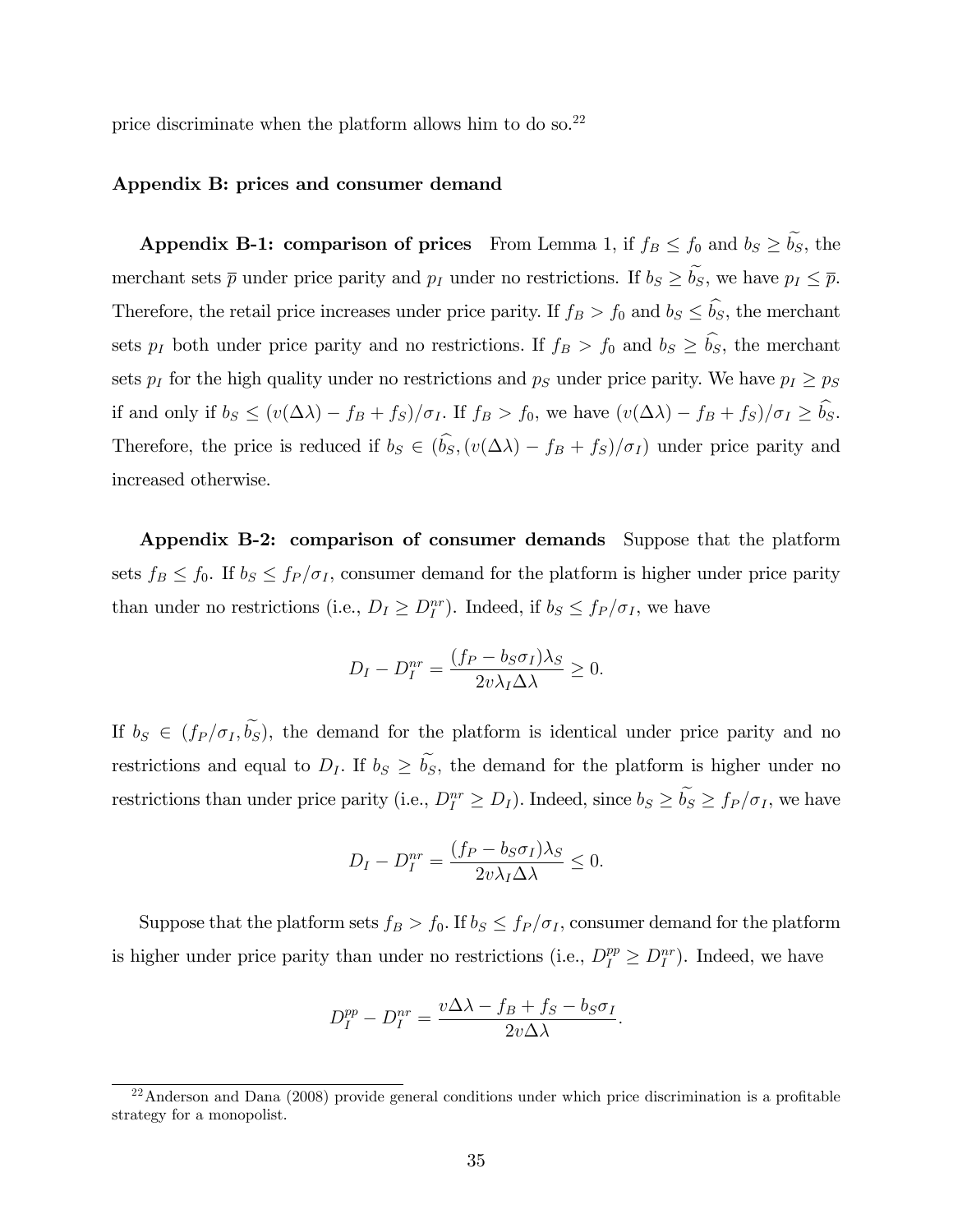price discriminate when the platform allows him to do so.[22]

### Appendix B: prices and consumer demand

**Appendix B-1: comparison of prices** From Lemma 1, if $f_B \leq f_0$ and $b_S \geq \widetilde{b_S}$, the merchant sets $\overline{p}$ under price parity and $p_I$ under no restrictions. If $b_S \geq \widetilde{b_S}$, we have $p_I \leq \overline{p}$. Therefore, the retail price increases under price parity. If $f_B > f_0$ and $b_S \leq \widehat{b_S}$, the merchant sets $p_I$ both under price parity and no restrictions. If $f_B > f_0$ and $b_S \geq \widehat{b_S}$, the merchant sets $p_I$ for the high quality under no restrictions and $p_S$ under price parity. We have $p_I \geq p_S$ if and only if $b_S \leq (v(\Delta\lambda) - f_B + f_S)/\sigma_I$. If $f_B > f_0$, we have $(v(\Delta\lambda) - f_B + f_S)/\sigma_I \geq \widehat{b_S}$. Therefore, the price is reduced if $b_S \in (\widehat{b_S}, (v(\Delta\lambda) - f_B + f_S)/\sigma_I)$ under price parity and increased otherwise.

**Appendix B-2: comparison of consumer demands** Suppose that the platform sets $f_B \leq f_0$. If $b_S \leq f_P/\sigma_I$, consumer demand for the platform is higher under price parity than under no restrictions (i.e., $D_I \geq D_I^{nr}$). Indeed, if $b_S \leq f_P/\sigma_I$, we have

$$D_I - D_I^{nr} = \frac{(f_P - b_S\sigma_I)\lambda_S}{2v\lambda_I\Delta\lambda} \geq 0.$$

If $b_S \in (f_P/\sigma_I, \widetilde{b_S})$, the demand for the platform is identical under price parity and no restrictions and equal to $D_I$. If $b_S \geq \widetilde{b_S}$, the demand for the platform is higher under no restrictions than under price parity (i.e., $D_I^{nr} \geq D_I$). Indeed, since $b_S \geq \widetilde{b_S} \geq f_P/\sigma_I$, we have

$$D_I - D_I^{nr} = \frac{(f_P - b_S\sigma_I)\lambda_S}{2v\lambda_I\Delta\lambda} \leq 0.$$

Suppose that the platform sets $f_B > f_0$. If $b_S \leq f_P/\sigma_I$, consumer demand for the platform is higher under price parity than under no restrictions (i.e., $D_I^{pp} \geq D_I^{nr}$). Indeed, we have

$$D_I^{pp} - D_I^{nr} = \frac{v\Delta\lambda - f_B + f_S - b_S\sigma_I}{2v\Delta\lambda}.$$

[22] Anderson and Dana (2008) provide general conditions under which price discrimination is a profitable strategy for a monopolist.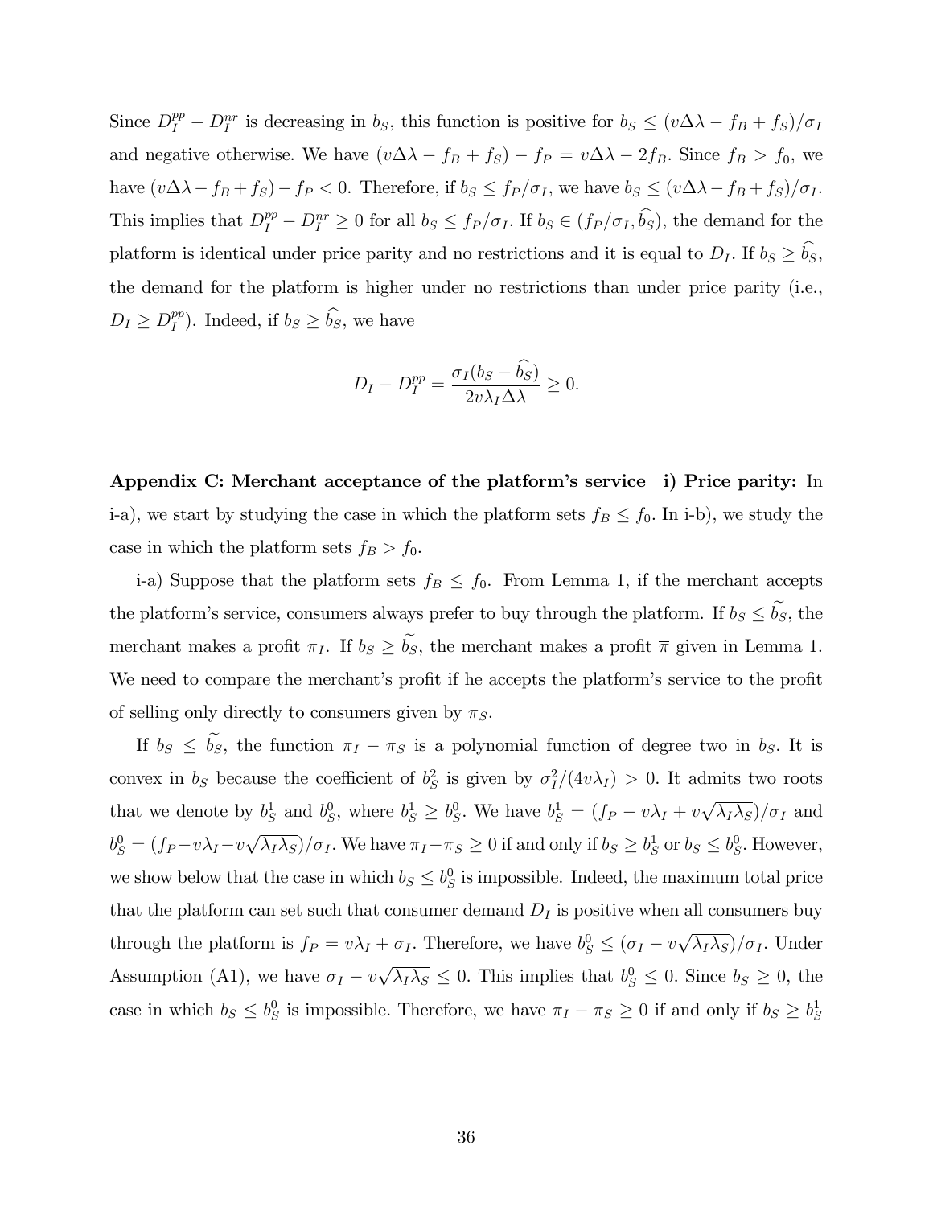Since $D_I^{pp} - D_I^{nr}$ is decreasing in $b_S$, this function is positive for $b_S \leq (v\Delta\lambda - f_B + f_S)/\sigma_I$ and negative otherwise. We have $(v\Delta\lambda - f_B + f_S) - f_P = v\Delta\lambda - 2f_B$. Since $f_B > f_0$, we have $(v\Delta\lambda - f_B + f_S) - f_P < 0$. Therefore, if $b_S \leq f_P/\sigma_I$, we have $b_S \leq (v\Delta\lambda - f_B + f_S)/\sigma_I$. This implies that $D_I^{pp} - D_I^{nr} \geq 0$ for all $b_S \leq f_P/\sigma_I$. If $b_S \in (f_P/\sigma_I, \widehat{b_S})$, the demand for the platform is identical under price parity and no restrictions and it is equal to $D_I$. If $b_S \geq \widehat{b_S}$, the demand for the platform is higher under no restrictions than under price parity (i.e., $D_I \geq D_I^{pp}$). Indeed, if $b_S \geq \widehat{b_S}$, we have

$$D_I - D_I^{pp} = \frac{\sigma_I(b_S - \widehat{b_S})}{2v\lambda_I\Delta\lambda} \geq 0.$$

**Appendix C: Merchant acceptance of the platform's service** **i) Price parity:** In i-a), we start by studying the case in which the platform sets $f_B \leq f_0$. In i-b), we study the case in which the platform sets $f_B > f_0$.

i-a) Suppose that the platform sets $f_B \leq f_0$. From Lemma 1, if the merchant accepts the platform's service, consumers always prefer to buy through the platform. If $b_S \leq \widetilde{b_S}$, the merchant makes a profit $\pi_I$. If $b_S \geq \widetilde{b_S}$, the merchant makes a profit $\overline{\pi}$ given in Lemma 1. We need to compare the merchant's profit if he accepts the platform's service to the profit of selling only directly to consumers given by $\pi_S$.

If $b_S \leq \widetilde{b_S}$, the function $\pi_I - \pi_S$ is a polynomial function of degree two in $b_S$. It is convex in $b_S$ because the coefficient of $b_S^2$ is given by $\sigma_I^2/(4v\lambda_I) > 0$. It admits two roots that we denote by $b_S^1$ and $b_S^0$, where $b_S^1 \geq b_S^0$. We have $b_S^1 = (f_P - v\lambda_I + v\sqrt{\lambda_I\lambda_S})/\sigma_I$ and $b_S^0 = (f_P - v\lambda_I - v\sqrt{\lambda_I\lambda_S})/\sigma_I$. We have $\pi_I - \pi_S \geq 0$ if and only if $b_S \geq b_S^1$ or $b_S \leq b_S^0$. However, we show below that the case in which $b_S \leq b_S^0$ is impossible. Indeed, the maximum total price that the platform can set such that consumer demand $D_I$ is positive when all consumers buy through the platform is $f_P = v\lambda_I + \sigma_I$. Therefore, we have $b_S^0 \leq (\sigma_I - v\sqrt{\lambda_I\lambda_S})/\sigma_I$. Under Assumption (A1), we have $\sigma_I - v\sqrt{\lambda_I\lambda_S} \leq 0$. This implies that $b_S^0 \leq 0$. Since $b_S \geq 0$, the case in which $b_S \leq b_S^0$ is impossible. Therefore, we have $\pi_I - \pi_S \geq 0$ if and only if $b_S \geq b_S^1$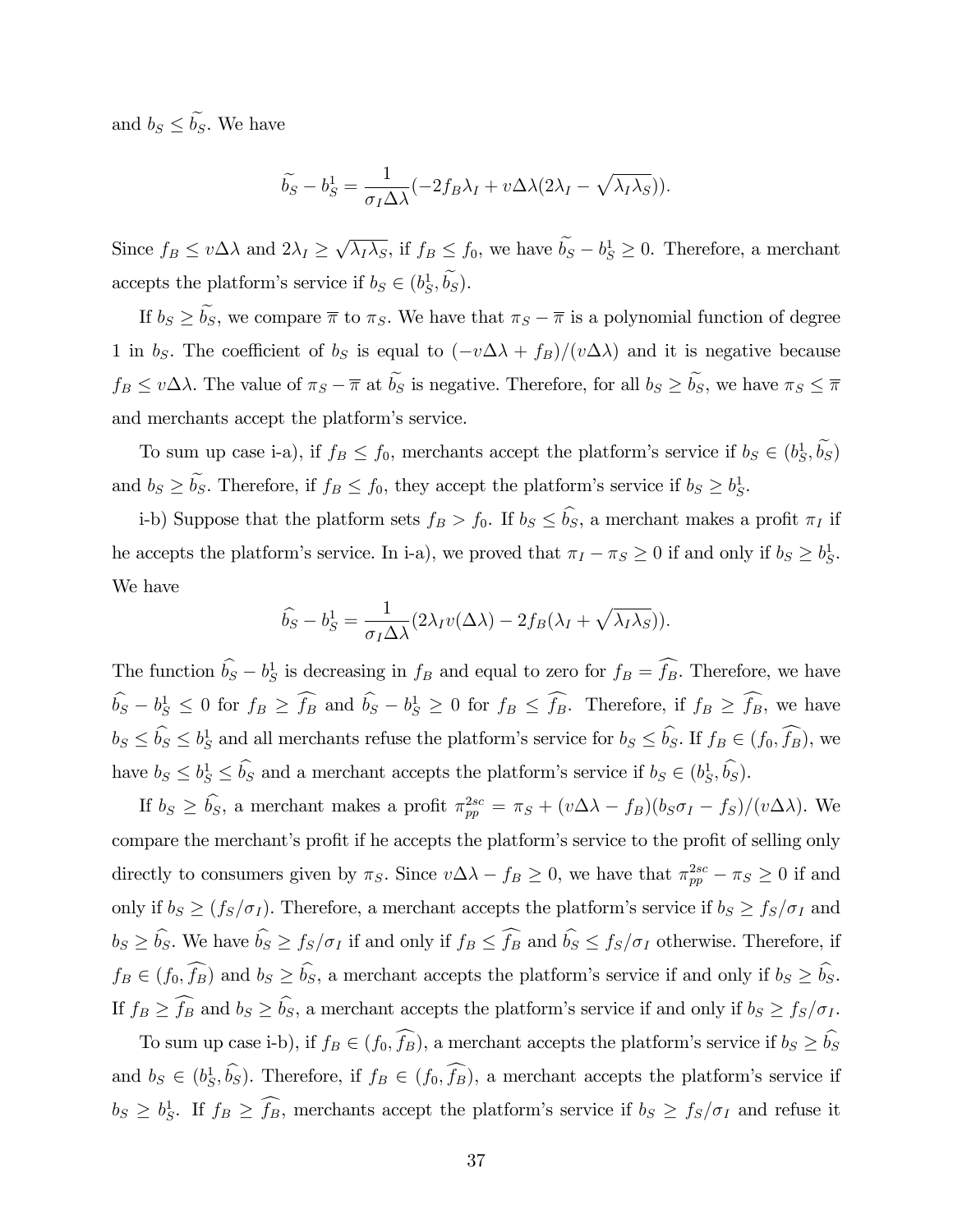and $b_S \leq \widetilde{b_S}$. We have

$$\widetilde{b_S} - b_S^1 = \frac{1}{\sigma_I \Delta\lambda}(-2f_B\lambda_I + v\Delta\lambda(2\lambda_I - \sqrt{\lambda_I\lambda_S})).$$

Since $f_B \leq v\Delta\lambda$ and $2\lambda_I \geq \sqrt{\lambda_I\lambda_S}$, if $f_B \leq f_0$, we have $\widetilde{b_S} - b_S^1 \geq 0$. Therefore, a merchant accepts the platform's service if $b_S \in (b_S^1, \widetilde{b_S})$.

If $b_S \geq \widetilde{b_S}$, we compare $\overline{\pi}$ to $\pi_S$. We have that $\pi_S - \overline{\pi}$ is a polynomial function of degree 1 in $b_S$. The coefficient of $b_S$ is equal to $(-v\Delta\lambda + f_B)/(v\Delta\lambda)$ and it is negative because $f_B \leq v\Delta\lambda$. The value of $\pi_S - \overline{\pi}$ at $\widetilde{b_S}$ is negative. Therefore, for all $b_S \geq \widetilde{b_S}$, we have $\pi_S \leq \overline{\pi}$ and merchants accept the platform's service.

To sum up case i-a), if $f_B \leq f_0$, merchants accept the platform's service if $b_S \in (b_S^1, \widetilde{b_S})$ and $b_S \geq \widetilde{b_S}$. Therefore, if $f_B \leq f_0$, they accept the platform's service if $b_S \geq b_S^1$.

i-b) Suppose that the platform sets $f_B > f_0$. If $b_S \leq \widehat{b_S}$, a merchant makes a profit $\pi_I$ if he accepts the platform's service. In i-a), we proved that $\pi_I - \pi_S \geq 0$ if and only if $b_S \geq b_S^1$. We have

$$\widehat{b_S} - b_S^1 = \frac{1}{\sigma_I \Delta\lambda}(2\lambda_I v(\Delta\lambda) - 2f_B(\lambda_I + \sqrt{\lambda_I\lambda_S})).$$

The function $\widehat{b_S} - b_S^1$ is decreasing in $f_B$ and equal to zero for $f_B = \widehat{f_B}$. Therefore, we have $\widehat{b_S} - b_S^1 \leq 0$ for $f_B \geq \widehat{f_B}$ and $\widehat{b_S} - b_S^1 \geq 0$ for $f_B \leq \widehat{f_B}$. Therefore, if $f_B \geq \widehat{f_B}$, we have $b_S \leq \widehat{b_S} \leq b_S^1$ and all merchants refuse the platform's service for $b_S \leq \widehat{b_S}$. If $f_B \in (f_0, \widehat{f_B})$, we have $b_S \leq b_S^1 \leq \widehat{b_S}$ and a merchant accepts the platform's service if $b_S \in (b_S^1, \widehat{b_S})$.

If $b_S \geq \widehat{b_S}$, a merchant makes a profit $\pi_{pp}^{2sc} = \pi_S + (v\Delta\lambda - f_B)(b_S\sigma_I - f_S)/(v\Delta\lambda)$. We compare the merchant's profit if he accepts the platform's service to the profit of selling only directly to consumers given by $\pi_S$. Since $v\Delta\lambda - f_B \geq 0$, we have that $\pi_{pp}^{2sc} - \pi_S \geq 0$ if and only if $b_S \geq (f_S/\sigma_I)$. Therefore, a merchant accepts the platform's service if $b_S \geq f_S/\sigma_I$ and $b_S \geq \widehat{b_S}$. We have $\widehat{b_S} \geq f_S/\sigma_I$ if and only if $f_B \leq \widehat{f_B}$ and $\widehat{b_S} \leq f_S/\sigma_I$ otherwise. Therefore, if $f_B \in (f_0, \widehat{f_B})$ and $b_S \geq \widehat{b_S}$, a merchant accepts the platform's service if and only if $b_S \geq \widehat{b_S}$. If $f_B \geq \widehat{f_B}$ and $b_S \geq \widehat{b_S}$, a merchant accepts the platform's service if and only if $b_S \geq f_S/\sigma_I$.

To sum up case i-b), if $f_B \in (f_0, \widehat{f_B})$, a merchant accepts the platform's service if $b_S \geq \widehat{b_S}$ and $b_S \in (b_S^1, \widehat{b_S})$. Therefore, if $f_B \in (f_0, \widehat{f_B})$, a merchant accepts the platform's service if $b_S \geq b_S^1$. If $f_B \geq \widehat{f_B}$, merchants accept the platform's service if $b_S \geq f_S/\sigma_I$ and refuse it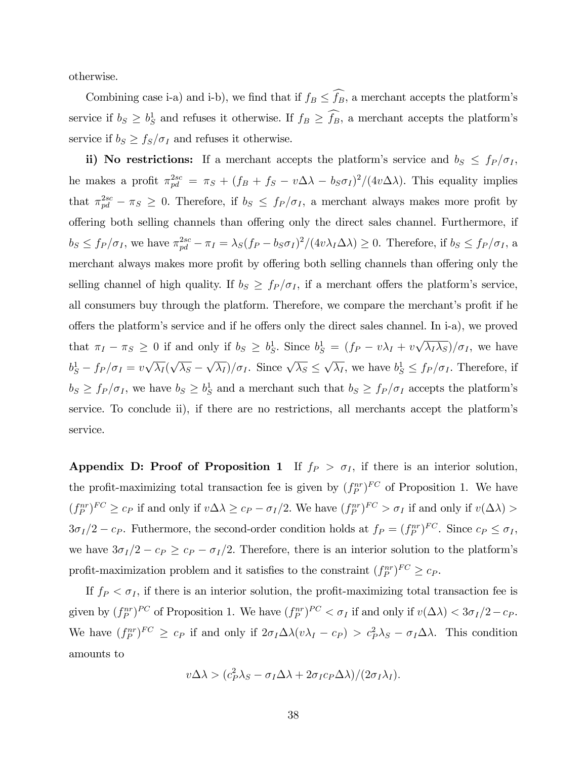otherwise.

Combining case i-a) and i-b), we find that if $f_B \leq \widehat{f_B}$, a merchant accepts the platform's service if $b_S \geq b_S^1$ and refuses it otherwise. If $f_B \geq \widehat{f_B}$, a merchant accepts the platform's service if $b_S \geq f_S/\sigma_I$ and refuses it otherwise.

**ii) No restrictions:** If a merchant accepts the platform's service and $b_S \leq f_P/\sigma_I$, he makes a profit $\pi_{pd}^{2sc} = \pi_S + (f_B + f_S - v\Delta\lambda - b_S\sigma_I)^2/(4v\Delta\lambda)$. This equality implies that $\pi_{pd}^{2sc} - \pi_S \geq 0$. Therefore, if $b_S \leq f_P/\sigma_I$, a merchant always makes more profit by offering both selling channels than offering only the direct sales channel. Furthermore, if $b_S \leq f_P/\sigma_I$, we have $\pi_{pd}^{2sc} - \pi_I = \lambda_S(f_P - b_S\sigma_I)^2/(4v\lambda_I\Delta\lambda) \geq 0$. Therefore, if $b_S \leq f_P/\sigma_I$, a merchant always makes more profit by offering both selling channels than offering only the selling channel of high quality. If $b_S \geq f_P/\sigma_I$, if a merchant offers the platform's service, all consumers buy through the platform. Therefore, we compare the merchant's profit if he offers the platform's service and if he offers only the direct sales channel. In i-a), we proved that $\pi_I - \pi_S \geq 0$ if and only if $b_S \geq b_S^1$. Since $b_S^1 = (f_P - v\lambda_I + v\sqrt{\lambda_I\lambda_S})/\sigma_I$, we have $b_S^1 - f_P/\sigma_I = v\sqrt{\lambda_I}(\sqrt{\lambda_S} - \sqrt{\lambda_I})/\sigma_I$. Since $\sqrt{\lambda_S} \leq \sqrt{\lambda_I}$, we have $b_S^1 \leq f_P/\sigma_I$. Therefore, if $b_S \geq f_P/\sigma_I$, we have $b_S \geq b_S^1$ and a merchant such that $b_S \geq f_P/\sigma_I$ accepts the platform's service. To conclude ii), if there are no restrictions, all merchants accept the platform's service.

**Appendix D: Proof of Proposition 1** If $f_P > \sigma_I$, if there is an interior solution, the profit-maximizing total transaction fee is given by $(f_P^{nr})^{FC}$ of Proposition 1. We have $(f_P^{nr})^{FC} \geq c_P$ if and only if $v\Delta\lambda \geq c_P - \sigma_I/2$. We have $(f_P^{nr})^{FC} > \sigma_I$ if and only if $v(\Delta\lambda) > 3\sigma_I/2 - c_P$. Futhermore, the second-order condition holds at $f_P = (f_P^{nr})^{FC}$. Since $c_P \leq \sigma_I$, we have $3\sigma_I/2 - c_P \geq c_P - \sigma_I/2$. Therefore, there is an interior solution to the platform's profit-maximization problem and it satisfies to the constraint $(f_P^{nr})^{FC} \geq c_P$.

If $f_P < \sigma_I$, if there is an interior solution, the profit-maximizing total transaction fee is given by $(f_P^{nr})^{PC}$ of Proposition 1. We have $(f_P^{nr})^{PC} < \sigma_I$ if and only if $v(\Delta\lambda) < 3\sigma_I/2 - c_P$. We have $(f_P^{nr})^{FC} \geq c_P$ if and only if $2\sigma_I\Delta\lambda(v\lambda_I - c_P) > c_P^2\lambda_S - \sigma_I\Delta\lambda$. This condition amounts to

$$v\Delta\lambda > (c_P^2\lambda_S - \sigma_I\Delta\lambda + 2\sigma_I c_P\Delta\lambda)/(2\sigma_I\lambda_I).$$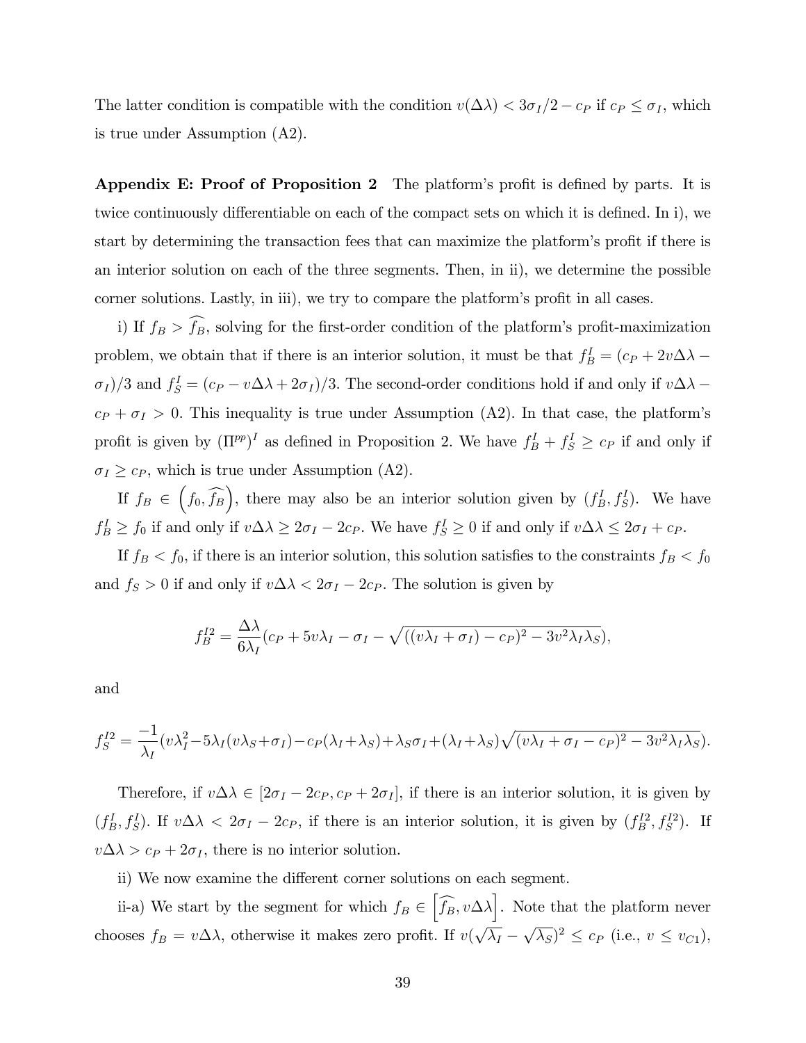The latter condition is compatible with the condition $v(\Delta\lambda) < 3\sigma_I/2 - c_P$ if $c_P \leq \sigma_I$, which is true under Assumption (A2).

**Appendix E: Proof of Proposition 2** The platform's profit is defined by parts. It is twice continuously differentiable on each of the compact sets on which it is defined. In i), we start by determining the transaction fees that can maximize the platform's profit if there is an interior solution on each of the three segments. Then, in ii), we determine the possible corner solutions. Lastly, in iii), we try to compare the platform's profit in all cases.

i) If $f_B > \widehat{f_B}$, solving for the first-order condition of the platform's profit-maximization problem, we obtain that if there is an interior solution, it must be that $f_B^I = (c_P + 2v\Delta\lambda - \sigma_I)/3$ and $f_S^I = (c_P - v\Delta\lambda + 2\sigma_I)/3$. The second-order conditions hold if and only if $v\Delta\lambda - c_P + \sigma_I > 0$. This inequality is true under Assumption (A2). In that case, the platform's profit is given by $(\Pi^{pp})^I$ as defined in Proposition 2. We have $f_B^I + f_S^I \geq c_P$ if and only if $\sigma_I \geq c_P$, which is true under Assumption (A2).

If $f_B \in \left(f_0, \widehat{f_B}\right)$, there may also be an interior solution given by $(f_B^I, f_S^I)$. We have $f_B^I \geq f_0$ if and only if $v\Delta\lambda \geq 2\sigma_I - 2c_P$. We have $f_S^I \geq 0$ if and only if $v\Delta\lambda \leq 2\sigma_I + c_P$.

If $f_B < f_0$, if there is an interior solution, this solution satisfies to the constraints $f_B < f_0$ and $f_S > 0$ if and only if $v\Delta\lambda < 2\sigma_I - 2c_P$. The solution is given by

$$f_B^{I2} = \frac{\Delta\lambda}{6\lambda_I}(c_P + 5v\lambda_I - \sigma_I - \sqrt{((v\lambda_I + \sigma_I) - c_P)^2 - 3v^2\lambda_I\lambda_S}),$$

and

$$f_S^{I2} = \frac{-1}{\lambda_I}(v\lambda_I^2 - 5\lambda_I(v\lambda_S + \sigma_I) - c_P(\lambda_I + \lambda_S) + \lambda_S\sigma_I + (\lambda_I + \lambda_S)\sqrt{(v\lambda_I + \sigma_I - c_P)^2 - 3v^2\lambda_I\lambda_S}).$$

Therefore, if $v\Delta\lambda \in [2\sigma_I - 2c_P, c_P + 2\sigma_I]$, if there is an interior solution, it is given by $(f_B^I, f_S^I)$. If $v\Delta\lambda < 2\sigma_I - 2c_P$, if there is an interior solution, it is given by $(f_B^{I2}, f_S^{I2})$. If $v\Delta\lambda > c_P + 2\sigma_I$, there is no interior solution.

ii) We now examine the different corner solutions on each segment.

ii-a) We start by the segment for which $f_B \in \left[\widehat{f_B}, v\Delta\lambda\right]$. Note that the platform never chooses $f_B = v\Delta\lambda$, otherwise it makes zero profit. If $v(\sqrt{\lambda_I} - \sqrt{\lambda_S})^2 \leq c_P$ (i.e., $v \leq v_{C1}$),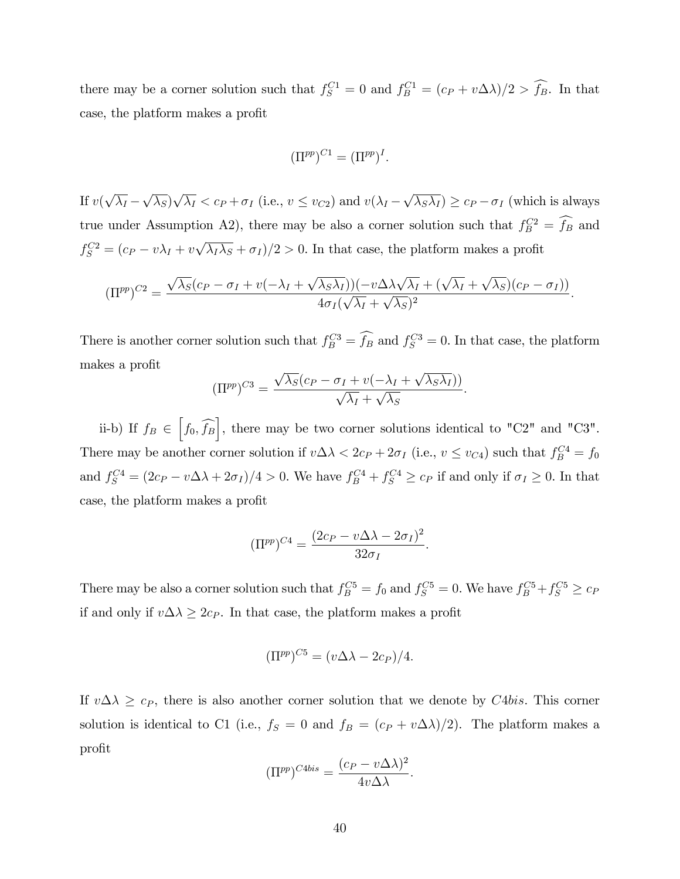there may be a corner solution such that $f_S^{C1} = 0$ and $f_B^{C1} = (c_P + v\Delta\lambda)/2 > \widehat{f_B}$. In that case, the platform makes a profit

$$(\Pi^{pp})^{C1} = (\Pi^{pp})^I.$$

If $v(\sqrt{\lambda_I} - \sqrt{\lambda_S})\sqrt{\lambda_I} < c_P + \sigma_I$ (i.e., $v \leq v_{C2}$) and $v(\lambda_I - \sqrt{\lambda_S \lambda_I}) \geq c_P - \sigma_I$ (which is always true under Assumption A2), there may be also a corner solution such that $f_B^{C2} = \widehat{f_B}$ and $f_S^{C2} = (c_P - v\lambda_I + v\sqrt{\lambda_I \lambda_S} + \sigma_I)/2 > 0$. In that case, the platform makes a profit

$$(\Pi^{pp})^{C2} = \frac{\sqrt{\lambda_S}(c_P - \sigma_I + v(-\lambda_I + \sqrt{\lambda_S \lambda_I}))(-v\Delta\lambda\sqrt{\lambda_I} + (\sqrt{\lambda_I} + \sqrt{\lambda_S})(c_P - \sigma_I))}{4\sigma_I(\sqrt{\lambda_I} + \sqrt{\lambda_S})^2}.$$

There is another corner solution such that $f_B^{C3} = \widehat{f_B}$ and $f_S^{C3} = 0$. In that case, the platform makes a profit

$$(\Pi^{pp})^{C3} = \frac{\sqrt{\lambda_S}(c_P - \sigma_I + v(-\lambda_I + \sqrt{\lambda_S \lambda_I}))}{\sqrt{\lambda_I} + \sqrt{\lambda_S}}.$$

ii-b) If $f_B \in \left[f_0, \widehat{f_B}\right]$, there may be two corner solutions identical to "C2" and "C3". There may be another corner solution if $v\Delta\lambda < 2c_P + 2\sigma_I$ (i.e., $v \leq v_{C4}$) such that $f_B^{C4} = f_0$ and $f_S^{C4} = (2c_P - v\Delta\lambda + 2\sigma_I)/4 > 0$. We have $f_B^{C4} + f_S^{C4} \geq c_P$ if and only if $\sigma_I \geq 0$. In that case, the platform makes a profit

$$(\Pi^{pp})^{C4} = \frac{(2c_P - v\Delta\lambda - 2\sigma_I)^2}{32\sigma_I}.$$

There may be also a corner solution such that $f_B^{C5} = f_0$ and $f_S^{C5} = 0$. We have $f_B^{C5} + f_S^{C5} \geq c_P$ if and only if $v\Delta\lambda \geq 2c_P$. In that case, the platform makes a profit

$$(\Pi^{pp})^{C5} = (v\Delta\lambda - 2c_P)/4.$$

If $v\Delta\lambda \geq c_P$, there is also another corner solution that we denote by $C4bis$. This corner solution is identical to C1 (i.e., $f_S = 0$ and $f_B = (c_P + v\Delta\lambda)/2$). The platform makes a profit

$$(\Pi^{pp})^{C4bis} = \frac{(c_P - v\Delta\lambda)^2}{4v\Delta\lambda}.$$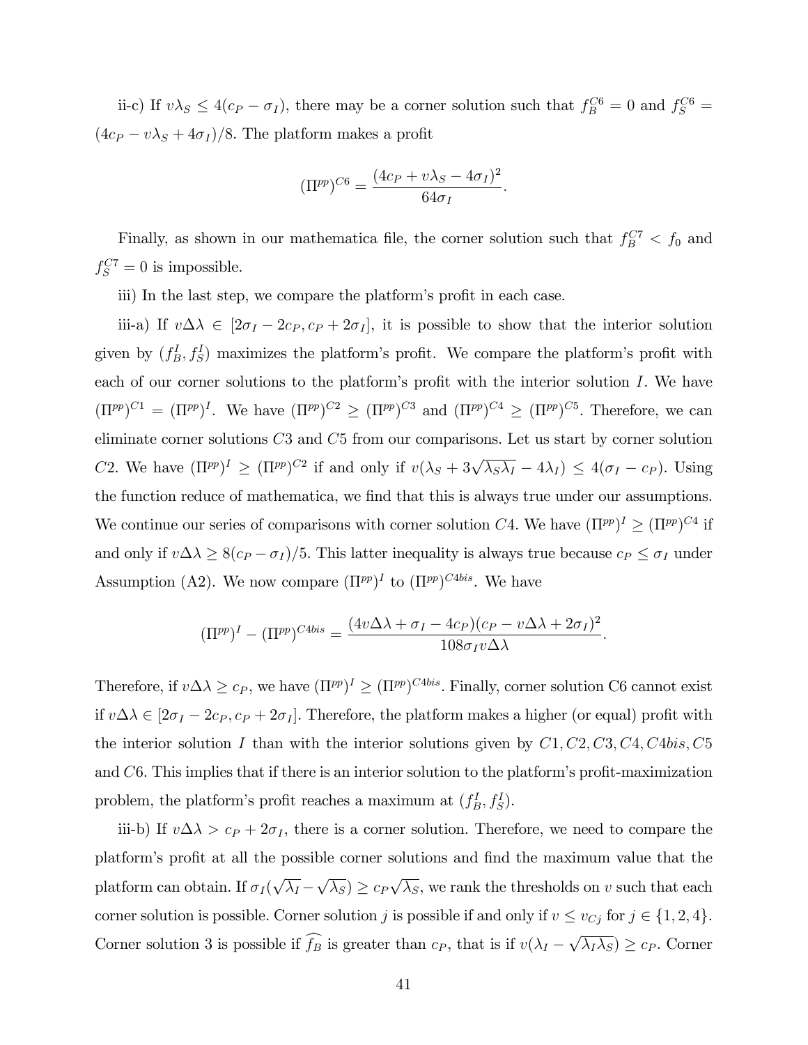ii-c) If $v\lambda_S \leq 4(c_P - \sigma_I)$, there may be a corner solution such that $f_B^{C6} = 0$ and $f_S^{C6} = (4c_P - v\lambda_S + 4\sigma_I)/8$. The platform makes a profit

$$(\Pi^{pp})^{C6} = \frac{(4c_P + v\lambda_S - 4\sigma_I)^2}{64\sigma_I}.$$

Finally, as shown in our mathematica file, the corner solution such that $f_B^{C7} < f_0$ and $f_S^{C7} = 0$ is impossible.

iii) In the last step, we compare the platform's profit in each case.

iii-a) If $v\Delta\lambda \in [2\sigma_I - 2c_P, c_P + 2\sigma_I]$, it is possible to show that the interior solution given by $(f_B^I, f_S^I)$ maximizes the platform's profit. We compare the platform's profit with each of our corner solutions to the platform's profit with the interior solution $I$. We have $(\Pi^{pp})^{C1} = (\Pi^{pp})^I$. We have $(\Pi^{pp})^{C2} \geq (\Pi^{pp})^{C3}$ and $(\Pi^{pp})^{C4} \geq (\Pi^{pp})^{C5}$. Therefore, we can eliminate corner solutions $C3$ and $C5$ from our comparisons. Let us start by corner solution $C2$. We have $(\Pi^{pp})^I \geq (\Pi^{pp})^{C2}$ if and only if $v(\lambda_S + 3\sqrt{\lambda_S\lambda_I} - 4\lambda_I) \leq 4(\sigma_I - c_P)$. Using the function reduce of mathematica, we find that this is always true under our assumptions. We continue our series of comparisons with corner solution $C4$. We have $(\Pi^{pp})^I \geq (\Pi^{pp})^{C4}$ if and only if $v\Delta\lambda \geq 8(c_P - \sigma_I)/5$. This latter inequality is always true because $c_P \leq \sigma_I$ under Assumption (A2). We now compare $(\Pi^{pp})^I$ to $(\Pi^{pp})^{C4bis}$. We have

$$(\Pi^{pp})^I - (\Pi^{pp})^{C4bis} = \frac{(4v\Delta\lambda + \sigma_I - 4c_P)(c_P - v\Delta\lambda + 2\sigma_I)^2}{108\sigma_I v\Delta\lambda}.$$

Therefore, if $v\Delta\lambda \geq c_P$, we have $(\Pi^{pp})^I \geq (\Pi^{pp})^{C4bis}$. Finally, corner solution C6 cannot exist if $v\Delta\lambda \in [2\sigma_I - 2c_P, c_P + 2\sigma_I]$. Therefore, the platform makes a higher (or equal) profit with the interior solution $I$ than with the interior solutions given by $C1, C2, C3, C4, C4bis, C5$ and $C6$. This implies that if there is an interior solution to the platform's profit-maximization problem, the platform's profit reaches a maximum at $(f_B^I, f_S^I)$.

iii-b) If $v\Delta\lambda > c_P + 2\sigma_I$, there is a corner solution. Therefore, we need to compare the platform's profit at all the possible corner solutions and find the maximum value that the platform can obtain. If $\sigma_I(\sqrt{\lambda_I} - \sqrt{\lambda_S}) \geq c_P\sqrt{\lambda_S}$, we rank the thresholds on $v$ such that each corner solution is possible. Corner solution $j$ is possible if and only if $v \leq v_{Cj}$ for $j \in \{1, 2, 4\}$. Corner solution 3 is possible if $\widehat{f_B}$ is greater than $c_P$, that is if $v(\lambda_I - \sqrt{\lambda_I\lambda_S}) \geq c_P$. Corner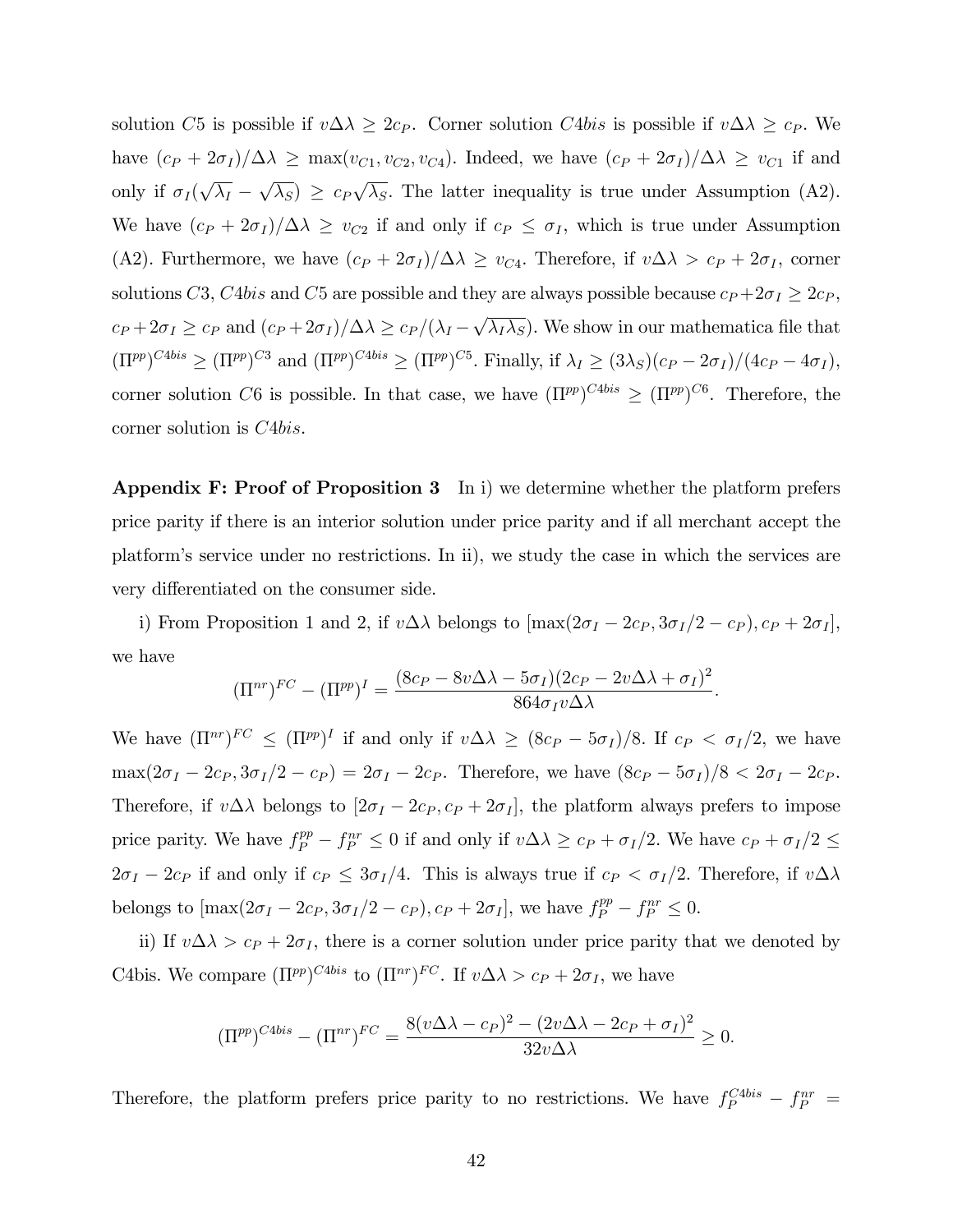solution $C5$ is possible if $v\Delta\lambda \geq 2c_P$. Corner solution $C4bis$ is possible if $v\Delta\lambda \geq c_P$. We have $(c_P + 2\sigma_I)/\Delta\lambda \geq \max(v_{C1}, v_{C2}, v_{C4})$. Indeed, we have $(c_P + 2\sigma_I)/\Delta\lambda \geq v_{C1}$ if and only if $\sigma_I(\sqrt{\lambda_I} - \sqrt{\lambda_S}) \geq c_P\sqrt{\lambda_S}$. The latter inequality is true under Assumption (A2). We have $(c_P + 2\sigma_I)/\Delta\lambda \geq v_{C2}$ if and only if $c_P \leq \sigma_I$, which is true under Assumption (A2). Furthermore, we have $(c_P + 2\sigma_I)/\Delta\lambda \geq v_{C4}$. Therefore, if $v\Delta\lambda > c_P + 2\sigma_I$, corner solutions $C3$, $C4bis$ and $C5$ are possible and they are always possible because $c_P + 2\sigma_I \geq 2c_P$, $c_P + 2\sigma_I \geq c_P$ and $(c_P + 2\sigma_I)/\Delta\lambda \geq c_P/(\lambda_I - \sqrt{\lambda_I\lambda_S})$. We show in our mathematica file that $(\Pi^{pp})^{C4bis} \geq (\Pi^{pp})^{C3}$ and $(\Pi^{pp})^{C4bis} \geq (\Pi^{pp})^{C5}$. Finally, if $\lambda_I \geq (3\lambda_S)(c_P - 2\sigma_I)/(4c_P - 4\sigma_I)$, corner solution $C6$ is possible. In that case, we have $(\Pi^{pp})^{C4bis} \geq (\Pi^{pp})^{C6}$. Therefore, the corner solution is $C4bis$.

**Appendix F: Proof of Proposition 3** In i) we determine whether the platform prefers price parity if there is an interior solution under price parity and if all merchant accept the platform's service under no restrictions. In ii), we study the case in which the services are very differentiated on the consumer side.

i) From Proposition 1 and 2, if $v\Delta\lambda$ belongs to $[\max(2\sigma_I - 2c_P, 3\sigma_I/2 - c_P), c_P + 2\sigma_I]$, we have

$$(\Pi^{nr})^{FC} - (\Pi^{pp})^{I} = \frac{(8c_P - 8v\Delta\lambda - 5\sigma_I)(2c_P - 2v\Delta\lambda + \sigma_I)^2}{864\sigma_I v\Delta\lambda}.$$

We have $(\Pi^{nr})^{FC} \leq (\Pi^{pp})^{I}$ if and only if $v\Delta\lambda \geq (8c_P - 5\sigma_I)/8$. If $c_P < \sigma_I/2$, we have $\max(2\sigma_I - 2c_P, 3\sigma_I/2 - c_P) = 2\sigma_I - 2c_P$. Therefore, we have $(8c_P - 5\sigma_I)/8 < 2\sigma_I - 2c_P$. Therefore, if $v\Delta\lambda$ belongs to $[2\sigma_I - 2c_P, c_P + 2\sigma_I]$, the platform always prefers to impose price parity. We have $f_P^{pp} - f_P^{nr} \leq 0$ if and only if $v\Delta\lambda \geq c_P + \sigma_I/2$. We have $c_P + \sigma_I/2 \leq 2\sigma_I - 2c_P$ if and only if $c_P \leq 3\sigma_I/4$. This is always true if $c_P < \sigma_I/2$. Therefore, if $v\Delta\lambda$ belongs to $[\max(2\sigma_I - 2c_P, 3\sigma_I/2 - c_P), c_P + 2\sigma_I]$, we have $f_P^{pp} - f_P^{nr} \leq 0$.

ii) If $v\Delta\lambda > c_P + 2\sigma_I$, there is a corner solution under price parity that we denoted by C4bis. We compare $(\Pi^{pp})^{C4bis}$ to $(\Pi^{nr})^{FC}$. If $v\Delta\lambda > c_P + 2\sigma_I$, we have

$$(\Pi^{pp})^{C4bis} - (\Pi^{nr})^{FC} = \frac{8(v\Delta\lambda - c_P)^2 - (2v\Delta\lambda - 2c_P + \sigma_I)^2}{32v\Delta\lambda} \geq 0.$$

Therefore, the platform prefers price parity to no restrictions. We have $f_P^{C4bis} - f_P^{nr} =$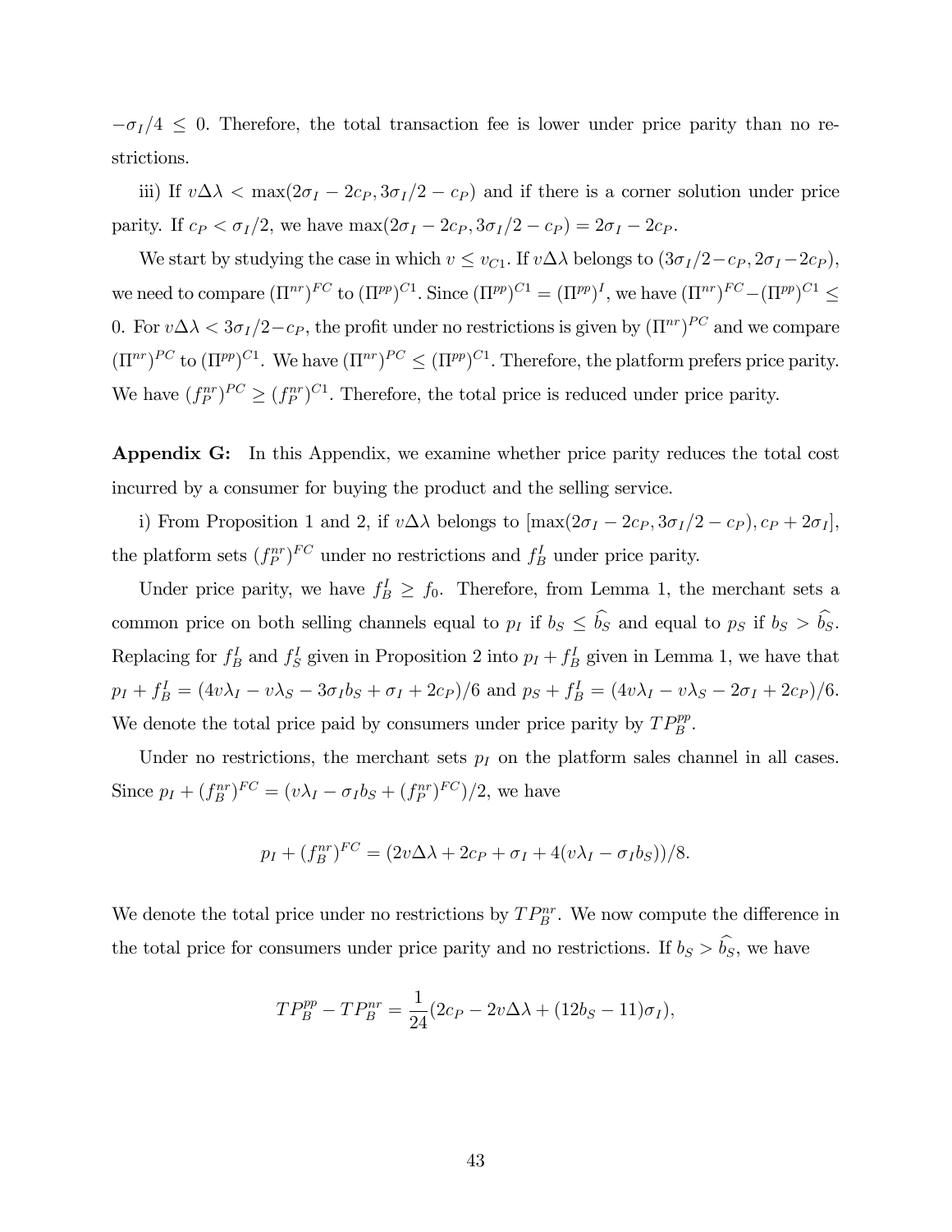$-\sigma_I/4 \leq 0$. Therefore, the total transaction fee is lower under price parity than no restrictions.

iii) If $v\Delta\lambda < \max(2\sigma_I - 2c_P, 3\sigma_I/2 - c_P)$ and if there is a corner solution under price parity. If $c_P < \sigma_I/2$, we have $\max(2\sigma_I - 2c_P, 3\sigma_I/2 - c_P) = 2\sigma_I - 2c_P$.

We start by studying the case in which $v \leq v_{C1}$. If $v\Delta\lambda$ belongs to $(3\sigma_I/2 - c_P, 2\sigma_I - 2c_P)$, we need to compare $(\Pi^{nr})^{FC}$ to $(\Pi^{pp})^{C1}$. Since $(\Pi^{pp})^{C1} = (\Pi^{pp})^{I}$, we have $(\Pi^{nr})^{FC} - (\Pi^{pp})^{C1} \leq 0$. For $v\Delta\lambda < 3\sigma_I/2 - c_P$, the profit under no restrictions is given by $(\Pi^{nr})^{PC}$ and we compare $(\Pi^{nr})^{PC}$ to $(\Pi^{pp})^{C1}$. We have $(\Pi^{nr})^{PC} \leq (\Pi^{pp})^{C1}$. Therefore, the platform prefers price parity. We have $(f_P^{nr})^{PC} \geq (f_P^{nr})^{C1}$. Therefore, the total price is reduced under price parity.

**Appendix G:** In this Appendix, we examine whether price parity reduces the total cost incurred by a consumer for buying the product and the selling service.

i) From Proposition 1 and 2, if $v\Delta\lambda$ belongs to $[\max(2\sigma_I - 2c_P, 3\sigma_I/2 - c_P), c_P + 2\sigma_I]$, the platform sets $(f_P^{nr})^{FC}$ under no restrictions and $f_B^I$ under price parity.

Under price parity, we have $f_B^I \geq f_0$. Therefore, from Lemma 1, the merchant sets a common price on both selling channels equal to $p_I$ if $b_S \leq \widehat{b_S}$ and equal to $p_S$ if $b_S > \widehat{b_S}$. Replacing for $f_B^I$ and $f_S^I$ given in Proposition 2 into $p_I + f_B^I$ given in Lemma 1, we have that $p_I + f_B^I = (4v\lambda_I - v\lambda_S - 3\sigma_I b_S + \sigma_I + 2c_P)/6$ and $p_S + f_B^I = (4v\lambda_I - v\lambda_S - 2\sigma_I + 2c_P)/6$. We denote the total price paid by consumers under price parity by $TP_B^{pp}$.

Under no restrictions, the merchant sets $p_I$ on the platform sales channel in all cases. Since $p_I + (f_B^{nr})^{FC} = (v\lambda_I - \sigma_I b_S + (f_P^{nr})^{FC})/2$, we have

$$p_I + (f_B^{nr})^{FC} = (2v\Delta\lambda + 2c_P + \sigma_I + 4(v\lambda_I - \sigma_I b_S))/8.$$

We denote the total price under no restrictions by $TP_B^{nr}$. We now compute the difference in the total price for consumers under price parity and no restrictions. If $b_S > \widehat{b_S}$, we have

$$TP_B^{pp} - TP_B^{nr} = \frac{1}{24}(2c_P - 2v\Delta\lambda + (12b_S - 11)\sigma_I),$$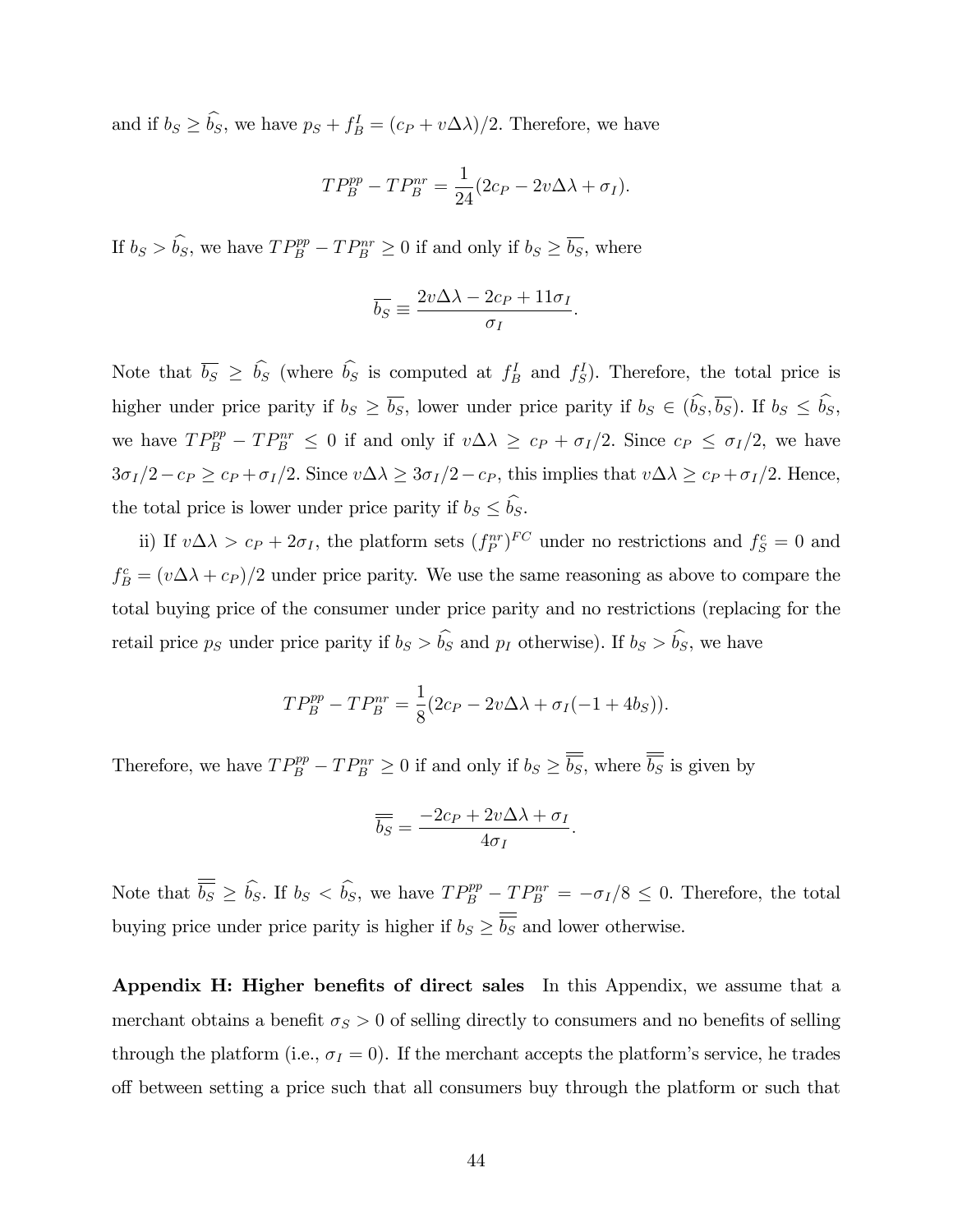and if $b_S \geq \widehat{b_S}$, we have $p_S + f_B^I = (c_P + v\Delta\lambda)/2$. Therefore, we have

$$TP_B^{pp} - TP_B^{nr} = \frac{1}{24}(2c_P - 2v\Delta\lambda + \sigma_I).$$

If $b_S > \widehat{b_S}$, we have $TP_B^{pp} - TP_B^{nr} \geq 0$ if and only if $b_S \geq \overline{b_S}$, where

$$\overline{b_S} \equiv \frac{2v\Delta\lambda - 2c_P + 11\sigma_I}{\sigma_I}.$$

Note that $\overline{b_S} \geq \widehat{b_S}$ (where $\widehat{b_S}$ is computed at $f_B^I$ and $f_S^I$). Therefore, the total price is higher under price parity if $b_S \geq \overline{b_S}$, lower under price parity if $b_S \in (\widehat{b_S}, \overline{b_S})$. If $b_S \leq \widehat{b_S}$, we have $TP_B^{pp} - TP_B^{nr} \leq 0$ if and only if $v\Delta\lambda \geq c_P + \sigma_I/2$. Since $c_P \leq \sigma_I/2$, we have $3\sigma_I/2 - c_P \geq c_P + \sigma_I/2$. Since $v\Delta\lambda \geq 3\sigma_I/2 - c_P$, this implies that $v\Delta\lambda \geq c_P + \sigma_I/2$. Hence, the total price is lower under price parity if $b_S \leq \widehat{b_S}$.

ii) If $v\Delta\lambda > c_P + 2\sigma_I$, the platform sets $(f_P^{nr})^{FC}$ under no restrictions and $f_S^c = 0$ and $f_B^c = (v\Delta\lambda + c_P)/2$ under price parity. We use the same reasoning as above to compare the total buying price of the consumer under price parity and no restrictions (replacing for the retail price $p_S$ under price parity if $b_S > \widehat{b_S}$ and $p_I$ otherwise). If $b_S > \widehat{b_S}$, we have

$$TP_B^{pp} - TP_B^{nr} = \frac{1}{8}(2c_P - 2v\Delta\lambda + \sigma_I(-1 + 4b_S)).$$

Therefore, we have $TP_B^{pp} - TP_B^{nr} \geq 0$ if and only if $b_S \geq \overline{\overline{b_S}}$, where $\overline{\overline{b_S}}$ is given by

$$\overline{\overline{b_S}} = \frac{-2c_P + 2v\Delta\lambda + \sigma_I}{4\sigma_I}.$$

Note that $\overline{\overline{b_S}} \geq \widehat{b_S}$. If $b_S < \widehat{b_S}$, we have $TP_B^{pp} - TP_B^{nr} = -\sigma_I/8 \leq 0$. Therefore, the total buying price under price parity is higher if $b_S \geq \overline{\overline{b_S}}$ and lower otherwise.

**Appendix H: Higher benefits of direct sales** In this Appendix, we assume that a merchant obtains a benefit $\sigma_S > 0$ of selling directly to consumers and no benefits of selling through the platform (i.e., $\sigma_I = 0$). If the merchant accepts the platform's service, he trades off between setting a price such that all consumers buy through the platform or such that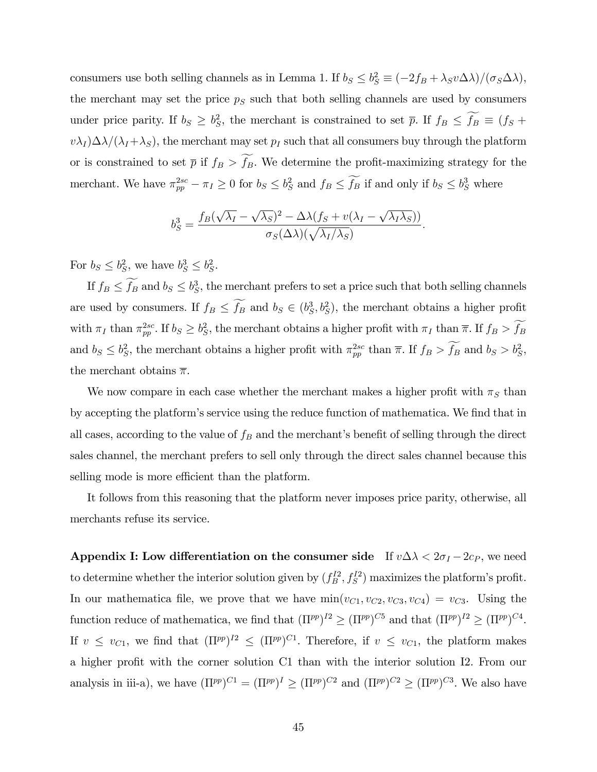consumers use both selling channels as in Lemma 1. If $b_S \leq b_S^2 \equiv (-2f_B + \lambda_S v\Delta\lambda)/(\sigma_S \Delta\lambda)$, the merchant may set the price $p_S$ such that both selling channels are used by consumers under price parity. If $b_S \geq b_S^2$, the merchant is constrained to set $\overline{p}$. If $f_B \leq \widetilde{f_B} \equiv (f_S + v\lambda_I)\Delta\lambda/(\lambda_I+\lambda_S)$, the merchant may set $p_I$ such that all consumers buy through the platform or is constrained to set $\overline{p}$ if $f_B > \widetilde{f_B}$. We determine the profit-maximizing strategy for the merchant. We have $\pi_{pp}^{2sc} - \pi_I \geq 0$ for $b_S \leq b_S^2$ and $f_B \leq \widetilde{f_B}$ if and only if $b_S \leq b_S^3$ where

$$b_S^3 = \frac{f_B(\sqrt{\lambda_I} - \sqrt{\lambda_S})^2 - \Delta\lambda(f_S + v(\lambda_I - \sqrt{\lambda_I \lambda_S}))}{\sigma_S(\Delta\lambda)(\sqrt{\lambda_I/\lambda_S})}.$$

For $b_S \leq b_S^2$, we have $b_S^3 \leq b_S^2$.

If $f_B \leq \widetilde{f_B}$ and $b_S \leq b_S^3$, the merchant prefers to set a price such that both selling channels are used by consumers. If $f_B \leq \widetilde{f_B}$ and $b_S \in (b_S^3, b_S^2)$, the merchant obtains a higher profit with $\pi_I$ than $\pi_{pp}^{2sc}$. If $b_S \geq b_S^2$, the merchant obtains a higher profit with $\pi_I$ than $\overline{\pi}$. If $f_B > \widetilde{f_B}$ and $b_S \leq b_S^2$, the merchant obtains a higher profit with $\pi_{pp}^{2sc}$ than $\overline{\pi}$. If $f_B > \widetilde{f_B}$ and $b_S > b_S^2$, the merchant obtains $\overline{\pi}$.

We now compare in each case whether the merchant makes a higher profit with $\pi_S$ than by accepting the platform's service using the reduce function of mathematica. We find that in all cases, according to the value of $f_B$ and the merchant's benefit of selling through the direct sales channel, the merchant prefers to sell only through the direct sales channel because this selling mode is more efficient than the platform.

It follows from this reasoning that the platform never imposes price parity, otherwise, all merchants refuse its service.

**Appendix I: Low differentiation on the consumer side** If $v\Delta\lambda < 2\sigma_I - 2c_P$, we need to determine whether the interior solution given by $(f_B^{I2}, f_S^{I2})$ maximizes the platform's profit. In our mathematica file, we prove that we have $\min(v_{C1}, v_{C2}, v_{C3}, v_{C4}) = v_{C3}$. Using the function reduce of mathematica, we find that $(\Pi^{pp})^{I2} \geq (\Pi^{pp})^{C5}$ and that $(\Pi^{pp})^{I2} \geq (\Pi^{pp})^{C4}$. If $v \leq v_{C1}$, we find that $(\Pi^{pp})^{I2} \leq (\Pi^{pp})^{C1}$. Therefore, if $v \leq v_{C1}$, the platform makes a higher profit with the corner solution C1 than with the interior solution I2. From our analysis in iii-a), we have $(\Pi^{pp})^{C1} = (\Pi^{pp})^{I} \geq (\Pi^{pp})^{C2}$ and $(\Pi^{pp})^{C2} \geq (\Pi^{pp})^{C3}$. We also have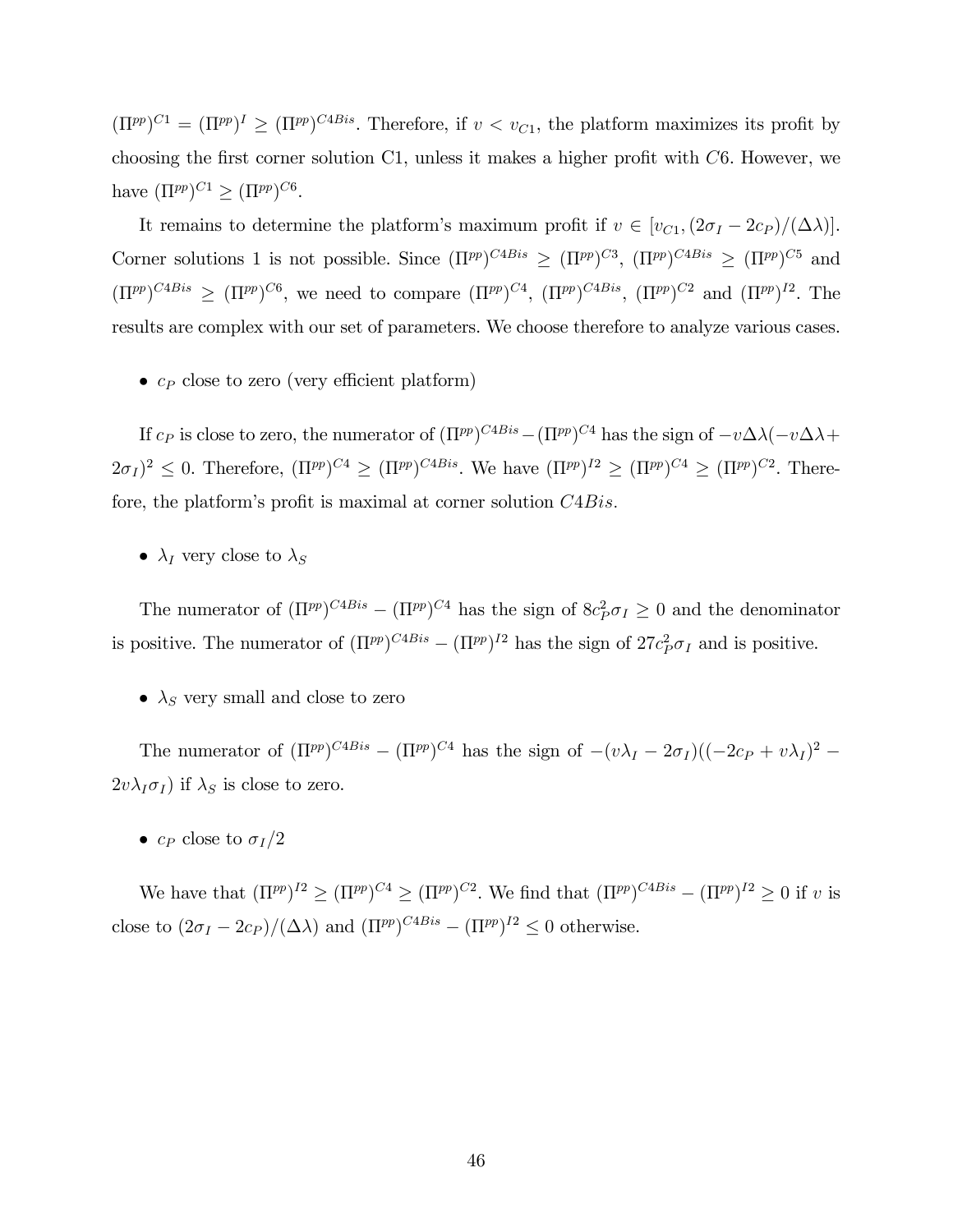$(\Pi^{pp})^{C1} = (\Pi^{pp})^{I} \geq (\Pi^{pp})^{C4Bis}$. Therefore, if $v < v_{C1}$, the platform maximizes its profit by choosing the first corner solution C1, unless it makes a higher profit with $C6$. However, we have $(\Pi^{pp})^{C1} \geq (\Pi^{pp})^{C6}$.

It remains to determine the platform's maximum profit if $v \in [v_{C1}, (2\sigma_I - 2c_P)/(\Delta\lambda)]$. Corner solutions 1 is not possible. Since $(\Pi^{pp})^{C4Bis} \geq (\Pi^{pp})^{C3}$, $(\Pi^{pp})^{C4Bis} \geq (\Pi^{pp})^{C5}$ and $(\Pi^{pp})^{C4Bis} \geq (\Pi^{pp})^{C6}$, we need to compare $(\Pi^{pp})^{C4}$, $(\Pi^{pp})^{C4Bis}$, $(\Pi^{pp})^{C2}$ and $(\Pi^{pp})^{I2}$. The results are complex with our set of parameters. We choose therefore to analyze various cases.

- $c_P$ close to zero (very efficient platform)

If $c_P$ is close to zero, the numerator of $(\Pi^{pp})^{C4Bis} - (\Pi^{pp})^{C4}$ has the sign of $-v\Delta\lambda(-v\Delta\lambda + 2\sigma_I)^2 \leq 0$. Therefore, $(\Pi^{pp})^{C4} \geq (\Pi^{pp})^{C4Bis}$. We have $(\Pi^{pp})^{I2} \geq (\Pi^{pp})^{C4} \geq (\Pi^{pp})^{C2}$. Therefore, the platform's profit is maximal at corner solution $C4Bis$.

- $\lambda_I$ very close to $\lambda_S$

The numerator of $(\Pi^{pp})^{C4Bis} - (\Pi^{pp})^{C4}$ has the sign of $8c_P^2\sigma_I \geq 0$ and the denominator is positive. The numerator of $(\Pi^{pp})^{C4Bis} - (\Pi^{pp})^{I2}$ has the sign of $27c_P^2\sigma_I$ and is positive.

- $\lambda_S$ very small and close to zero

The numerator of $(\Pi^{pp})^{C4Bis} - (\Pi^{pp})^{C4}$ has the sign of $-(v\lambda_I - 2\sigma_I)((-2c_P + v\lambda_I)^2 - 2v\lambda_I\sigma_I)$ if $\lambda_S$ is close to zero.

- $c_P$ close to $\sigma_I/2$

We have that $(\Pi^{pp})^{I2} \geq (\Pi^{pp})^{C4} \geq (\Pi^{pp})^{C2}$. We find that $(\Pi^{pp})^{C4Bis} - (\Pi^{pp})^{I2} \geq 0$ if $v$ is close to $(2\sigma_I - 2c_P)/(\Delta\lambda)$ and $(\Pi^{pp})^{C4Bis} - (\Pi^{pp})^{I2} \leq 0$ otherwise.